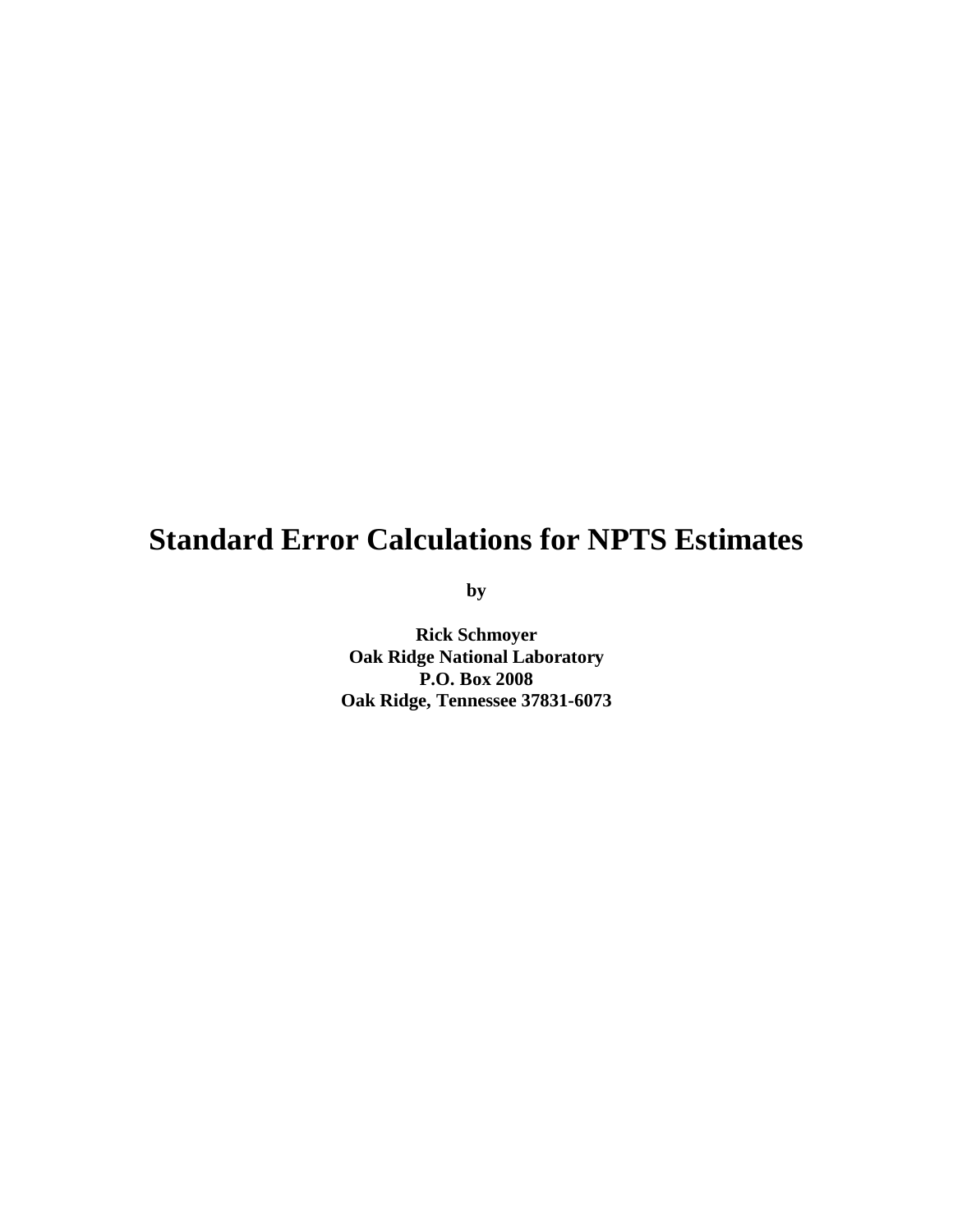# Standard Error Calculations for NPTS Estimates

**by**

**Rick Schmoyer**
**Oak Ridge National Laboratory**
**P.O. Box 2008**
**Oak Ridge, Tennessee 37831-6073**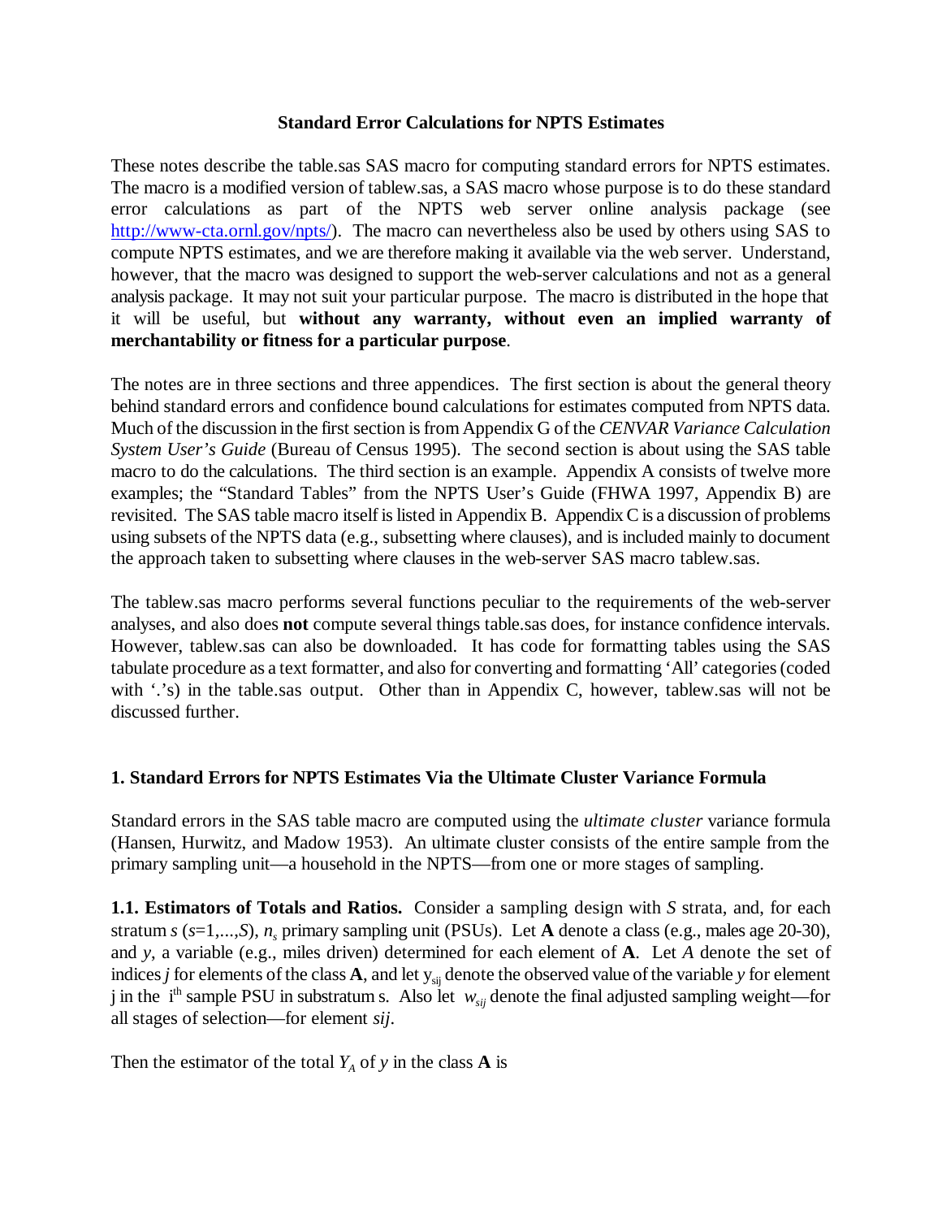**Standard Error Calculations for NPTS Estimates**

These notes describe the table.sas SAS macro for computing standard errors for NPTS estimates. The macro is a modified version of tablew.sas, a SAS macro whose purpose is to do these standard error calculations as part of the NPTS web server online analysis package (see http://www-cta.ornl.gov/npts/). The macro can nevertheless also be used by others using SAS to compute NPTS estimates, and we are therefore making it available via the web server. Understand, however, that the macro was designed to support the web-server calculations and not as a general analysis package. It may not suit your particular purpose. The macro is distributed in the hope that it will be useful, but **without any warranty, without even an implied warranty of merchantability or fitness for a particular purpose**.

The notes are in three sections and three appendices. The first section is about the general theory behind standard errors and confidence bound calculations for estimates computed from NPTS data. Much of the discussion in the first section is from Appendix G of the *CENVAR Variance Calculation System User's Guide* (Bureau of Census 1995). The second section is about using the SAS table macro to do the calculations. The third section is an example. Appendix A consists of twelve more examples; the "Standard Tables" from the NPTS User's Guide (FHWA 1997, Appendix B) are revisited. The SAS table macro itself is listed in Appendix B. Appendix C is a discussion of problems using subsets of the NPTS data (e.g., subsetting where clauses), and is included mainly to document the approach taken to subsetting where clauses in the web-server SAS macro tablew.sas.

The tablew.sas macro performs several functions peculiar to the requirements of the web-server analyses, and also does **not** compute several things table.sas does, for instance confidence intervals. However, tablew.sas can also be downloaded. It has code for formatting tables using the SAS tabulate procedure as a text formatter, and also for converting and formatting 'All' categories (coded with '.'s) in the table.sas output. Other than in Appendix C, however, tablew.sas will not be discussed further.

## 1. Standard Errors for NPTS Estimates Via the Ultimate Cluster Variance Formula

Standard errors in the SAS table macro are computed using the *ultimate cluster* variance formula (Hansen, Hurwitz, and Madow 1953). An ultimate cluster consists of the entire sample from the primary sampling unit—a household in the NPTS—from one or more stages of sampling.

**1.1. Estimators of Totals and Ratios.** Consider a sampling design with $S$ strata, and, for each stratum $s$ ($s$=1,...,$S$), $n_s$ primary sampling unit (PSUs). Let **A** denote a class (e.g., males age 20-30), and $y$, a variable (e.g., miles driven) determined for each element of **A**. Let $A$ denote the set of indices $j$ for elements of the class **A**, and let $y_{sij}$ denote the observed value of the variable $y$ for element j in the i[th] sample PSU in substratum s. Also let $w_{sij}$ denote the final adjusted sampling weight—for all stages of selection—for element $sij$.

Then the estimator of the total $Y_A$ of $y$ in the class **A** is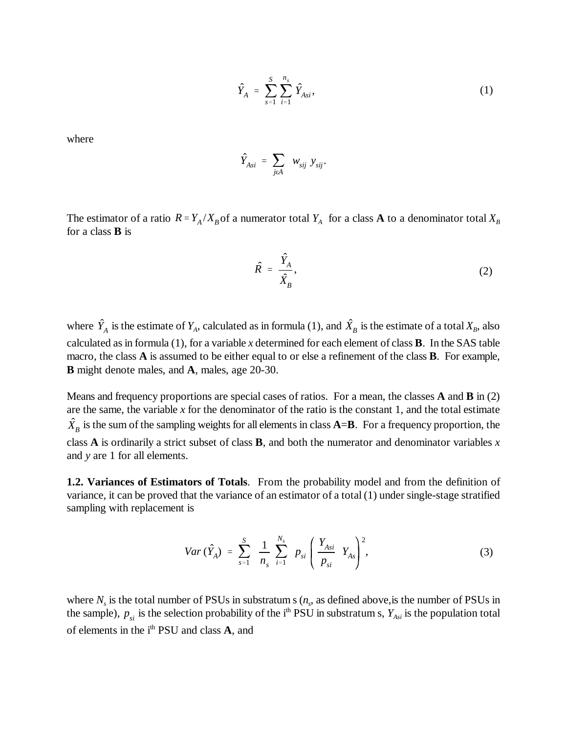$$\hat{Y}_A = \sum_{s=1}^{S} \sum_{i=1}^{n_s} \hat{Y}_{Asi}, \tag{1}$$

where

$$\hat{Y}_{Asi} = \sum_{j \varepsilon A} w_{sij} \, y_{sij}.$$

The estimator of a ratio $R = Y_A / X_B$ of a numerator total $Y_A$ for a class **A** to a denominator total $X_B$ for a class **B** is

$$\hat{R} = \frac{\hat{Y}_A}{\hat{X}_B}, \tag{2}$$

where $\hat{Y}_A$ is the estimate of $Y_A$, calculated as in formula (1), and $\hat{X}_B$ is the estimate of a total $X_B$, also calculated as in formula (1), for a variable $x$ determined for each element of class **B**. In the SAS table macro, the class **A** is assumed to be either equal to or else a refinement of the class **B**. For example, **B** might denote males, and **A**, males, age 20-30.

Means and frequency proportions are special cases of ratios. For a mean, the classes **A** and **B** in (2) are the same, the variable $x$ for the denominator of the ratio is the constant 1, and the total estimate $\hat{X}_B$ is the sum of the sampling weights for all elements in class **A**=**B**. For a frequency proportion, the class **A** is ordinarily a strict subset of class **B**, and both the numerator and denominator variables $x$ and $y$ are 1 for all elements.

**1.2. Variances of Estimators of Totals**. From the probability model and from the definition of variance, it can be proved that the variance of an estimator of a total (1) under single-stage stratified sampling with replacement is

$$Var(\hat{Y}_A) = \sum_{s=1}^{S} \frac{1}{n_s} \sum_{i=1}^{N_s} p_{si} \left( \frac{Y_{Asi}}{p_{si}} \quad Y_{As} \right)^2, \tag{3}$$

where $N_s$ is the total number of PSUs in substratum s ($n_s$, as defined above,is the number of PSUs in the sample), $p_{si}$ is the selection probability of the i[th] PSU in substratum s, $Y_{Asi}$ is the population total of elements in the i[th] PSU and class **A**, and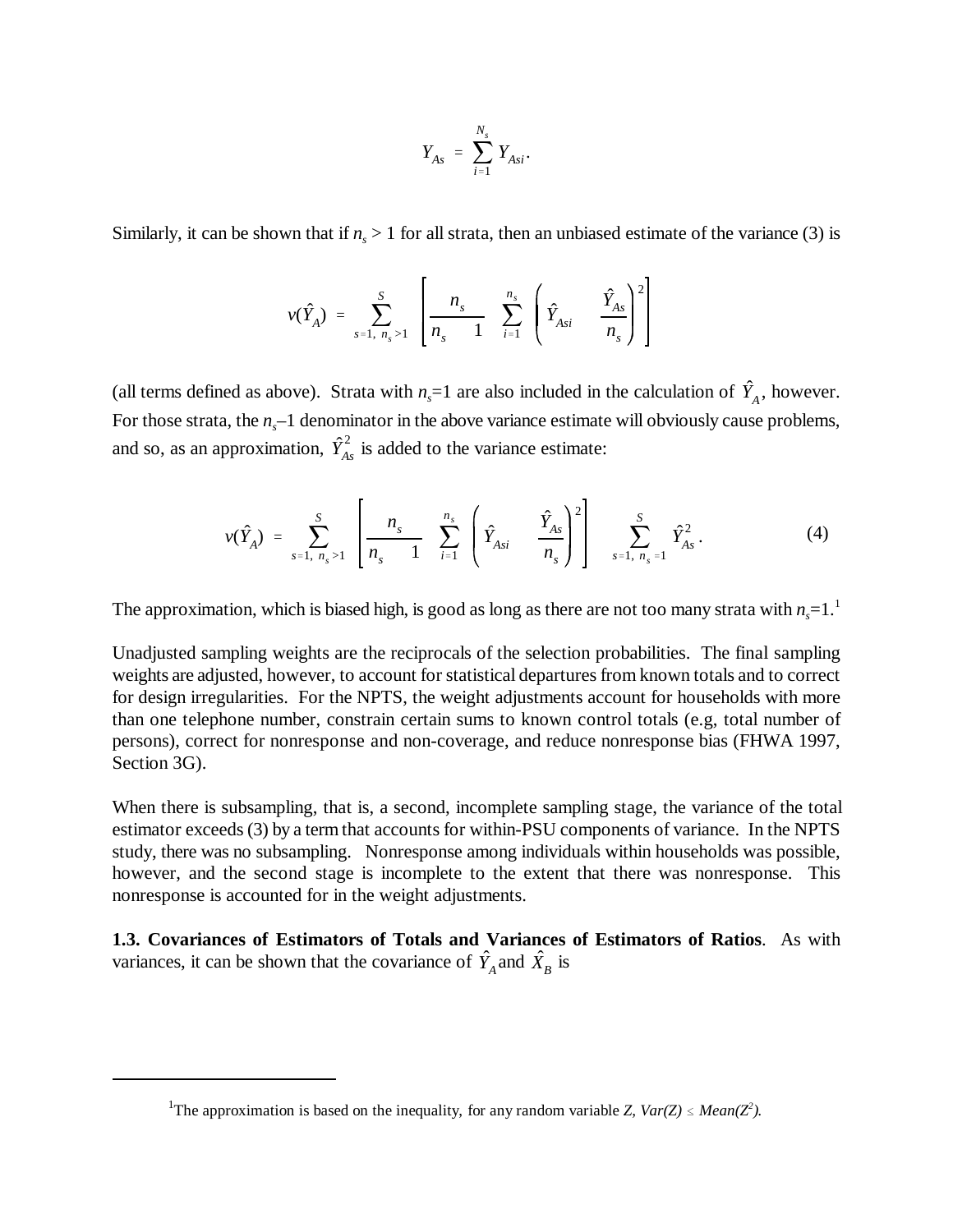$$Y_{As} = \sum_{i=1}^{N_s} Y_{Asi}.$$

Similarly, it can be shown that if $n_s > 1$ for all strata, then an unbiased estimate of the variance (3) is

$$v(\hat{Y}_A) = \sum_{s=1,\ n_s>1}^{S} \left[ \frac{n_s}{n_s - 1} \sum_{i=1}^{n_s} \left( \hat{Y}_{Asi} - \frac{\hat{Y}_{As}}{n_s} \right)^2 \right]$$

(all terms defined as above). Strata with $n_s$=1 are also included in the calculation of $\hat{Y}_A$, however. For those strata, the $n_s$–1 denominator in the above variance estimate will obviously cause problems, and so, as an approximation, $\hat{Y}_{As}^2$ is added to the variance estimate:

$$v(\hat{Y}_A) = \sum_{s=1,\ n_s>1}^{S} \left[ \frac{n_s}{n_s - 1} \sum_{i=1}^{n_s} \left( \hat{Y}_{Asi} - \frac{\hat{Y}_{As}}{n_s} \right)^2 \right] + \sum_{s=1,\ n_s=1}^{S} \hat{Y}_{As}^2 . \qquad (4)$$

The approximation, which is biased high, is good as long as there are not too many strata with $n_s$=1.[1]

Unadjusted sampling weights are the reciprocals of the selection probabilities. The final sampling weights are adjusted, however, to account for statistical departures from known totals and to correct for design irregularities. For the NPTS, the weight adjustments account for households with more than one telephone number, constrain certain sums to known control totals (e.g, total number of persons), correct for nonresponse and non-coverage, and reduce nonresponse bias (FHWA 1997, Section 3G).

When there is subsampling, that is, a second, incomplete sampling stage, the variance of the total estimator exceeds (3) by a term that accounts for within-PSU components of variance. In the NPTS study, there was no subsampling. Nonresponse among individuals within households was possible, however, and the second stage is incomplete to the extent that there was nonresponse. This nonresponse is accounted for in the weight adjustments.

**1.3. Covariances of Estimators of Totals and Variances of Estimators of Ratios**. As with variances, it can be shown that the covariance of $\hat{Y}_A$ and $\hat{X}_B$ is

---

[1]The approximation is based on the inequality, for any random variable $Z$, $Var(Z) \leq Mean(Z^2)$.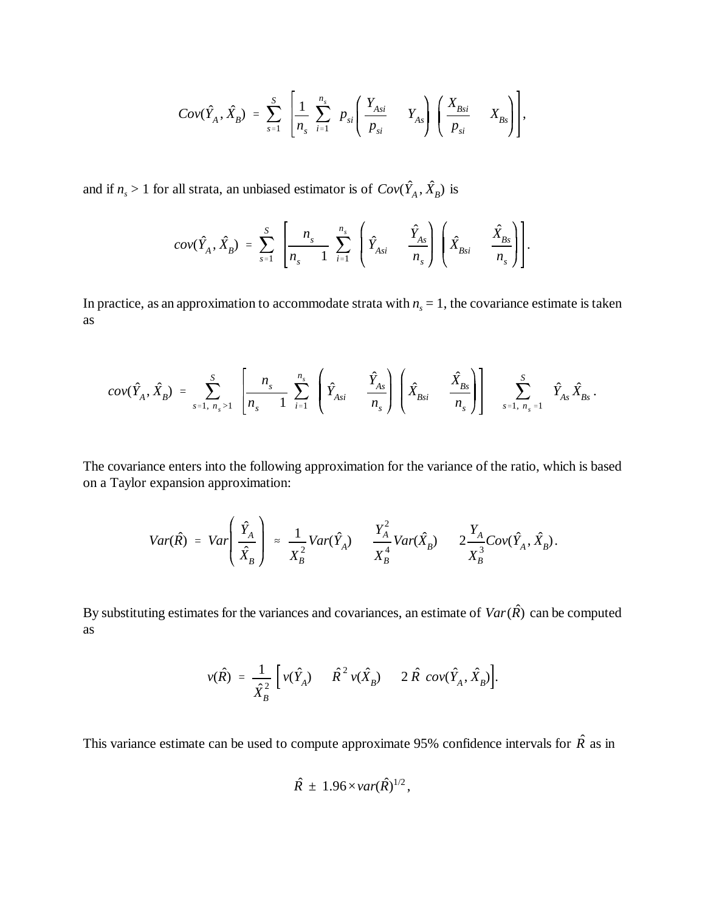$$Cov(\hat{Y}_A, \hat{X}_B) = \sum_{s=1}^{S} \left[ \frac{1}{n_s} \sum_{i=1}^{n_s} p_{si} \left( \frac{Y_{Asi}}{p_{si}} - Y_{As} \right) \left( \frac{X_{Bsi}}{p_{si}} - X_{Bs} \right) \right],$$

and if $n_s > 1$ for all strata, an unbiased estimator is of $Cov(\hat{Y}_A, \hat{X}_B)$ is

$$cov(\hat{Y}_A, \hat{X}_B) = \sum_{s=1}^{S} \left[ \frac{n_s}{n_s - 1} \sum_{i=1}^{n_s} \left( \hat{Y}_{Asi} - \frac{\hat{Y}_{As}}{n_s} \right) \left( \hat{X}_{Bsi} - \frac{\hat{X}_{Bs}}{n_s} \right) \right].$$

In practice, as an approximation to accommodate strata with $n_s = 1$, the covariance estimate is taken as

$$cov(\hat{Y}_A, \hat{X}_B) = \sum_{s=1,\ n_s > 1}^{S} \left[ \frac{n_s}{n_s - 1} \sum_{i=1}^{n_s} \left( \hat{Y}_{Asi} - \frac{\hat{Y}_{As}}{n_s} \right) \left( \hat{X}_{Bsi} - \frac{\hat{X}_{Bs}}{n_s} \right) \right] + \sum_{s=1,\ n_s = 1}^{S} \hat{Y}_{As} \hat{X}_{Bs}.$$

The covariance enters into the following approximation for the variance of the ratio, which is based on a Taylor expansion approximation:

$$Var(\hat{R}) = Var\left( \frac{\hat{Y}_A}{\hat{X}_B} \right) \approx \frac{1}{X_B^2} Var(\hat{Y}_A) + \frac{Y_A^2}{X_B^4} Var(\hat{X}_B) - 2 \frac{Y_A}{X_B^3} Cov(\hat{Y}_A, \hat{X}_B).$$

By substituting estimates for the variances and covariances, an estimate of $Var(\hat{R})$ can be computed as

$$v(\hat{R}) = \frac{1}{\hat{X}_B^2} \left[ v(\hat{Y}_A) + \hat{R}^2 v(\hat{X}_B) - 2 \hat{R}\ cov(\hat{Y}_A, \hat{X}_B) \right].$$

This variance estimate can be used to compute approximate 95% confidence intervals for $\hat{R}$ as in

$$\hat{R} \pm 1.96 \times var(\hat{R})^{1/2},$$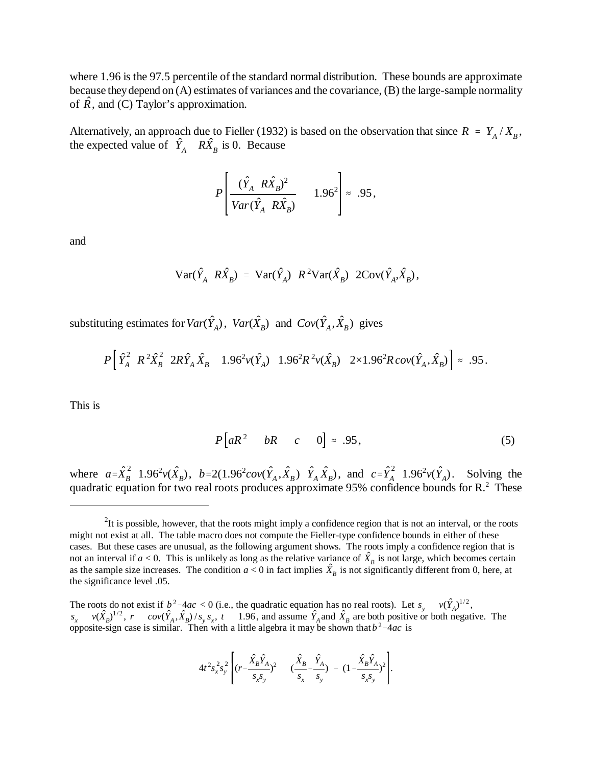where 1.96 is the 97.5 percentile of the standard normal distribution. These bounds are approximate because they depend on (A) estimates of variances and the covariance, (B) the large-sample normality of $\hat{R}$, and (C) Taylor's approximation.

Alternatively, an approach due to Fieller (1932) is based on the observation that since $R = Y_A / X_B$, the expected value of $\hat{Y}_A - R\hat{X}_B$ is 0. Because

$$P\left[\frac{(\hat{Y}_A - R\hat{X}_B)^2}{Var(\hat{Y}_A - R\hat{X}_B)} \leq 1.96^2\right] \approx .95,$$

and

$$\text{Var}(\hat{Y}_A - R\hat{X}_B) = \text{Var}(\hat{Y}_A) + R^2\text{Var}(\hat{X}_B) - 2\text{Cov}(\hat{Y}_A, \hat{X}_B),$$

substituting estimates for $Var(\hat{Y}_A)$, $Var(\hat{X}_B)$ and $Cov(\hat{Y}_A, \hat{X}_B)$ gives

$$P\left[\hat{Y}_A^2 + R^2\hat{X}_B^2 - 2R\hat{Y}_A\hat{X}_B \leq 1.96^2 v(\hat{Y}_A) + 1.96^2 R^2 v(\hat{X}_B) - 2\times 1.96^2 R\, cov(\hat{Y}_A, \hat{X}_B)\right] \approx .95.$$

This is

$$P\left[aR^2 + bR + c \leq 0\right] \approx .95, \tag{5}$$

where $a = \hat{X}_B^2 - 1.96^2 v(\hat{X}_B)$, $b = 2(1.96^2 cov(\hat{Y}_A, \hat{X}_B) - \hat{Y}_A\hat{X}_B)$, and $c = \hat{Y}_A^2 - 1.96^2 v(\hat{Y}_A)$. Solving the quadratic equation for two real roots produces approximate 95% confidence bounds for R.[2] These

---

[2] It is possible, however, that the roots might imply a confidence region that is not an interval, or the roots might not exist at all. The table macro does not compute the Fieller-type confidence bounds in either of these cases. But these cases are unusual, as the following argument shows. The roots imply a confidence region that is not an interval if $a < 0$. This is unlikely as long as the relative variance of $\hat{X}_B$ is not large, which becomes certain as the sample size increases. The condition $a < 0$ in fact implies $\hat{X}_B$ is not significantly different from 0, here, at the significance level .05.

The roots do not exist if $b^2 - 4ac < 0$ (i.e., the quadratic equation has no real roots). Let $s_y = v(\hat{Y}_A)^{1/2}$, $s_x = v(\hat{X}_B)^{1/2}$, $r = cov(\hat{Y}_A, \hat{X}_B)/s_y s_x$, $t = 1.96$, and assume $\hat{Y}_A$ and $\hat{X}_B$ are both positive or both negative. The opposite-sign case is similar. Then with a little algebra it may be shown that $b^2 - 4ac$ is

$$4t^2 s_x^2 s_y^2\left[(r - \frac{\hat{X}_B\hat{Y}_A}{s_x s_y})^2 + (\frac{\hat{X}_B}{s_x} - \frac{\hat{Y}_A}{s_y}) - (1 - \frac{\hat{X}_B\hat{Y}_A}{s_x s_y})^2\right].$$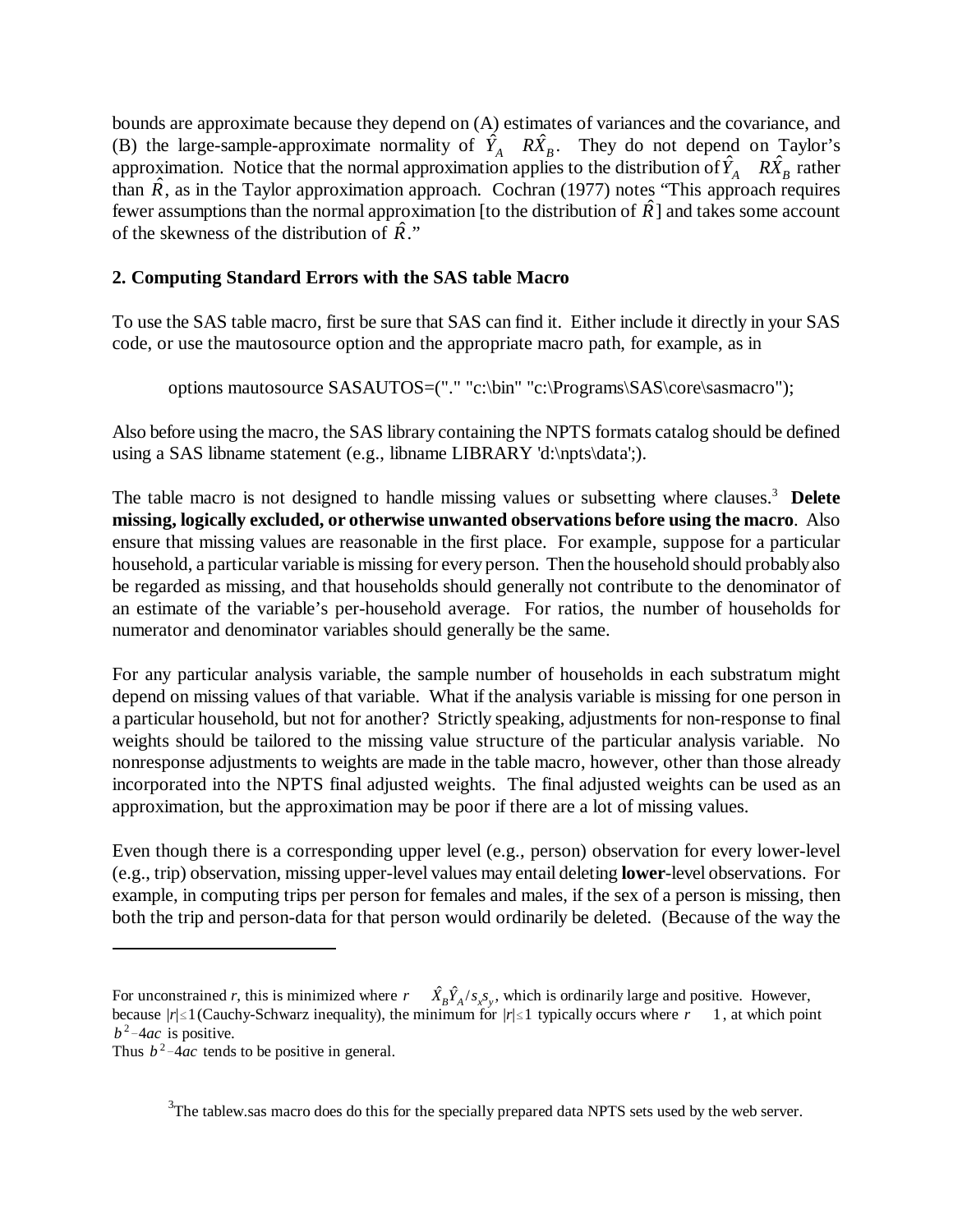bounds are approximate because they depend on (A) estimates of variances and the covariance, and (B) the large-sample-approximate normality of $\hat{Y}_A \quad R\hat{X}_B$. They do not depend on Taylor's approximation. Notice that the normal approximation applies to the distribution of $\hat{Y}_A \quad R\hat{X}_B$ rather than $\hat{R}$, as in the Taylor approximation approach. Cochran (1977) notes "This approach requires fewer assumptions than the normal approximation [to the distribution of $\hat{R}$] and takes some account of the skewness of the distribution of $\hat{R}$."

## 2. Computing Standard Errors with the SAS table Macro

To use the SAS table macro, first be sure that SAS can find it. Either include it directly in your SAS code, or use the mautosource option and the appropriate macro path, for example, as in

```
options mautosource SASAUTOS=("." "c:\bin" "c:\Programs\SAS\core\sasmacro");
```

Also before using the macro, the SAS library containing the NPTS formats catalog should be defined using a SAS libname statement (e.g., libname LIBRARY 'd:\npts\data';).

The table macro is not designed to handle missing values or subsetting where clauses.[3] **Delete missing, logically excluded, or otherwise unwanted observations before using the macro**. Also ensure that missing values are reasonable in the first place. For example, suppose for a particular household, a particular variable is missing for every person. Then the household should probably also be regarded as missing, and that households should generally not contribute to the denominator of an estimate of the variable's per-household average. For ratios, the number of households for numerator and denominator variables should generally be the same.

For any particular analysis variable, the sample number of households in each substratum might depend on missing values of that variable. What if the analysis variable is missing for one person in a particular household, but not for another? Strictly speaking, adjustments for non-response to final weights should be tailored to the missing value structure of the particular analysis variable. No nonresponse adjustments to weights are made in the table macro, however, other than those already incorporated into the NPTS final adjusted weights. The final adjusted weights can be used as an approximation, but the approximation may be poor if there are a lot of missing values.

Even though there is a corresponding upper level (e.g., person) observation for every lower-level (e.g., trip) observation, missing upper-level values may entail deleting **lower**-level observations. For example, in computing trips per person for females and males, if the sex of a person is missing, then both the trip and person-data for that person would ordinarily be deleted. (Because of the way the

---

For unconstrained $r$, this is minimized where $r \quad \hat{X}_B \hat{Y}_A / s_x s_y$, which is ordinarily large and positive. However, because $|r| \leq 1$ (Cauchy-Schwarz inequality), the minimum for $|r| \leq 1$ typically occurs where $r \quad 1$, at which point $b^2 - 4ac$ is positive.

Thus $b^2 - 4ac$ tends to be positive in general.

[3] The tablew.sas macro does do this for the specially prepared data NPTS sets used by the web server.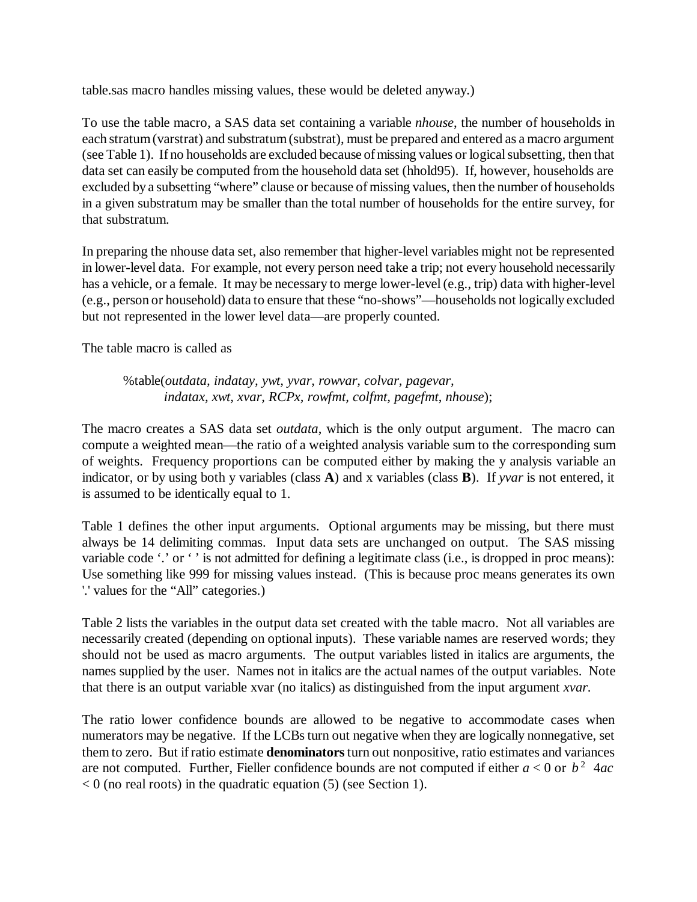table.sas macro handles missing values, these would be deleted anyway.)

To use the table macro, a SAS data set containing a variable *nhouse*, the number of households in each stratum (varstrat) and substratum (substrat), must be prepared and entered as a macro argument (see Table 1). If no households are excluded because of missing values or logical subsetting, then that data set can easily be computed from the household data set (hhold95). If, however, households are excluded by a subsetting "where" clause or because of missing values, then the number of households in a given substratum may be smaller than the total number of households for the entire survey, for that substratum.

In preparing the nhouse data set, also remember that higher-level variables might not be represented in lower-level data. For example, not every person need take a trip; not every household necessarily has a vehicle, or a female. It may be necessary to merge lower-level (e.g., trip) data with higher-level (e.g., person or household) data to ensure that these "no-shows"—households not logically excluded but not represented in the lower level data—are properly counted.

The table macro is called as

%table(*outdata, indatay, ywt, yvar, rowvar, colvar, pagevar,*
*indatax, xwt, xvar, RCPx, rowfmt, colfmt, pagefmt, nhouse*);

The macro creates a SAS data set *outdata*, which is the only output argument. The macro can compute a weighted mean—the ratio of a weighted analysis variable sum to the corresponding sum of weights. Frequency proportions can be computed either by making the y analysis variable an indicator, or by using both y variables (class **A**) and x variables (class **B**). If *yvar* is not entered, it is assumed to be identically equal to 1.

Table 1 defines the other input arguments. Optional arguments may be missing, but there must always be 14 delimiting commas. Input data sets are unchanged on output. The SAS missing variable code '.' or ' ' is not admitted for defining a legitimate class (i.e., is dropped in proc means): Use something like 999 for missing values instead. (This is because proc means generates its own '.' values for the "All" categories.)

Table 2 lists the variables in the output data set created with the table macro. Not all variables are necessarily created (depending on optional inputs). These variable names are reserved words; they should not be used as macro arguments. The output variables listed in italics are arguments, the names supplied by the user. Names not in italics are the actual names of the output variables. Note that there is an output variable xvar (no italics) as distinguished from the input argument *xvar*.

The ratio lower confidence bounds are allowed to be negative to accommodate cases when numerators may be negative. If the LCBs turn out negative when they are logically nonnegative, set them to zero. But if ratio estimate **denominators** turn out nonpositive, ratio estimates and variances are not computed. Further, Fieller confidence bounds are not computed if either $a < 0$ or $b^2 - 4ac < 0$ (no real roots) in the quadratic equation (5) (see Section 1).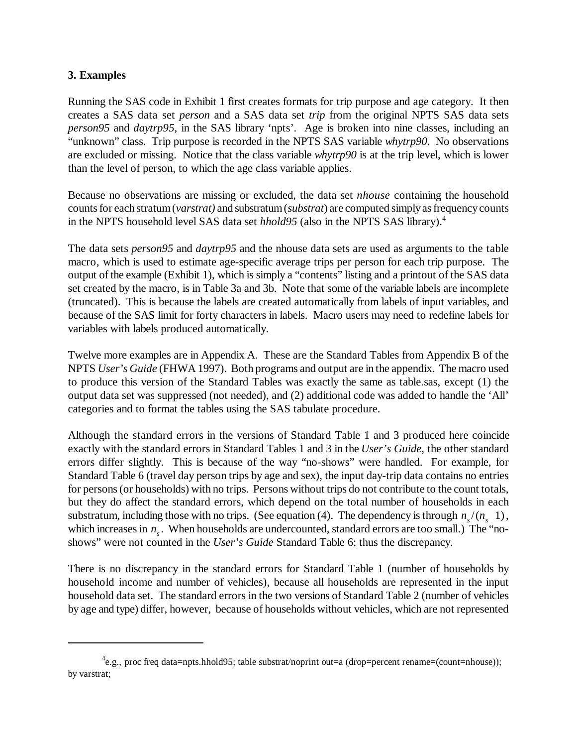### 3. Examples

Running the SAS code in Exhibit 1 first creates formats for trip purpose and age category. It then creates a SAS data set *person* and a SAS data set *trip* from the original NPTS SAS data sets *person95* and *daytrp95*, in the SAS library 'npts'. Age is broken into nine classes, including an "unknown" class. Trip purpose is recorded in the NPTS SAS variable *whytrp90*. No observations are excluded or missing. Notice that the class variable *whytrp90* is at the trip level, which is lower than the level of person, to which the age class variable applies.

Because no observations are missing or excluded, the data set *nhouse* containing the household counts for each stratum (*varstrat)* and substratum (*substrat*) are computed simply as frequency counts in the NPTS household level SAS data set *hhold95* (also in the NPTS SAS library).[4]

The data sets *person95* and *daytrp95* and the nhouse data sets are used as arguments to the table macro, which is used to estimate age-specific average trips per person for each trip purpose. The output of the example (Exhibit 1), which is simply a "contents" listing and a printout of the SAS data set created by the macro, is in Table 3a and 3b. Note that some of the variable labels are incomplete (truncated). This is because the labels are created automatically from labels of input variables, and because of the SAS limit for forty characters in labels. Macro users may need to redefine labels for variables with labels produced automatically.

Twelve more examples are in Appendix A. These are the Standard Tables from Appendix B of the NPTS *User's Guide* (FHWA 1997). Both programs and output are in the appendix. The macro used to produce this version of the Standard Tables was exactly the same as table.sas, except (1) the output data set was suppressed (not needed), and (2) additional code was added to handle the 'All' categories and to format the tables using the SAS tabulate procedure.

Although the standard errors in the versions of Standard Table 1 and 3 produced here coincide exactly with the standard errors in Standard Tables 1 and 3 in the *User's Guide*, the other standard errors differ slightly. This is because of the way "no-shows" were handled. For example, for Standard Table 6 (travel day person trips by age and sex), the input day-trip data contains no entries for persons (or households) with no trips. Persons without trips do not contribute to the count totals, but they do affect the standard errors, which depend on the total number of households in each substratum, including those with no trips. (See equation (4). The dependency is through $n_s/(n_s - 1)$, which increases in $n_s$. When households are undercounted, standard errors are too small.) The "no-shows" were not counted in the *User's Guide* Standard Table 6; thus the discrepancy.

There is no discrepancy in the standard errors for Standard Table 1 (number of households by household income and number of vehicles), because all households are represented in the input household data set. The standard errors in the two versions of Standard Table 2 (number of vehicles by age and type) differ, however, because of households without vehicles, which are not represented

---

[4] e.g., proc freq data=npts.hhold95; table substrat/noprint out=a (drop=percent rename=(count=nhouse)); by varstrat;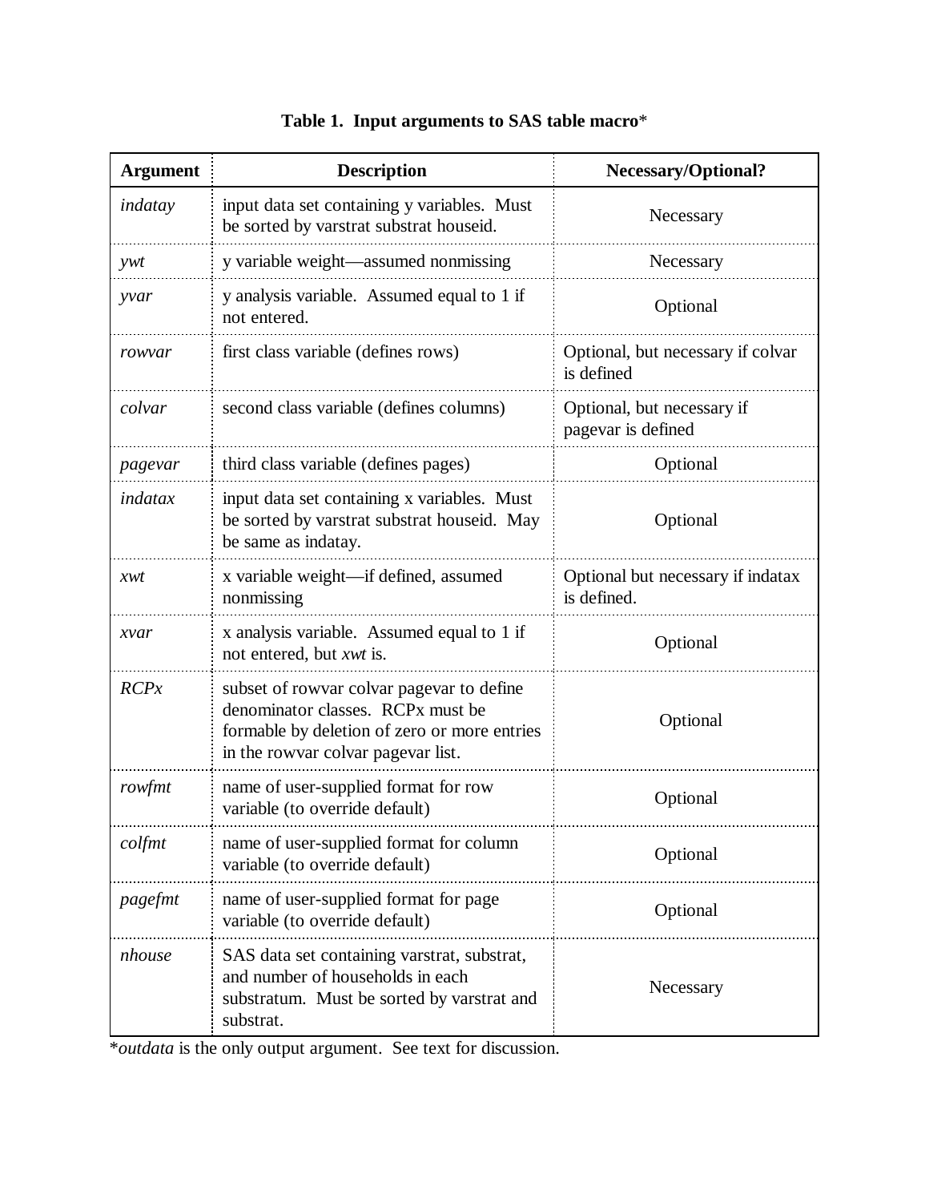**Table 1. Input arguments to SAS table macro***

| Argument | Description | Necessary/Optional? |
|---|---|---|
| *indatay* | input data set containing y variables. Must be sorted by varstrat substrat houseid. | Necessary |
| *ywt* | y variable weight—assumed nonmissing | Necessary |
| *yvar* | y analysis variable. Assumed equal to 1 if not entered. | Optional |
| *rowvar* | first class variable (defines rows) | Optional, but necessary if colvar is defined |
| *colvar* | second class variable (defines columns) | Optional, but necessary if pagevar is defined |
| *pagevar* | third class variable (defines pages) | Optional |
| *indatax* | input data set containing x variables. Must be sorted by varstrat substrat houseid. May be same as indatay. | Optional |
| *xwt* | x variable weight—if defined, assumed nonmissing | Optional but necessary if indatax is defined. |
| *xvar* | x analysis variable. Assumed equal to 1 if not entered, but *xwt* is. | Optional |
| *RCPx* | subset of rowvar colvar pagevar to define denominator classes. RCPx must be formable by deletion of zero or more entries in the rowvar colvar pagevar list. | Optional |
| *rowfmt* | name of user-supplied format for row variable (to override default) | Optional |
| *colfmt* | name of user-supplied format for column variable (to override default) | Optional |
| *pagefmt* | name of user-supplied format for page variable (to override default) | Optional |
| *nhouse* | SAS data set containing varstrat, substrat, and number of households in each substratum. Must be sorted by varstrat and substrat. | Necessary |

**outdata* is the only output argument. See text for discussion.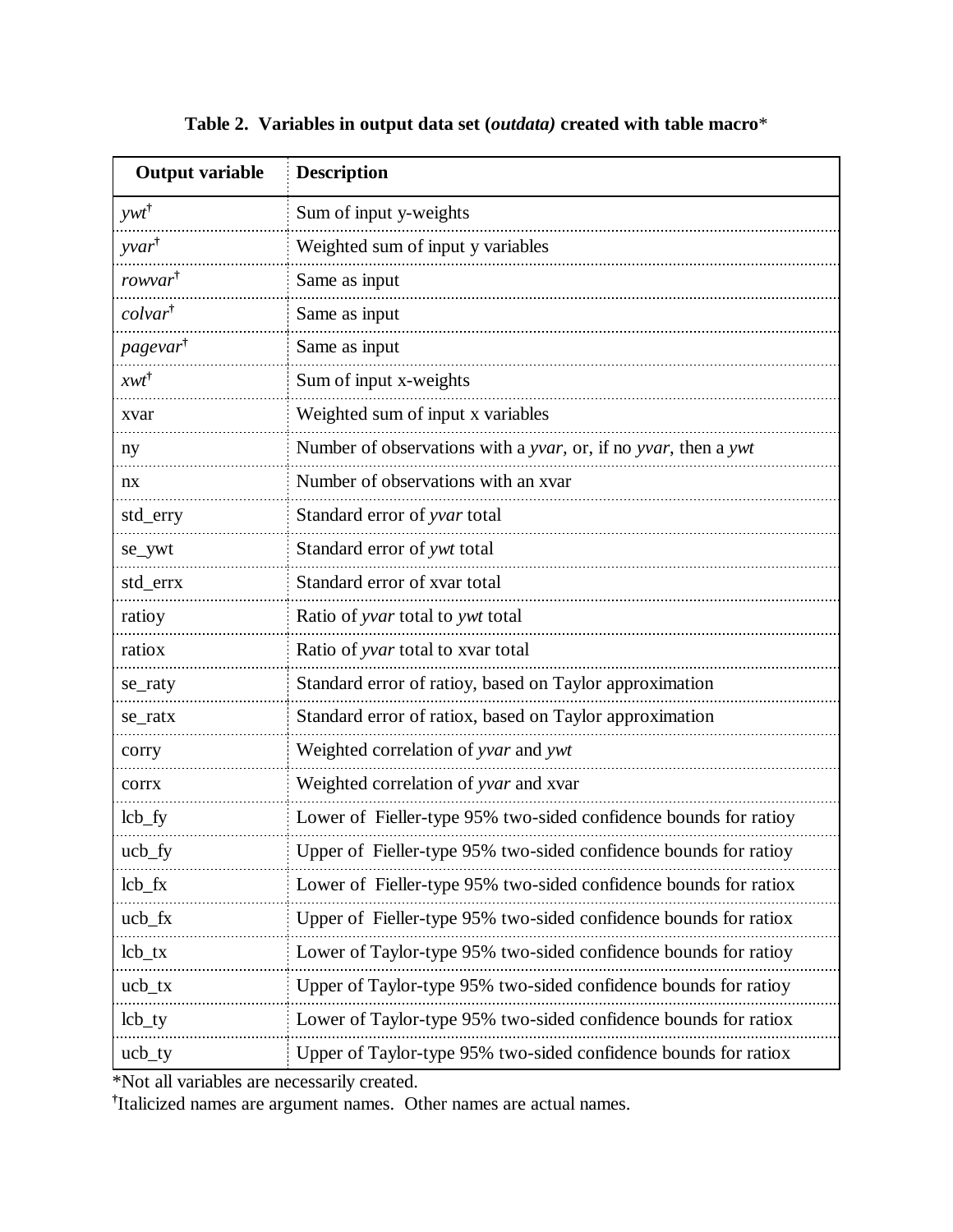**Table 2. Variables in output data set (*outdata)* created with table macro***

| Output variable | Description |
|---|---|
| *ywt*† | Sum of input y-weights |
| *yvar*† | Weighted sum of input y variables |
| *rowvar*† | Same as input |
| *colvar*† | Same as input |
| *pagevar*† | Same as input |
| *xwt*† | Sum of input x-weights |
| xvar | Weighted sum of input x variables |
| ny | Number of observations with a *yvar*, or, if no *yvar*, then a *ywt* |
| nx | Number of observations with an xvar |
| std_erry | Standard error of *yvar* total |
| se_ywt | Standard error of *ywt* total |
| std_errx | Standard error of xvar total |
| ratioy | Ratio of *yvar* total to *ywt* total |
| ratiox | Ratio of *yvar* total to xvar total |
| se_raty | Standard error of ratioy, based on Taylor approximation |
| se_ratx | Standard error of ratiox, based on Taylor approximation |
| corry | Weighted correlation of *yvar* and *ywt* |
| corrx | Weighted correlation of *yvar* and xvar |
| lcb_fy | Lower of Fieller-type 95% two-sided confidence bounds for ratioy |
| ucb_fy | Upper of Fieller-type 95% two-sided confidence bounds for ratioy |
| lcb_fx | Lower of Fieller-type 95% two-sided confidence bounds for ratiox |
| ucb_fx | Upper of Fieller-type 95% two-sided confidence bounds for ratiox |
| lcb_tx | Lower of Taylor-type 95% two-sided confidence bounds for ratioy |
| ucb_tx | Upper of Taylor-type 95% two-sided confidence bounds for ratioy |
| lcb_ty | Lower of Taylor-type 95% two-sided confidence bounds for ratiox |
| ucb_ty | Upper of Taylor-type 95% two-sided confidence bounds for ratiox |

*Not all variables are necessarily created.

†Italicized names are argument names. Other names are actual names.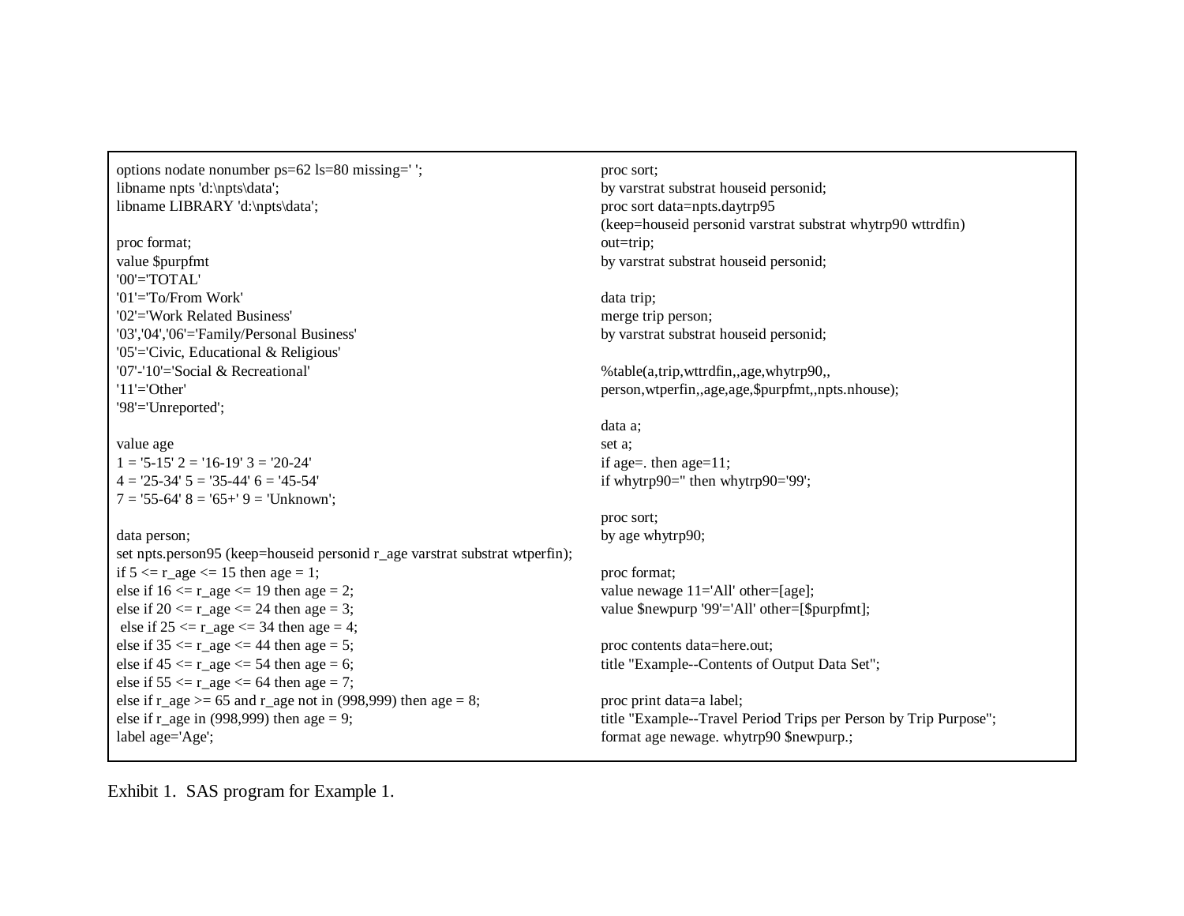```
options nodate nonumber ps=62 ls=80 missing=' ';
libname npts 'd:\npts\data';
libname LIBRARY 'd:\npts\data';

proc format;
value $purpfmt
'00'='TOTAL'
'01'='To/From Work'
'02'='Work Related Business'
'03','04','06'='Family/Personal Business'
'05'='Civic, Educational & Religious'
'07'-'10'='Social & Recreational'
'11'='Other'
'98'='Unreported';

value age
1 = '5-15' 2 = '16-19' 3 = '20-24'
4 = '25-34' 5 = '35-44' 6 = '45-54'
7 = '55-64' 8 = '65+' 9 = 'Unknown';

data person;
set npts.person95 (keep=houseid personid r_age varstrat substrat wtperfin);
if 5 <= r_age <= 15 then age = 1;
else if 16 <= r_age <= 19 then age = 2;
else if 20 <= r_age <= 24 then age = 3;
 else if 25 <= r_age <= 34 then age = 4;
else if 35 <= r_age <= 44 then age = 5;
else if 45 <= r_age <= 54 then age = 6;
else if 55 <= r_age <= 64 then age = 7;
else if r_age >= 65 and r_age not in (998,999) then age = 8;
else if r_age in (998,999) then age = 9;
label age='Age';

proc sort;
by varstrat substrat houseid personid;
proc sort data=npts.daytrp95
(keep=houseid personid varstrat substrat whytrp90 wttrdfin)
out=trip;
by varstrat substrat houseid personid;

data trip;
merge trip person;
by varstrat substrat houseid personid;

%table(a,trip,wttrdfin,,age,whytrp90,,
person,wtperfin,,age,age,$purpfmt,,npts.nhouse);

data a;
set a;
if age=. then age=11;
if whytrp90='' then whytrp90='99';

proc sort;
by age whytrp90;

proc format;
value newage 11='All' other=[age];
value $newpurp '99'='All' other=[$purpfmt];

proc contents data=here.out;
title "Example--Contents of Output Data Set";

proc print data=a label;
title "Example--Travel Period Trips per Person by Trip Purpose";
format age newage. whytrp90 $newpurp.;
```

Exhibit 1. SAS program for Example 1.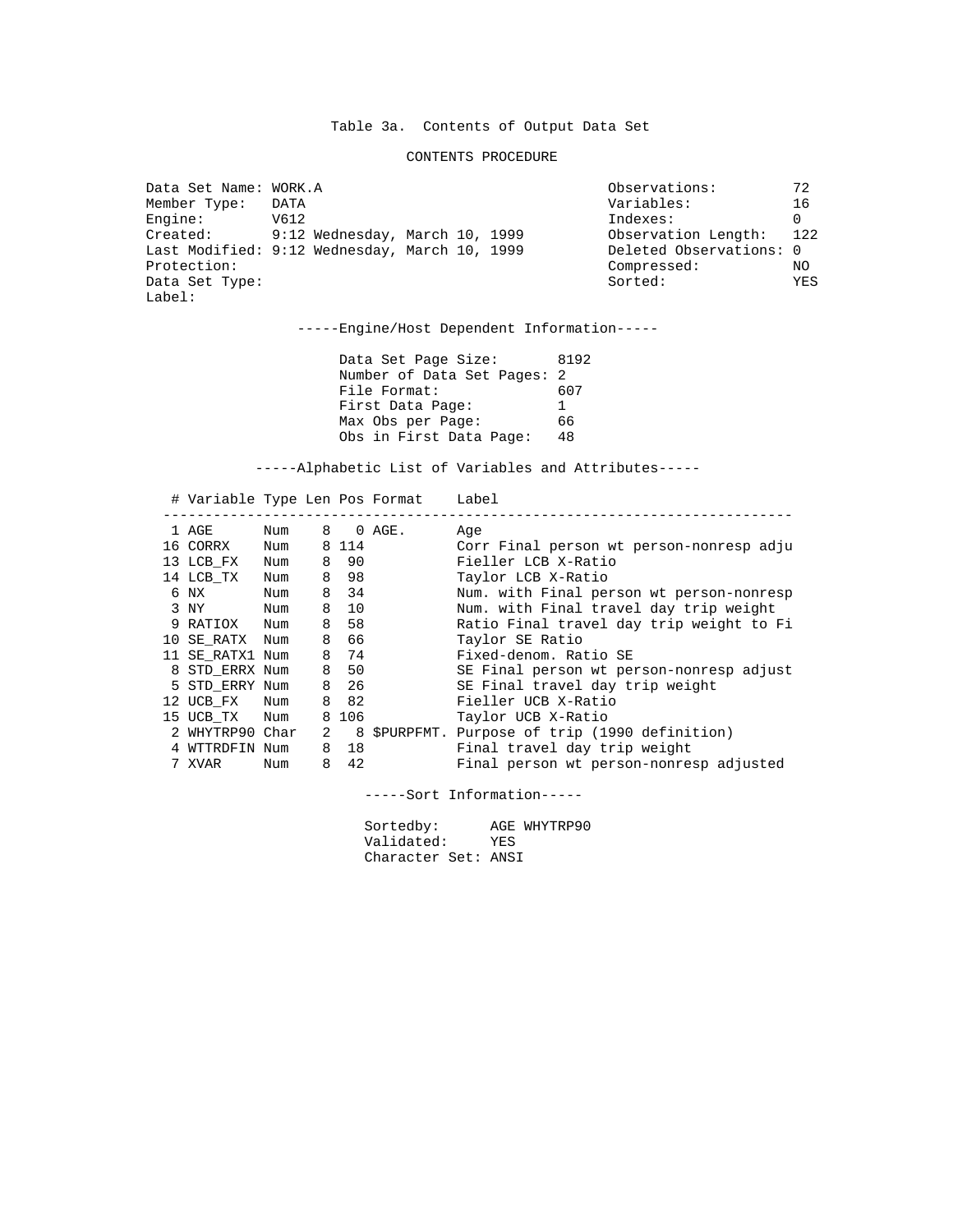Table 3a. Contents of Output Data Set

CONTENTS PROCEDURE

```
Data Set Name: WORK.A                                   Observations:         72
Member Type:   DATA                                     Variables:            16
Engine:        V612                                     Indexes:              0
Created:       9:12 Wednesday, March 10, 1999           Observation Length:   122
Last Modified: 9:12 Wednesday, March 10, 1999           Deleted Observations: 0
Protection:                                             Compressed:           NO
Data Set Type:                                          Sorted:               YES
Label:
```

-----Engine/Host Dependent Information-----

```
Data Set Page Size:       8192
Number of Data Set Pages: 2
File Format:              607
First Data Page:          1
Max Obs per Page:         66
Obs in First Data Page:   48
```

-----Alphabetic List of Variables and Attributes-----

| # | Variable | Type | Len | Pos | Format | Label |
|---|---|---|---|---|---|---|
| 1 | AGE | Num | 8 | 0 | AGE. | Age |
| 16 | CORRX | Num | 8 | 114 | | Corr Final person wt person-nonresp adju |
| 13 | LCB_FX | Num | 8 | 90 | | Fieller LCB X-Ratio |
| 14 | LCB_TX | Num | 8 | 98 | | Taylor LCB X-Ratio |
| 6 | NX | Num | 8 | 34 | | Num. with Final person wt person-nonresp |
| 3 | NY | Num | 8 | 10 | | Num. with Final travel day trip weight |
| 9 | RATIOX | Num | 8 | 58 | | Ratio Final travel day trip weight to Fi |
| 10 | SE_RATX | Num | 8 | 66 | | Taylor SE Ratio |
| 11 | SE_RATX1 | Num | 8 | 74 | | Fixed-denom. Ratio SE |
| 8 | STD_ERRX | Num | 8 | 50 | | SE Final person wt person-nonresp adjust |
| 5 | STD_ERRY | Num | 8 | 26 | | SE Final travel day trip weight |
| 12 | UCB_FX | Num | 8 | 82 | | Fieller UCB X-Ratio |
| 15 | UCB_TX | Num | 8 | 106 | | Taylor UCB X-Ratio |
| 2 | WHYTRP90 | Char | 2 | 8 | $PURPFMT. | Purpose of trip (1990 definition) |
| 4 | WTTRDFIN | Num | 8 | 18 | | Final travel day trip weight |
| 7 | XVAR | Num | 8 | 42 | | Final person wt person-nonresp adjusted |

-----Sort Information-----

```
Sortedby:      AGE WHYTRP90
Validated:     YES
Character Set: ANSI
```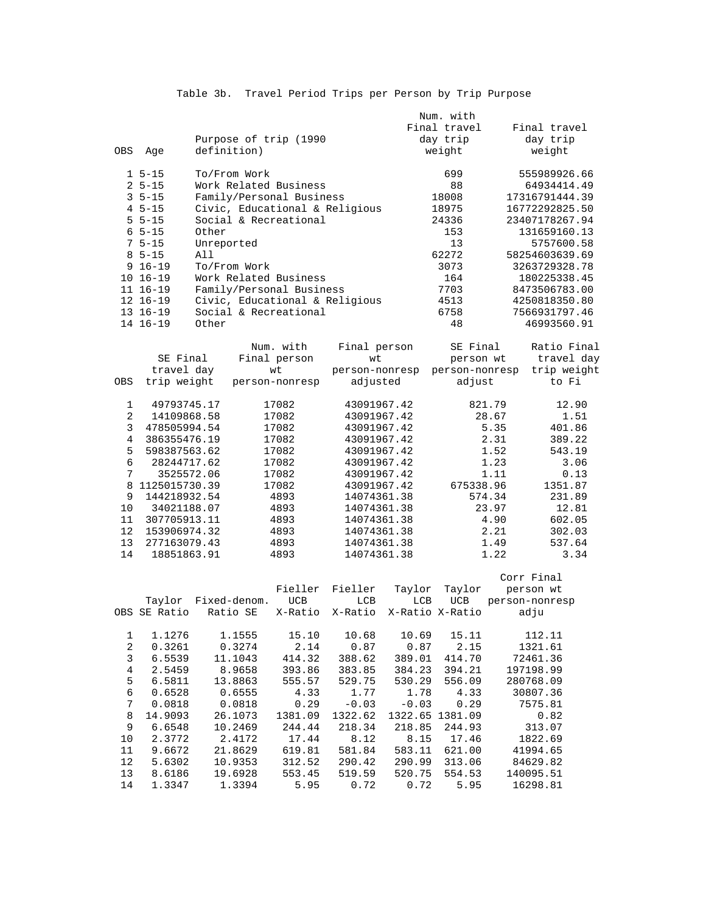Table 3b. Travel Period Trips per Person by Trip Purpose

| OBS | Age | Purpose of trip (1990 definition) | Num. with Final travel day trip weight | Final travel day trip weight |
|---|---|---|---|---|
| 1 | 5-15 | To/From Work | 699 | 555989926.66 |
| 2 | 5-15 | Work Related Business | 88 | 64934414.49 |
| 3 | 5-15 | Family/Personal Business | 18008 | 17316791444.39 |
| 4 | 5-15 | Civic, Educational & Religious | 18975 | 16772292825.50 |
| 5 | 5-15 | Social & Recreational | 24336 | 23407178267.94 |
| 6 | 5-15 | Other | 153 | 131659160.13 |
| 7 | 5-15 | Unreported | 13 | 5757600.58 |
| 8 | 5-15 | All | 62272 | 58254603639.69 |
| 9 | 16-19 | To/From Work | 3073 | 3263729328.78 |
| 10 | 16-19 | Work Related Business | 164 | 180225338.45 |
| 11 | 16-19 | Family/Personal Business | 7703 | 8473506783.00 |
| 12 | 16-19 | Civic, Educational & Religious | 4513 | 4250818350.80 |
| 13 | 16-19 | Social & Recreational | 6758 | 7566931797.46 |
| 14 | 16-19 | Other | 48 | 46993560.91 |

| OBS | SE Final travel day trip weight | Num. with Final person wt person-nonresp | Final person wt person-nonresp adjusted | SE Final person wt person-nonresp adjust | Ratio Final travel day trip weight to Fi |
|---|---|---|---|---|---|
| 1 | 49793745.17 | 17082 | 43091967.42 | 821.79 | 12.90 |
| 2 | 14109868.58 | 17082 | 43091967.42 | 28.67 | 1.51 |
| 3 | 478505994.54 | 17082 | 43091967.42 | 5.35 | 401.86 |
| 4 | 386355476.19 | 17082 | 43091967.42 | 2.31 | 389.22 |
| 5 | 598387563.62 | 17082 | 43091967.42 | 1.52 | 543.19 |
| 6 | 28244717.62 | 17082 | 43091967.42 | 1.23 | 3.06 |
| 7 | 3525572.06 | 17082 | 43091967.42 | 1.11 | 0.13 |
| 8 | 1125015730.39 | 17082 | 43091967.42 | 675338.96 | 1351.87 |
| 9 | 144218932.54 | 4893 | 14074361.38 | 574.34 | 231.89 |
| 10 | 34021188.07 | 4893 | 14074361.38 | 23.97 | 12.81 |
| 11 | 307705913.11 | 4893 | 14074361.38 | 4.90 | 602.05 |
| 12 | 153906974.32 | 4893 | 14074361.38 | 2.21 | 302.03 |
| 13 | 277163079.43 | 4893 | 14074361.38 | 1.49 | 537.64 |
| 14 | 18851863.91 | 4893 | 14074361.38 | 1.22 | 3.34 |

| OBS | Taylor SE Ratio | Fixed-denom. Ratio SE | Fieller UCB X-Ratio | Fieller LCB X-Ratio | Taylor LCB X-Ratio | Taylor UCB X-Ratio | Corr Final person wt person-nonresp adju |
|---|---|---|---|---|---|---|---|
| 1 | 1.1276 | 1.1555 | 15.10 | 10.68 | 10.69 | 15.11 | 112.11 |
| 2 | 0.3261 | 0.3274 | 2.14 | 0.87 | 0.87 | 2.15 | 1321.61 |
| 3 | 6.5539 | 11.1043 | 414.32 | 388.62 | 389.01 | 414.70 | 72461.36 |
| 4 | 2.5459 | 8.9658 | 393.86 | 383.85 | 384.23 | 394.21 | 197198.99 |
| 5 | 6.5811 | 13.8863 | 555.57 | 529.75 | 530.29 | 556.09 | 280768.09 |
| 6 | 0.6528 | 0.6555 | 4.33 | 1.77 | 1.78 | 4.33 | 30807.36 |
| 7 | 0.0818 | 0.0818 | 0.29 | -0.03 | -0.03 | 0.29 | 7575.81 |
| 8 | 14.9093 | 26.1073 | 1381.09 | 1322.62 | 1322.65 | 1381.09 | 0.82 |
| 9 | 6.6548 | 10.2469 | 244.44 | 218.34 | 218.85 | 244.93 | 313.07 |
| 10 | 2.3772 | 2.4172 | 17.44 | 8.12 | 8.15 | 17.46 | 1822.69 |
| 11 | 9.6672 | 21.8629 | 619.81 | 581.84 | 583.11 | 621.00 | 41994.65 |
| 12 | 5.6302 | 10.9353 | 312.52 | 290.42 | 290.99 | 313.06 | 84629.82 |
| 13 | 8.6186 | 19.6928 | 553.45 | 519.59 | 520.75 | 554.53 | 140095.51 |
| 14 | 1.3347 | 1.3394 | 5.95 | 0.72 | 0.72 | 5.95 | 16298.81 |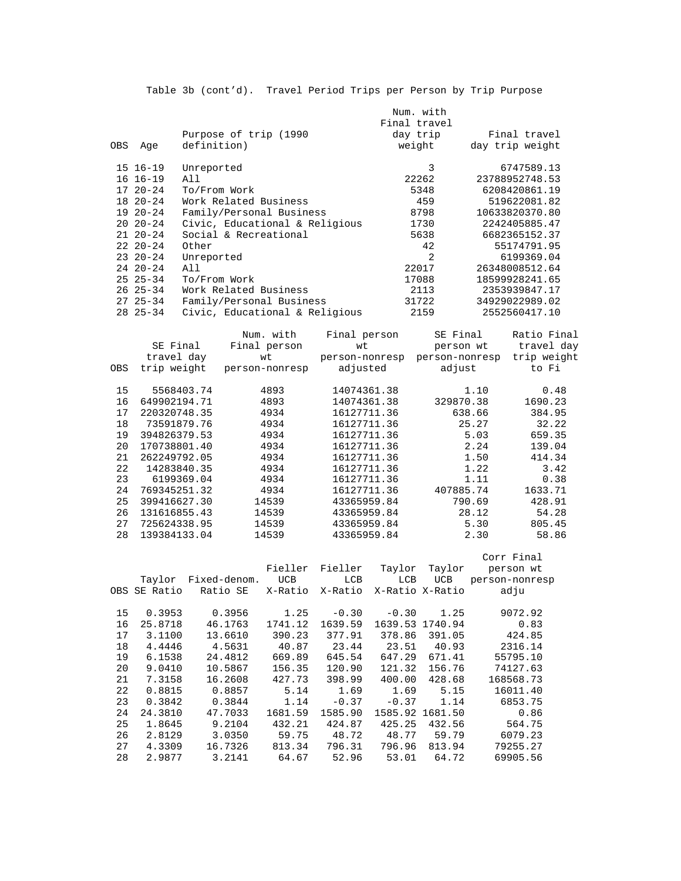Table 3b (cont'd). Travel Period Trips per Person by Trip Purpose

| OBS | Age | Purpose of trip (1990 definition) | Num. with Final travel day trip weight | Final travel day trip weight |
|---|---|---|---|---|
| 15 | 16-19 | Unreported | 3 | 6747589.13 |
| 16 | 16-19 | All | 22262 | 23788952748.53 |
| 17 | 20-24 | To/From Work | 5348 | 6208420861.19 |
| 18 | 20-24 | Work Related Business | 459 | 519622081.82 |
| 19 | 20-24 | Family/Personal Business | 8798 | 10633820370.80 |
| 20 | 20-24 | Civic, Educational & Religious | 1730 | 2242405885.47 |
| 21 | 20-24 | Social & Recreational | 5638 | 6682365152.37 |
| 22 | 20-24 | Other | 42 | 55174791.95 |
| 23 | 20-24 | Unreported | 2 | 6199369.04 |
| 24 | 20-24 | All | 22017 | 26348008512.64 |
| 25 | 25-34 | To/From Work | 17088 | 18599928241.65 |
| 26 | 25-34 | Work Related Business | 2113 | 2353939847.17 |
| 27 | 25-34 | Family/Personal Business | 31722 | 34929022989.02 |
| 28 | 25-34 | Civic, Educational & Religious | 2159 | 2552560417.10 |

| OBS | SE Final travel day trip weight | Num. with Final person wt person-nonresp | Final person wt person-nonresp adjusted | SE Final person wt person-nonresp adjust | Ratio Final travel day trip weight to Fi |
|---|---|---|---|---|---|
| 15 | 5568403.74 | 4893 | 14074361.38 | 1.10 | 0.48 |
| 16 | 649902194.71 | 4893 | 14074361.38 | 329870.38 | 1690.23 |
| 17 | 220320748.35 | 4934 | 16127711.36 | 638.66 | 384.95 |
| 18 | 73591879.76 | 4934 | 16127711.36 | 25.27 | 32.22 |
| 19 | 394826379.53 | 4934 | 16127711.36 | 5.03 | 659.35 |
| 20 | 170738801.40 | 4934 | 16127711.36 | 2.24 | 139.04 |
| 21 | 262249792.05 | 4934 | 16127711.36 | 1.50 | 414.34 |
| 22 | 14283840.35 | 4934 | 16127711.36 | 1.22 | 3.42 |
| 23 | 6199369.04 | 4934 | 16127711.36 | 1.11 | 0.38 |
| 24 | 769345251.32 | 4934 | 16127711.36 | 407885.74 | 1633.71 |
| 25 | 399416627.30 | 14539 | 43365959.84 | 790.69 | 428.91 |
| 26 | 131616855.43 | 14539 | 43365959.84 | 28.12 | 54.28 |
| 27 | 725624338.95 | 14539 | 43365959.84 | 5.30 | 805.45 |
| 28 | 139384133.04 | 14539 | 43365959.84 | 2.30 | 58.86 |

| OBS | Taylor SE Ratio | Fixed-denom. Ratio SE | Fieller UCB X-Ratio | Fieller LCB X-Ratio | Taylor LCB X-Ratio | Taylor UCB X-Ratio | Corr Final person wt person-nonresp adju |
|---|---|---|---|---|---|---|---|
| 15 | 0.3953 | 0.3956 | 1.25 | -0.30 | -0.30 | 1.25 | 9072.92 |
| 16 | 25.8718 | 46.1763 | 1741.12 | 1639.59 | 1639.53 | 1740.94 | 0.83 |
| 17 | 3.1100 | 13.6610 | 390.23 | 377.91 | 378.86 | 391.05 | 424.85 |
| 18 | 4.4446 | 4.5631 | 40.87 | 23.44 | 23.51 | 40.93 | 2316.14 |
| 19 | 6.1538 | 24.4812 | 669.89 | 645.54 | 647.29 | 671.41 | 55795.10 |
| 20 | 9.0410 | 10.5867 | 156.35 | 120.90 | 121.32 | 156.76 | 74127.63 |
| 21 | 7.3158 | 16.2608 | 427.73 | 398.99 | 400.00 | 428.68 | 168568.73 |
| 22 | 0.8815 | 0.8857 | 5.14 | 1.69 | 1.69 | 5.15 | 16011.40 |
| 23 | 0.3842 | 0.3844 | 1.14 | -0.37 | -0.37 | 1.14 | 6853.75 |
| 24 | 24.3810 | 47.7033 | 1681.59 | 1585.90 | 1585.92 | 1681.50 | 0.86 |
| 25 | 1.8645 | 9.2104 | 432.21 | 424.87 | 425.25 | 432.56 | 564.75 |
| 26 | 2.8129 | 3.0350 | 59.75 | 48.72 | 48.77 | 59.79 | 6079.23 |
| 27 | 4.3309 | 16.7326 | 813.34 | 796.31 | 796.96 | 813.94 | 79255.27 |
| 28 | 2.9877 | 3.2141 | 64.67 | 52.96 | 53.01 | 64.72 | 69905.56 |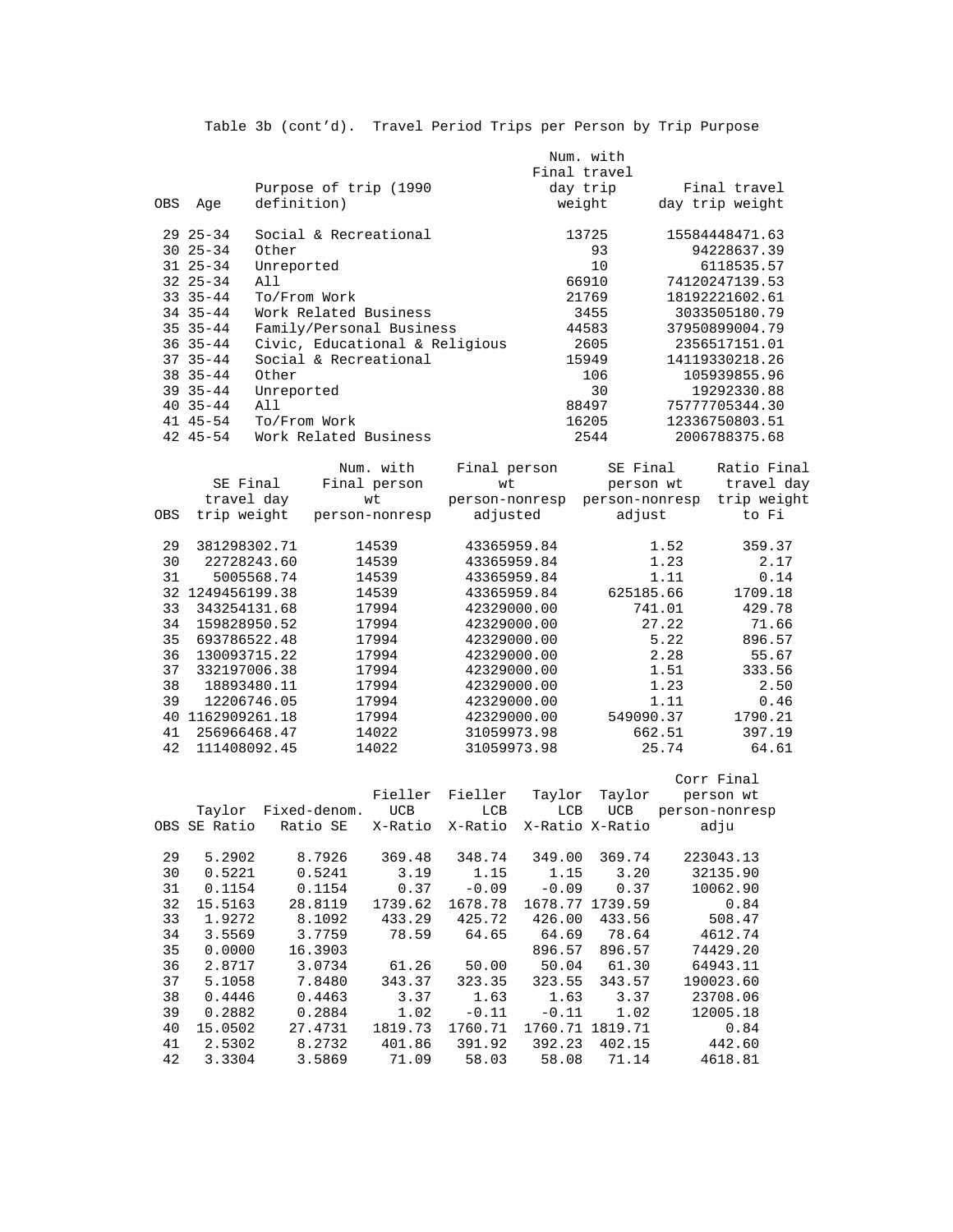Table 3b (cont'd). Travel Period Trips per Person by Trip Purpose

| OBS | Age | Purpose of trip (1990 definition) | Num. with Final travel day trip weight | Final travel day trip weight |
|---|---|---|---|---|
| 29 | 25-34 | Social & Recreational | 13725 | 15584448471.63 |
| 30 | 25-34 | Other | 93 | 94228637.39 |
| 31 | 25-34 | Unreported | 10 | 6118535.57 |
| 32 | 25-34 | All | 66910 | 74120247139.53 |
| 33 | 35-44 | To/From Work | 21769 | 18192221602.61 |
| 34 | 35-44 | Work Related Business | 3455 | 3033505180.79 |
| 35 | 35-44 | Family/Personal Business | 44583 | 37950899004.79 |
| 36 | 35-44 | Civic, Educational & Religious | 2605 | 2356517151.01 |
| 37 | 35-44 | Social & Recreational | 15949 | 14119330218.26 |
| 38 | 35-44 | Other | 106 | 105939855.96 |
| 39 | 35-44 | Unreported | 30 | 19292330.88 |
| 40 | 35-44 | All | 88497 | 75777705344.30 |
| 41 | 45-54 | To/From Work | 16205 | 12336750803.51 |
| 42 | 45-54 | Work Related Business | 2544 | 2006788375.68 |

| OBS | SE Final travel day trip weight | Num. with Final person wt person-nonresp | Final person wt person-nonresp adjusted | SE Final person wt person-nonresp adjust | Ratio Final travel day trip weight to Fi |
|---|---|---|---|---|---|
| 29 | 381298302.71 | 14539 | 43365959.84 | 1.52 | 359.37 |
| 30 | 22728243.60 | 14539 | 43365959.84 | 1.23 | 2.17 |
| 31 | 5005568.74 | 14539 | 43365959.84 | 1.11 | 0.14 |
| 32 | 1249456199.38 | 14539 | 43365959.84 | 625185.66 | 1709.18 |
| 33 | 343254131.68 | 17994 | 42329000.00 | 741.01 | 429.78 |
| 34 | 159828950.52 | 17994 | 42329000.00 | 27.22 | 71.66 |
| 35 | 693786522.48 | 17994 | 42329000.00 | 5.22 | 896.57 |
| 36 | 130093715.22 | 17994 | 42329000.00 | 2.28 | 55.67 |
| 37 | 332197006.38 | 17994 | 42329000.00 | 1.51 | 333.56 |
| 38 | 18893480.11 | 17994 | 42329000.00 | 1.23 | 2.50 |
| 39 | 12206746.05 | 17994 | 42329000.00 | 1.11 | 0.46 |
| 40 | 1162909261.18 | 17994 | 42329000.00 | 549090.37 | 1790.21 |
| 41 | 256966468.47 | 14022 | 31059973.98 | 662.51 | 397.19 |
| 42 | 111408092.45 | 14022 | 31059973.98 | 25.74 | 64.61 |

| OBS | Taylor SE Ratio | Fixed-denom. Ratio SE | Fieller UCB X-Ratio | Fieller LCB X-Ratio | Taylor LCB X-Ratio | Taylor UCB X-Ratio | Corr Final person wt person-nonresp adju |
|---|---|---|---|---|---|---|---|
| 29 | 5.2902 | 8.7926 | 369.48 | 348.74 | 349.00 | 369.74 | 223043.13 |
| 30 | 0.5221 | 0.5241 | 3.19 | 1.15 | 1.15 | 3.20 | 32135.90 |
| 31 | 0.1154 | 0.1154 | 0.37 | -0.09 | -0.09 | 0.37 | 10062.90 |
| 32 | 15.5163 | 28.8119 | 1739.62 | 1678.78 | 1678.77 | 1739.59 | 0.84 |
| 33 | 1.9272 | 8.1092 | 433.29 | 425.72 | 426.00 | 433.56 | 508.47 |
| 34 | 3.5569 | 3.7759 | 78.59 | 64.65 | 64.69 | 78.64 | 4612.74 |
| 35 | 0.0000 | 16.3903 | | | 896.57 | 896.57 | 74429.20 |
| 36 | 2.8717 | 3.0734 | 61.26 | 50.00 | 50.04 | 61.30 | 64943.11 |
| 37 | 5.1058 | 7.8480 | 343.37 | 323.35 | 323.55 | 343.57 | 190023.60 |
| 38 | 0.4446 | 0.4463 | 3.37 | 1.63 | 1.63 | 3.37 | 23708.06 |
| 39 | 0.2882 | 0.2884 | 1.02 | -0.11 | -0.11 | 1.02 | 12005.18 |
| 40 | 15.0502 | 27.4731 | 1819.73 | 1760.71 | 1760.71 | 1819.71 | 0.84 |
| 41 | 2.5302 | 8.2732 | 401.86 | 391.92 | 392.23 | 402.15 | 442.60 |
| 42 | 3.3304 | 3.5869 | 71.09 | 58.03 | 58.08 | 71.14 | 4618.81 |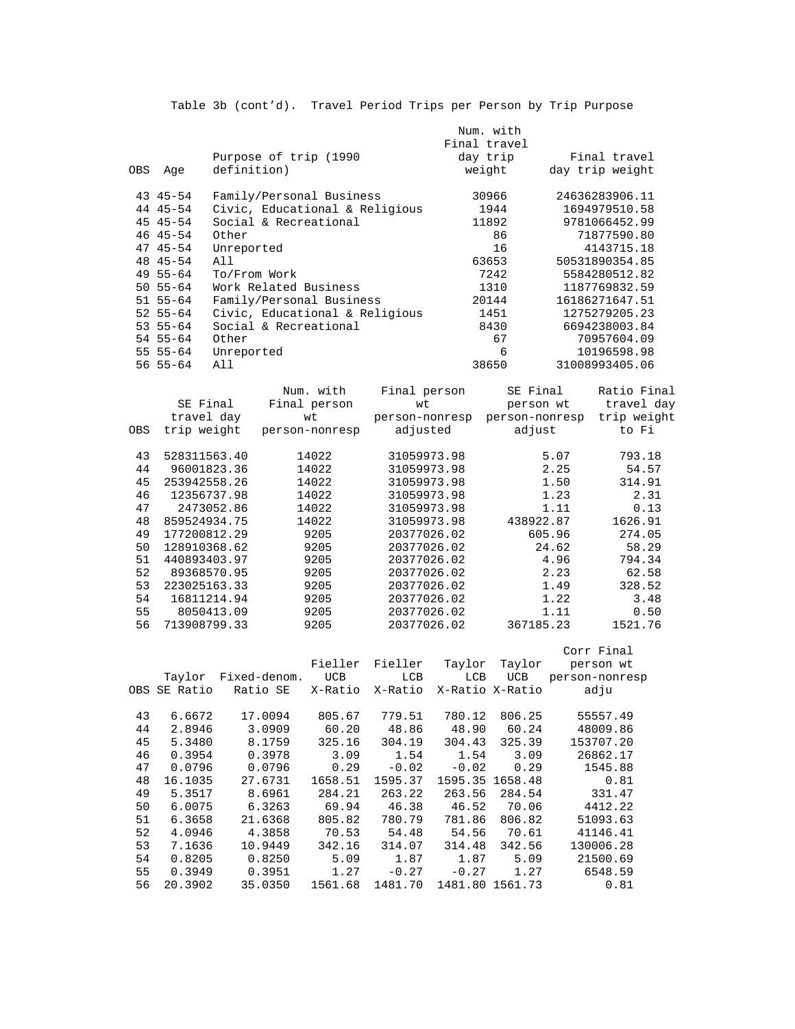Table 3b (cont'd). Travel Period Trips per Person by Trip Purpose

| OBS | Age | Purpose of trip (1990 definition) | Num. with Final travel day trip weight | Final travel day trip weight |
|---|---|---|---|---|
| 43 | 45-54 | Family/Personal Business | 30966 | 24636283906.11 |
| 44 | 45-54 | Civic, Educational & Religious | 1944 | 1694979510.58 |
| 45 | 45-54 | Social & Recreational | 11892 | 9781066452.99 |
| 46 | 45-54 | Other | 86 | 71877590.80 |
| 47 | 45-54 | Unreported | 16 | 4143715.18 |
| 48 | 45-54 | All | 63653 | 50531890354.85 |
| 49 | 55-64 | To/From Work | 7242 | 5584280512.82 |
| 50 | 55-64 | Work Related Business | 1310 | 1187769832.59 |
| 51 | 55-64 | Family/Personal Business | 20144 | 16186271647.51 |
| 52 | 55-64 | Civic, Educational & Religious | 1451 | 1275279205.23 |
| 53 | 55-64 | Social & Recreational | 8430 | 6694238003.84 |
| 54 | 55-64 | Other | 67 | 70957604.09 |
| 55 | 55-64 | Unreported | 6 | 10196598.98 |
| 56 | 55-64 | All | 38650 | 31008993405.06 |

| OBS | SE Final travel day trip weight | Num. with Final person wt person-nonresp | Final person wt person-nonresp adjusted | SE Final person wt person-nonresp adjust | Ratio Final travel day trip weight to Fi |
|---|---|---|---|---|---|
| 43 | 528311563.40 | 14022 | 31059973.98 | 5.07 | 793.18 |
| 44 | 96001823.36 | 14022 | 31059973.98 | 2.25 | 54.57 |
| 45 | 253942558.26 | 14022 | 31059973.98 | 1.50 | 314.91 |
| 46 | 12356737.98 | 14022 | 31059973.98 | 1.23 | 2.31 |
| 47 | 2473052.86 | 14022 | 31059973.98 | 1.11 | 0.13 |
| 48 | 859524934.75 | 14022 | 31059973.98 | 438922.87 | 1626.91 |
| 49 | 177200812.29 | 9205 | 20377026.02 | 605.96 | 274.05 |
| 50 | 128910368.62 | 9205 | 20377026.02 | 24.62 | 58.29 |
| 51 | 440893403.97 | 9205 | 20377026.02 | 4.96 | 794.34 |
| 52 | 89368570.95 | 9205 | 20377026.02 | 2.23 | 62.58 |
| 53 | 223025163.33 | 9205 | 20377026.02 | 1.49 | 328.52 |
| 54 | 16811214.94 | 9205 | 20377026.02 | 1.22 | 3.48 |
| 55 | 8050413.09 | 9205 | 20377026.02 | 1.11 | 0.50 |
| 56 | 713908799.33 | 9205 | 20377026.02 | 367185.23 | 1521.76 |

| OBS | Taylor SE Ratio | Fixed-denom. Ratio SE | Fieller UCB X-Ratio | Fieller LCB X-Ratio | Taylor LCB X-Ratio | Taylor UCB X-Ratio | Corr Final person wt person-nonresp adju |
|---|---|---|---|---|---|---|---|
| 43 | 6.6672 | 17.0094 | 805.67 | 779.51 | 780.12 | 806.25 | 55557.49 |
| 44 | 2.8946 | 3.0909 | 60.20 | 48.86 | 48.90 | 60.24 | 48009.86 |
| 45 | 5.3480 | 8.1759 | 325.16 | 304.19 | 304.43 | 325.39 | 153707.20 |
| 46 | 0.3954 | 0.3978 | 3.09 | 1.54 | 1.54 | 3.09 | 26862.17 |
| 47 | 0.0796 | 0.0796 | 0.29 | -0.02 | -0.02 | 0.29 | 1545.88 |
| 48 | 16.1035 | 27.6731 | 1658.51 | 1595.37 | 1595.35 | 1658.48 | 0.81 |
| 49 | 5.3517 | 8.6961 | 284.21 | 263.22 | 263.56 | 284.54 | 331.47 |
| 50 | 6.0075 | 6.3263 | 69.94 | 46.38 | 46.52 | 70.06 | 4412.22 |
| 51 | 6.3658 | 21.6368 | 805.82 | 780.79 | 781.86 | 806.82 | 51093.63 |
| 52 | 4.0946 | 4.3858 | 70.53 | 54.48 | 54.56 | 70.61 | 41146.41 |
| 53 | 7.1636 | 10.9449 | 342.16 | 314.07 | 314.48 | 342.56 | 130006.28 |
| 54 | 0.8205 | 0.8250 | 5.09 | 1.87 | 1.87 | 5.09 | 21500.69 |
| 55 | 0.3949 | 0.3951 | 1.27 | -0.27 | -0.27 | 1.27 | 6548.59 |
| 56 | 20.3902 | 35.0350 | 1561.68 | 1481.70 | 1481.80 | 1561.73 | 0.81 |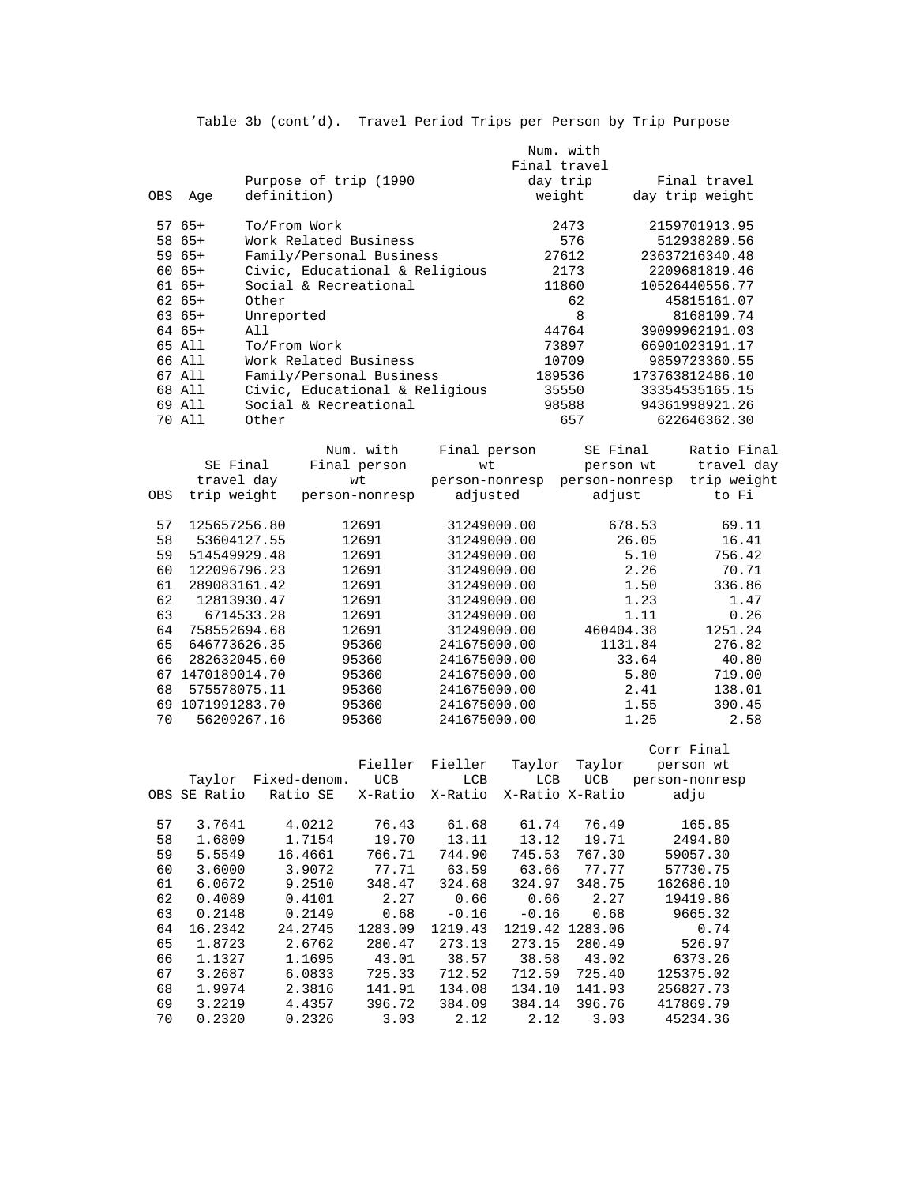Table 3b (cont'd). Travel Period Trips per Person by Trip Purpose

| OBS | Age | Purpose of trip (1990 definition) | Num. with Final travel day trip weight | Final travel day trip weight |
|---|---|---|---|---|
| 57 | 65+ | To/From Work | 2473 | 2159701913.95 |
| 58 | 65+ | Work Related Business | 576 | 512938289.56 |
| 59 | 65+ | Family/Personal Business | 27612 | 23637216340.48 |
| 60 | 65+ | Civic, Educational & Religious | 2173 | 2209681819.46 |
| 61 | 65+ | Social & Recreational | 11860 | 10526440556.77 |
| 62 | 65+ | Other | 62 | 45815161.07 |
| 63 | 65+ | Unreported | 8 | 8168109.74 |
| 64 | 65+ | All | 44764 | 39099962191.03 |
| 65 | All | To/From Work | 73897 | 66901023191.17 |
| 66 | All | Work Related Business | 10709 | 9859723360.55 |
| 67 | All | Family/Personal Business | 189536 | 173763812486.10 |
| 68 | All | Civic, Educational & Religious | 35550 | 33354535165.15 |
| 69 | All | Social & Recreational | 98588 | 94361998921.26 |
| 70 | All | Other | 657 | 622646362.30 |

| OBS | SE Final travel day trip weight | Num. with Final person wt person-nonresp | Final person wt person-nonresp adjusted | SE Final person wt person-nonresp adjust | Ratio Final travel day trip weight to Fi |
|---|---|---|---|---|---|
| 57 | 125657256.80 | 12691 | 31249000.00 | 678.53 | 69.11 |
| 58 | 53604127.55 | 12691 | 31249000.00 | 26.05 | 16.41 |
| 59 | 514549929.48 | 12691 | 31249000.00 | 5.10 | 756.42 |
| 60 | 122096796.23 | 12691 | 31249000.00 | 2.26 | 70.71 |
| 61 | 289083161.42 | 12691 | 31249000.00 | 1.50 | 336.86 |
| 62 | 12813930.47 | 12691 | 31249000.00 | 1.23 | 1.47 |
| 63 | 6714533.28 | 12691 | 31249000.00 | 1.11 | 0.26 |
| 64 | 758552694.68 | 12691 | 31249000.00 | 460404.38 | 1251.24 |
| 65 | 646773626.35 | 95360 | 241675000.00 | 1131.84 | 276.82 |
| 66 | 282632045.60 | 95360 | 241675000.00 | 33.64 | 40.80 |
| 67 | 1470189014.70 | 95360 | 241675000.00 | 5.80 | 719.00 |
| 68 | 575578075.11 | 95360 | 241675000.00 | 2.41 | 138.01 |
| 69 | 1071991283.70 | 95360 | 241675000.00 | 1.55 | 390.45 |
| 70 | 56209267.16 | 95360 | 241675000.00 | 1.25 | 2.58 |

| OBS | Taylor SE Ratio | Fixed-denom. Ratio SE | Fieller UCB X-Ratio | Fieller LCB X-Ratio | Taylor LCB X-Ratio | Taylor UCB X-Ratio | Corr Final person wt person-nonresp adju |
|---|---|---|---|---|---|---|---|
| 57 | 3.7641 | 4.0212 | 76.43 | 61.68 | 61.74 | 76.49 | 165.85 |
| 58 | 1.6809 | 1.7154 | 19.70 | 13.11 | 13.12 | 19.71 | 2494.80 |
| 59 | 5.5549 | 16.4661 | 766.71 | 744.90 | 745.53 | 767.30 | 59057.30 |
| 60 | 3.6000 | 3.9072 | 77.71 | 63.59 | 63.66 | 77.77 | 57730.75 |
| 61 | 6.0672 | 9.2510 | 348.47 | 324.68 | 324.97 | 348.75 | 162686.10 |
| 62 | 0.4089 | 0.4101 | 2.27 | 0.66 | 0.66 | 2.27 | 19419.86 |
| 63 | 0.2148 | 0.2149 | 0.68 | -0.16 | -0.16 | 0.68 | 9665.32 |
| 64 | 16.2342 | 24.2745 | 1283.09 | 1219.43 | 1219.42 | 1283.06 | 0.74 |
| 65 | 1.8723 | 2.6762 | 280.47 | 273.13 | 273.15 | 280.49 | 526.97 |
| 66 | 1.1327 | 1.1695 | 43.01 | 38.57 | 38.58 | 43.02 | 6373.26 |
| 67 | 3.2687 | 6.0833 | 725.33 | 712.52 | 712.59 | 725.40 | 125375.02 |
| 68 | 1.9974 | 2.3816 | 141.91 | 134.08 | 134.10 | 141.93 | 256827.73 |
| 69 | 3.2219 | 4.4357 | 396.72 | 384.09 | 384.14 | 396.76 | 417869.79 |
| 70 | 0.2320 | 0.2326 | 3.03 | 2.12 | 2.12 | 3.03 | 45234.36 |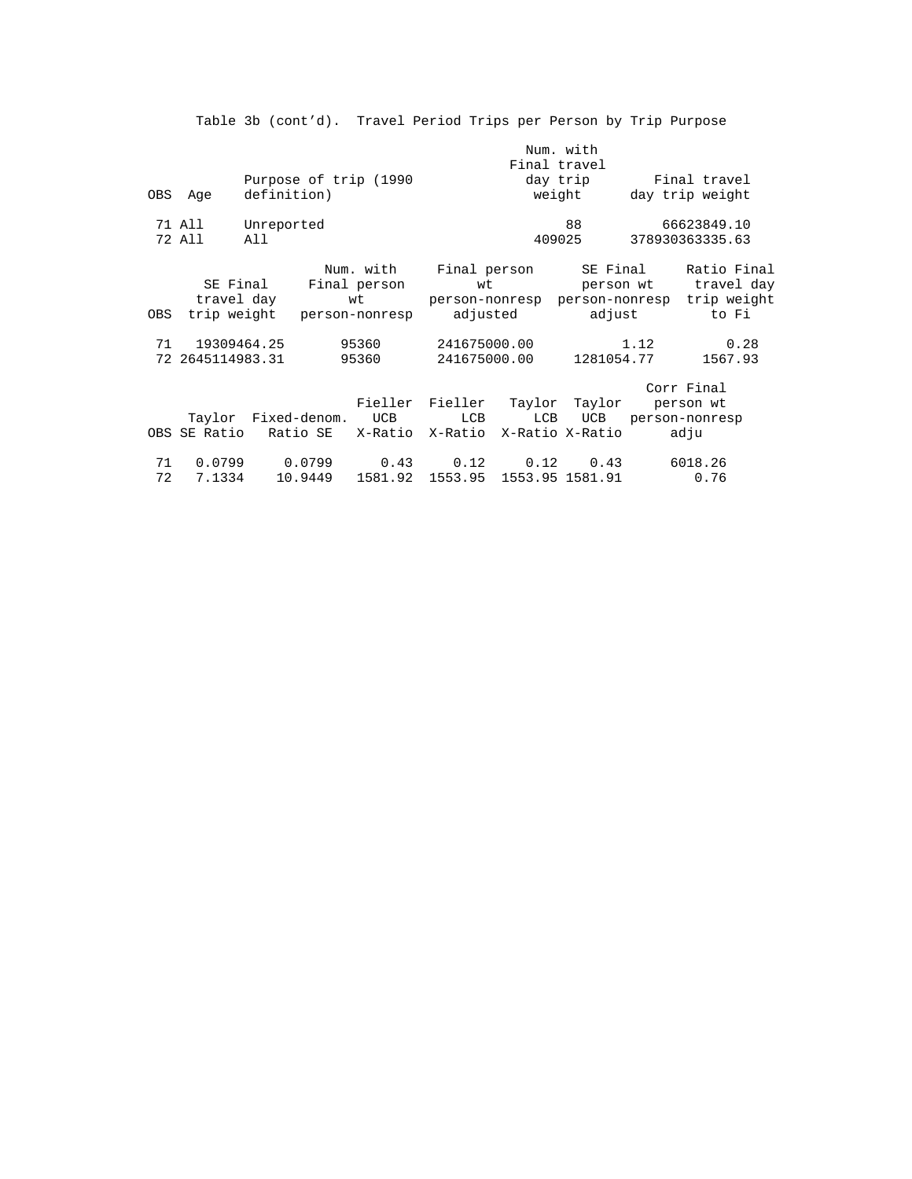Table 3b (cont'd). Travel Period Trips per Person by Trip Purpose

| OBS | Age | Purpose of trip (1990 definition) | Num. with Final travel day trip weight | Final travel day trip weight |
|---|---|---|---|---|
| 71 | All | Unreported | 88 | 66623849.10 |
| 72 | All | All | 409025 | 378930363335.63 |

| OBS | SE Final travel day trip weight | Num. with Final person wt person-nonresp | Final person wt person-nonresp adjusted | SE Final person wt person-nonresp adjust | Ratio Final travel day trip weight to Fi |
|---|---|---|---|---|---|
| 71 | 19309464.25 | 95360 | 241675000.00 | 1.12 | 0.28 |
| 72 | 2645114983.31 | 95360 | 241675000.00 | 1281054.77 | 1567.93 |

| OBS | Taylor SE Ratio | Fixed-denom. Ratio SE | Fieller UCB X-Ratio | Fieller LCB X-Ratio | Taylor LCB X-Ratio | Taylor UCB X-Ratio | Corr Final person wt person-nonresp adju |
|---|---|---|---|---|---|---|---|
| 71 | 0.0799 | 0.0799 | 0.43 | 0.12 | 0.12 | 0.43 | 6018.26 |
| 72 | 7.1334 | 10.9449 | 1581.92 | 1553.95 | 1553.95 | 1581.91 | 0.76 |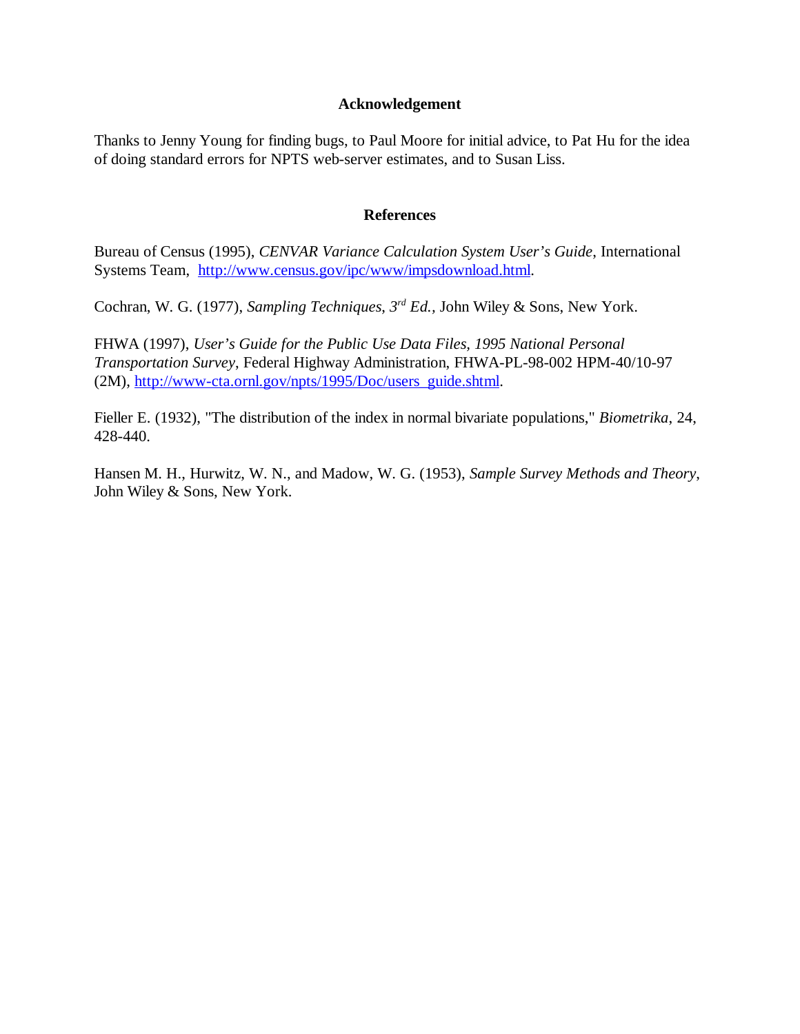## Acknowledgement

Thanks to Jenny Young for finding bugs, to Paul Moore for initial advice, to Pat Hu for the idea of doing standard errors for NPTS web-server estimates, and to Susan Liss.

## References

Bureau of Census (1995), *CENVAR Variance Calculation System User's Guide*, International Systems Team, http://www.census.gov/ipc/www/impsdownload.html.

Cochran, W. G. (1977), *Sampling Techniques*, *3rd Ed.*, John Wiley & Sons, New York.

FHWA (1997), *User's Guide for the Public Use Data Files, 1995 National Personal Transportation Survey*, Federal Highway Administration, FHWA-PL-98-002 HPM-40/10-97 (2M), http://www-cta.ornl.gov/npts/1995/Doc/users_guide.shtml.

Fieller E. (1932), "The distribution of the index in normal bivariate populations," *Biometrika*, 24, 428-440.

Hansen M. H., Hurwitz, W. N., and Madow, W. G. (1953), *Sample Survey Methods and Theory*, John Wiley & Sons, New York.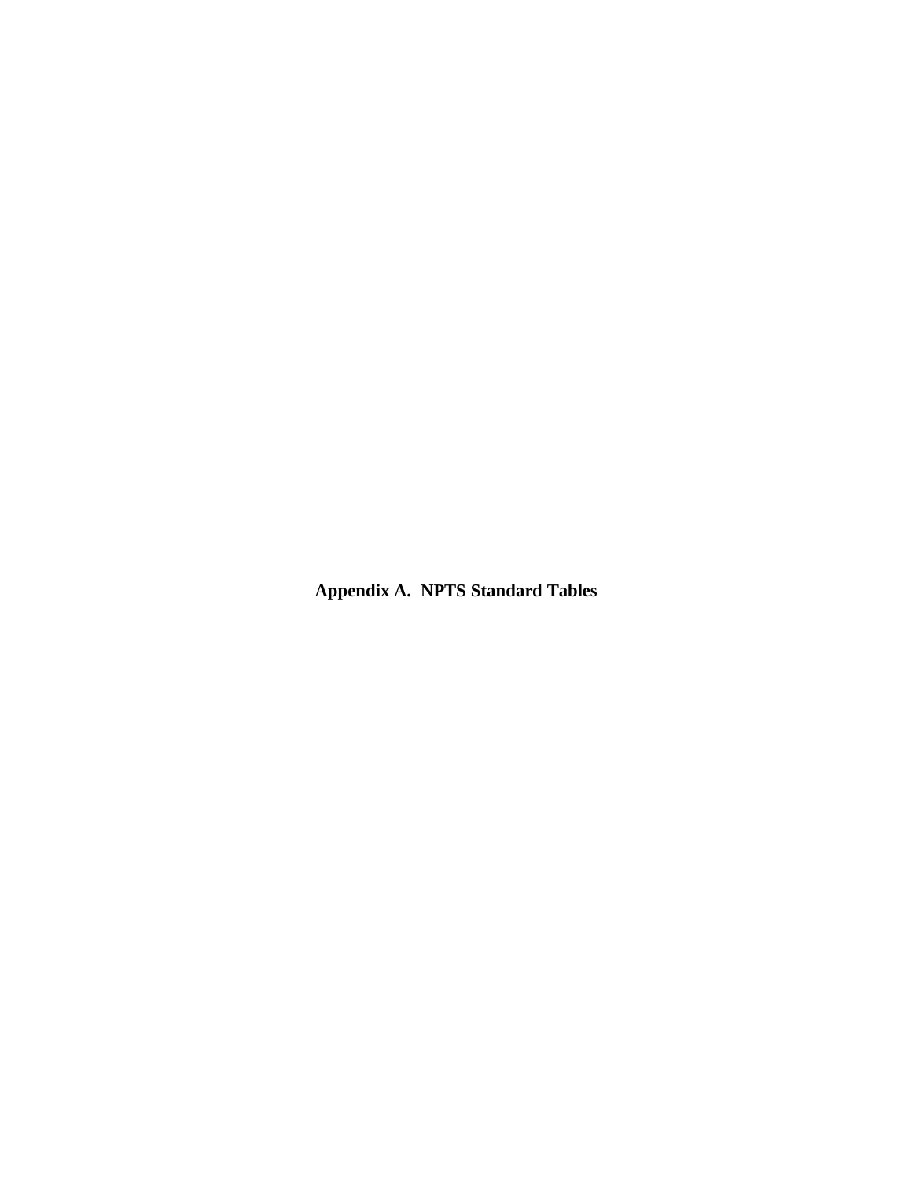# Appendix A. NPTS Standard Tables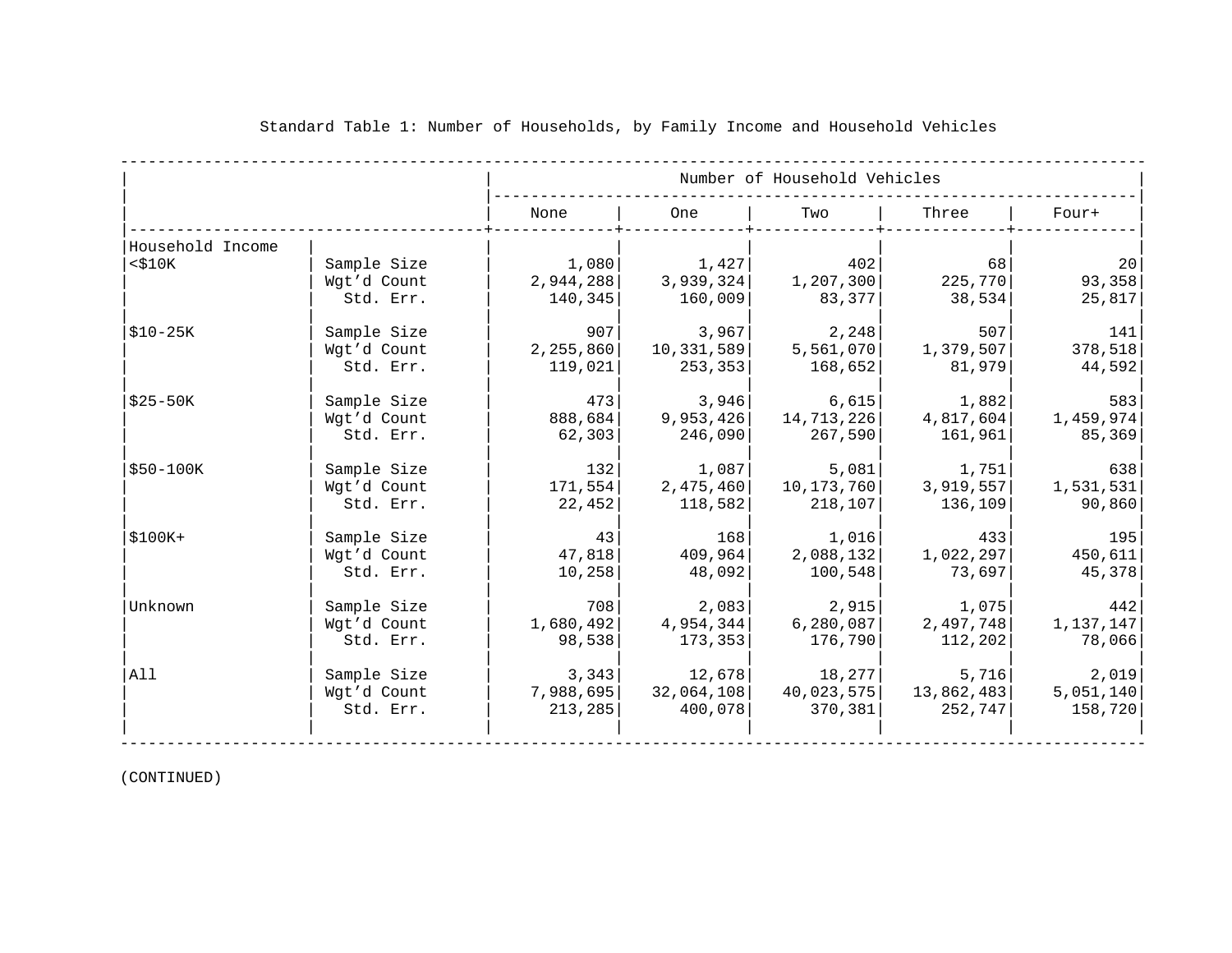Standard Table 1: Number of Households, by Family Income and Household Vehicles

| Household Income | | Number of Household Vehicles: None | One | Two | Three | Four+ |
|---|---|---|---|---|---|---|
| <$10K | Sample Size | 1,080 | 1,427 | 402 | 68 | 20 |
| | Wgt'd Count | 2,944,288 | 3,939,324 | 1,207,300 | 225,770 | 93,358 |
| | Std. Err. | 140,345 | 160,009 | 83,377 | 38,534 | 25,817 |
| $10-25K | Sample Size | 907 | 3,967 | 2,248 | 507 | 141 |
| | Wgt'd Count | 2,255,860 | 10,331,589 | 5,561,070 | 1,379,507 | 378,518 |
| | Std. Err. | 119,021 | 253,353 | 168,652 | 81,979 | 44,592 |
| $25-50K | Sample Size | 473 | 3,946 | 6,615 | 1,882 | 583 |
| | Wgt'd Count | 888,684 | 9,953,426 | 14,713,226 | 4,817,604 | 1,459,974 |
| | Std. Err. | 62,303 | 246,090 | 267,590 | 161,961 | 85,369 |
| $50-100K | Sample Size | 132 | 1,087 | 5,081 | 1,751 | 638 |
| | Wgt'd Count | 171,554 | 2,475,460 | 10,173,760 | 3,919,557 | 1,531,531 |
| | Std. Err. | 22,452 | 118,582 | 218,107 | 136,109 | 90,860 |
| $100K+ | Sample Size | 43 | 168 | 1,016 | 433 | 195 |
| | Wgt'd Count | 47,818 | 409,964 | 2,088,132 | 1,022,297 | 450,611 |
| | Std. Err. | 10,258 | 48,092 | 100,548 | 73,697 | 45,378 |
| Unknown | Sample Size | 708 | 2,083 | 2,915 | 1,075 | 442 |
| | Wgt'd Count | 1,680,492 | 4,954,344 | 6,280,087 | 2,497,748 | 1,137,147 |
| | Std. Err. | 98,538 | 173,353 | 176,790 | 112,202 | 78,066 |
| All | Sample Size | 3,343 | 12,678 | 18,277 | 5,716 | 2,019 |
| | Wgt'd Count | 7,988,695 | 32,064,108 | 40,023,575 | 13,862,483 | 5,051,140 |
| | Std. Err. | 213,285 | 400,078 | 370,381 | 252,747 | 158,720 |

(CONTINUED)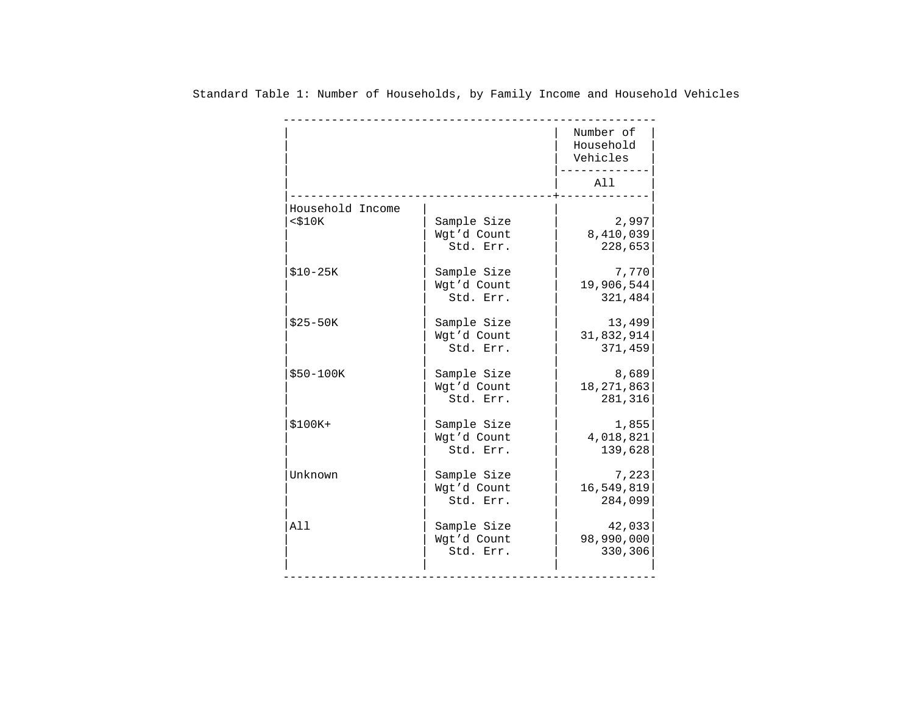Standard Table 1: Number of Households, by Family Income and Household Vehicles

| | | Number of Household Vehicles |
|---|---|---|
| | | All |
| **Household Income** | | |
| <$10K | Sample Size | 2,997 |
| | Wgt'd Count | 8,410,039 |
| | Std. Err. | 228,653 |
| $10-25K | Sample Size | 7,770 |
| | Wgt'd Count | 19,906,544 |
| | Std. Err. | 321,484 |
| $25-50K | Sample Size | 13,499 |
| | Wgt'd Count | 31,832,914 |
| | Std. Err. | 371,459 |
| $50-100K | Sample Size | 8,689 |
| | Wgt'd Count | 18,271,863 |
| | Std. Err. | 281,316 |
| $100K+ | Sample Size | 1,855 |
| | Wgt'd Count | 4,018,821 |
| | Std. Err. | 139,628 |
| Unknown | Sample Size | 7,223 |
| | Wgt'd Count | 16,549,819 |
| | Std. Err. | 284,099 |
| All | Sample Size | 42,033 |
| | Wgt'd Count | 98,990,000 |
| | Std. Err. | 330,306 |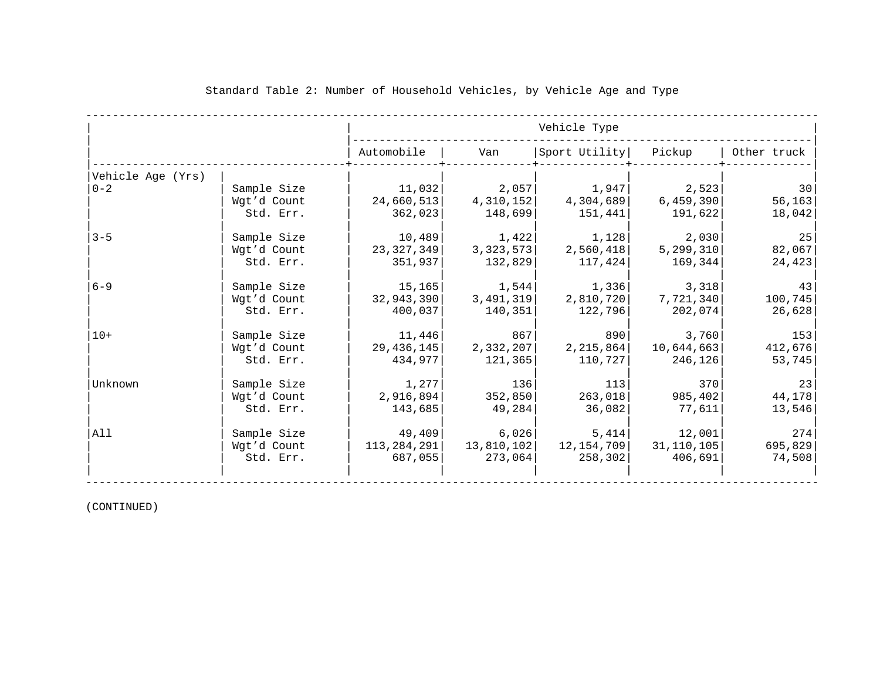Standard Table 2: Number of Household Vehicles, by Vehicle Age and Type

| | | Vehicle Type | | | | |
|---|---|---|---|---|---|---|
| | | Automobile | Van | Sport Utility | Pickup | Other truck |
| Vehicle Age (Yrs) | | | | | | |
| 0-2 | Sample Size | 11,032 | 2,057 | 1,947 | 2,523 | 30 |
| | Wgt'd Count | 24,660,513 | 4,310,152 | 4,304,689 | 6,459,390 | 56,163 |
| | Std. Err. | 362,023 | 148,699 | 151,441 | 191,622 | 18,042 |
| 3-5 | Sample Size | 10,489 | 1,422 | 1,128 | 2,030 | 25 |
| | Wgt'd Count | 23,327,349 | 3,323,573 | 2,560,418 | 5,299,310 | 82,067 |
| | Std. Err. | 351,937 | 132,829 | 117,424 | 169,344 | 24,423 |
| 6-9 | Sample Size | 15,165 | 1,544 | 1,336 | 3,318 | 43 |
| | Wgt'd Count | 32,943,390 | 3,491,319 | 2,810,720 | 7,721,340 | 100,745 |
| | Std. Err. | 400,037 | 140,351 | 122,796 | 202,074 | 26,628 |
| 10+ | Sample Size | 11,446 | 867 | 890 | 3,760 | 153 |
| | Wgt'd Count | 29,436,145 | 2,332,207 | 2,215,864 | 10,644,663 | 412,676 |
| | Std. Err. | 434,977 | 121,365 | 110,727 | 246,126 | 53,745 |
| Unknown | Sample Size | 1,277 | 136 | 113 | 370 | 23 |
| | Wgt'd Count | 2,916,894 | 352,850 | 263,018 | 985,402 | 44,178 |
| | Std. Err. | 143,685 | 49,284 | 36,082 | 77,611 | 13,546 |
| All | Sample Size | 49,409 | 6,026 | 5,414 | 12,001 | 274 |
| | Wgt'd Count | 113,284,291 | 13,810,102 | 12,154,709 | 31,110,105 | 695,829 |
| | Std. Err. | 687,055 | 273,064 | 258,302 | 406,691 | 74,508 |

(CONTINUED)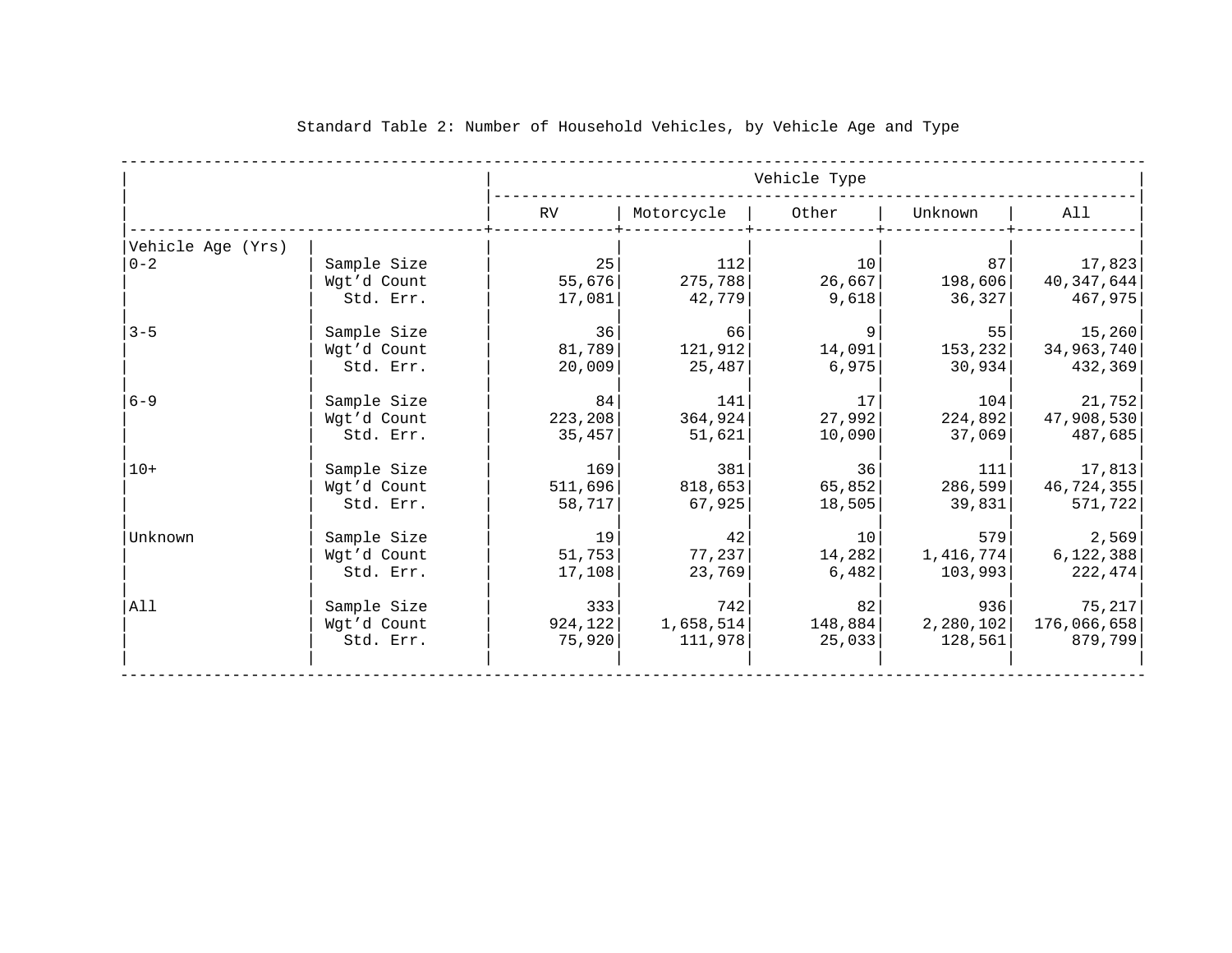Standard Table 2: Number of Household Vehicles, by Vehicle Age and Type

| Vehicle Age (Yrs) | | RV | Motorcycle | Other | Unknown | All |
|---|---|---|---|---|---|---|
| 0-2 | Sample Size | 25 | 112 | 10 | 87 | 17,823 |
| | Wgt'd Count | 55,676 | 275,788 | 26,667 | 198,606 | 40,347,644 |
| | Std. Err. | 17,081 | 42,779 | 9,618 | 36,327 | 467,975 |
| 3-5 | Sample Size | 36 | 66 | 9 | 55 | 15,260 |
| | Wgt'd Count | 81,789 | 121,912 | 14,091 | 153,232 | 34,963,740 |
| | Std. Err. | 20,009 | 25,487 | 6,975 | 30,934 | 432,369 |
| 6-9 | Sample Size | 84 | 141 | 17 | 104 | 21,752 |
| | Wgt'd Count | 223,208 | 364,924 | 27,992 | 224,892 | 47,908,530 |
| | Std. Err. | 35,457 | 51,621 | 10,090 | 37,069 | 487,685 |
| 10+ | Sample Size | 169 | 381 | 36 | 111 | 17,813 |
| | Wgt'd Count | 511,696 | 818,653 | 65,852 | 286,599 | 46,724,355 |
| | Std. Err. | 58,717 | 67,925 | 18,505 | 39,831 | 571,722 |
| Unknown | Sample Size | 19 | 42 | 10 | 579 | 2,569 |
| | Wgt'd Count | 51,753 | 77,237 | 14,282 | 1,416,774 | 6,122,388 |
| | Std. Err. | 17,108 | 23,769 | 6,482 | 103,993 | 222,474 |
| All | Sample Size | 333 | 742 | 82 | 936 | 75,217 |
| | Wgt'd Count | 924,122 | 1,658,514 | 148,884 | 2,280,102 | 176,066,658 |
| | Std. Err. | 75,920 | 111,978 | 25,033 | 128,561 | 879,799 |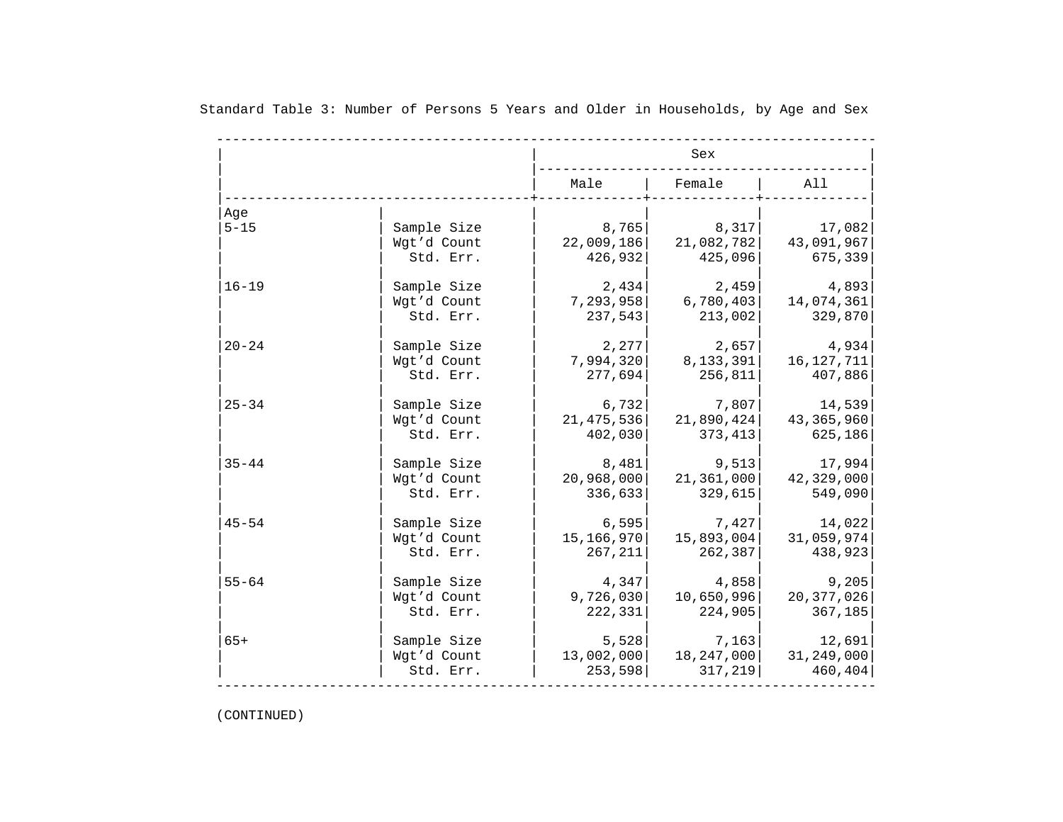Standard Table 3: Number of Persons 5 Years and Older in Households, by Age and Sex

| Age | | Male | Female | All |
|---|---|---|---|---|
| | | **Sex** | | |
| 5-15 | Sample Size | 8,765 | 8,317 | 17,082 |
| | Wgt'd Count | 22,009,186 | 21,082,782 | 43,091,967 |
| | Std. Err. | 426,932 | 425,096 | 675,339 |
| 16-19 | Sample Size | 2,434 | 2,459 | 4,893 |
| | Wgt'd Count | 7,293,958 | 6,780,403 | 14,074,361 |
| | Std. Err. | 237,543 | 213,002 | 329,870 |
| 20-24 | Sample Size | 2,277 | 2,657 | 4,934 |
| | Wgt'd Count | 7,994,320 | 8,133,391 | 16,127,711 |
| | Std. Err. | 277,694 | 256,811 | 407,886 |
| 25-34 | Sample Size | 6,732 | 7,807 | 14,539 |
| | Wgt'd Count | 21,475,536 | 21,890,424 | 43,365,960 |
| | Std. Err. | 402,030 | 373,413 | 625,186 |
| 35-44 | Sample Size | 8,481 | 9,513 | 17,994 |
| | Wgt'd Count | 20,968,000 | 21,361,000 | 42,329,000 |
| | Std. Err. | 336,633 | 329,615 | 549,090 |
| 45-54 | Sample Size | 6,595 | 7,427 | 14,022 |
| | Wgt'd Count | 15,166,970 | 15,893,004 | 31,059,974 |
| | Std. Err. | 267,211 | 262,387 | 438,923 |
| 55-64 | Sample Size | 4,347 | 4,858 | 9,205 |
| | Wgt'd Count | 9,726,030 | 10,650,996 | 20,377,026 |
| | Std. Err. | 222,331 | 224,905 | 367,185 |
| 65+ | Sample Size | 5,528 | 7,163 | 12,691 |
| | Wgt'd Count | 13,002,000 | 18,247,000 | 31,249,000 |
| | Std. Err. | 253,598 | 317,219 | 460,404 |

(CONTINUED)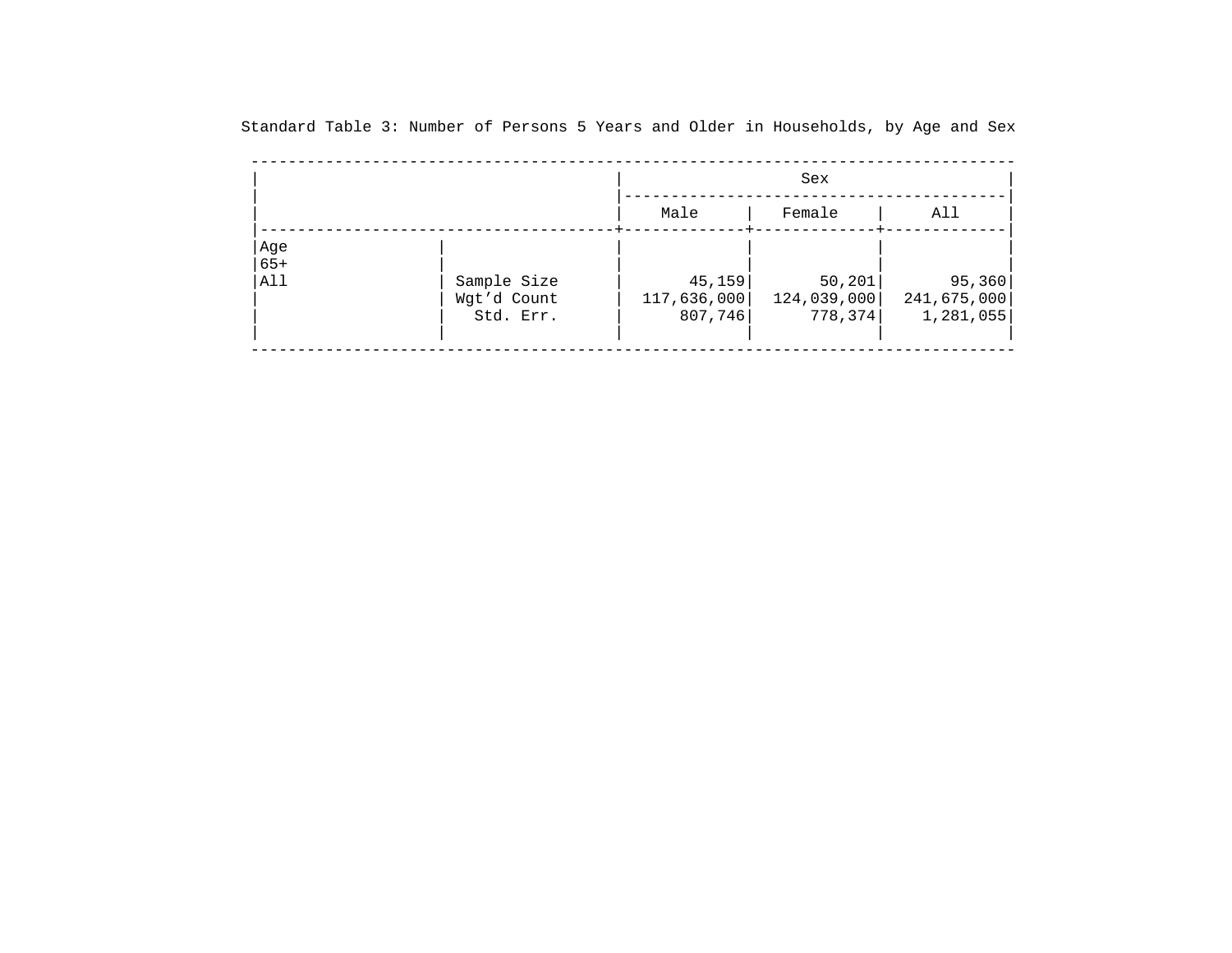Standard Table 3: Number of Persons 5 Years and Older in Households, by Age and Sex

| | | Sex | | |
|---|---|---|---|---|
| | | Male | Female | All |
| Age 65+ All | Sample Size | 45,159 | 50,201 | 95,360 |
| | Wgt’d Count | 117,636,000 | 124,039,000 | 241,675,000 |
| | Std. Err. | 807,746 | 778,374 | 1,281,055 |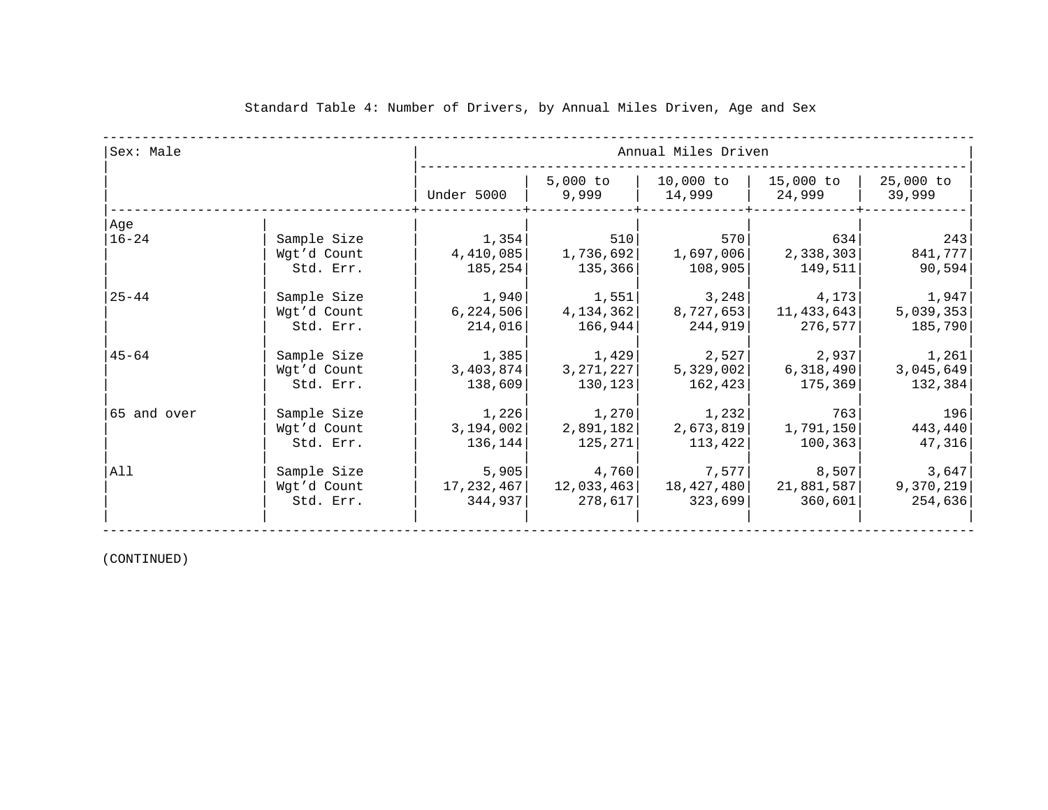Standard Table 4: Number of Drivers, by Annual Miles Driven, Age and Sex

| Sex: Male | | Annual Miles Driven | | | | |
|---|---|---|---|---|---|---|
| | | Under 5000 | 5,000 to 9,999 | 10,000 to 14,999 | 15,000 to 24,999 | 25,000 to 39,999 |
| Age | | | | | | |
| 16-24 | Sample Size | 1,354 | 510 | 570 | 634 | 243 |
| | Wgt’d Count | 4,410,085 | 1,736,692 | 1,697,006 | 2,338,303 | 841,777 |
| | Std. Err. | 185,254 | 135,366 | 108,905 | 149,511 | 90,594 |
| 25-44 | Sample Size | 1,940 | 1,551 | 3,248 | 4,173 | 1,947 |
| | Wgt’d Count | 6,224,506 | 4,134,362 | 8,727,653 | 11,433,643 | 5,039,353 |
| | Std. Err. | 214,016 | 166,944 | 244,919 | 276,577 | 185,790 |
| 45-64 | Sample Size | 1,385 | 1,429 | 2,527 | 2,937 | 1,261 |
| | Wgt’d Count | 3,403,874 | 3,271,227 | 5,329,002 | 6,318,490 | 3,045,649 |
| | Std. Err. | 138,609 | 130,123 | 162,423 | 175,369 | 132,384 |
| 65 and over | Sample Size | 1,226 | 1,270 | 1,232 | 763 | 196 |
| | Wgt’d Count | 3,194,002 | 2,891,182 | 2,673,819 | 1,791,150 | 443,440 |
| | Std. Err. | 136,144 | 125,271 | 113,422 | 100,363 | 47,316 |
| All | Sample Size | 5,905 | 4,760 | 7,577 | 8,507 | 3,647 |
| | Wgt’d Count | 17,232,467 | 12,033,463 | 18,427,480 | 21,881,587 | 9,370,219 |
| | Std. Err. | 344,937 | 278,617 | 323,699 | 360,601 | 254,636 |

(CONTINUED)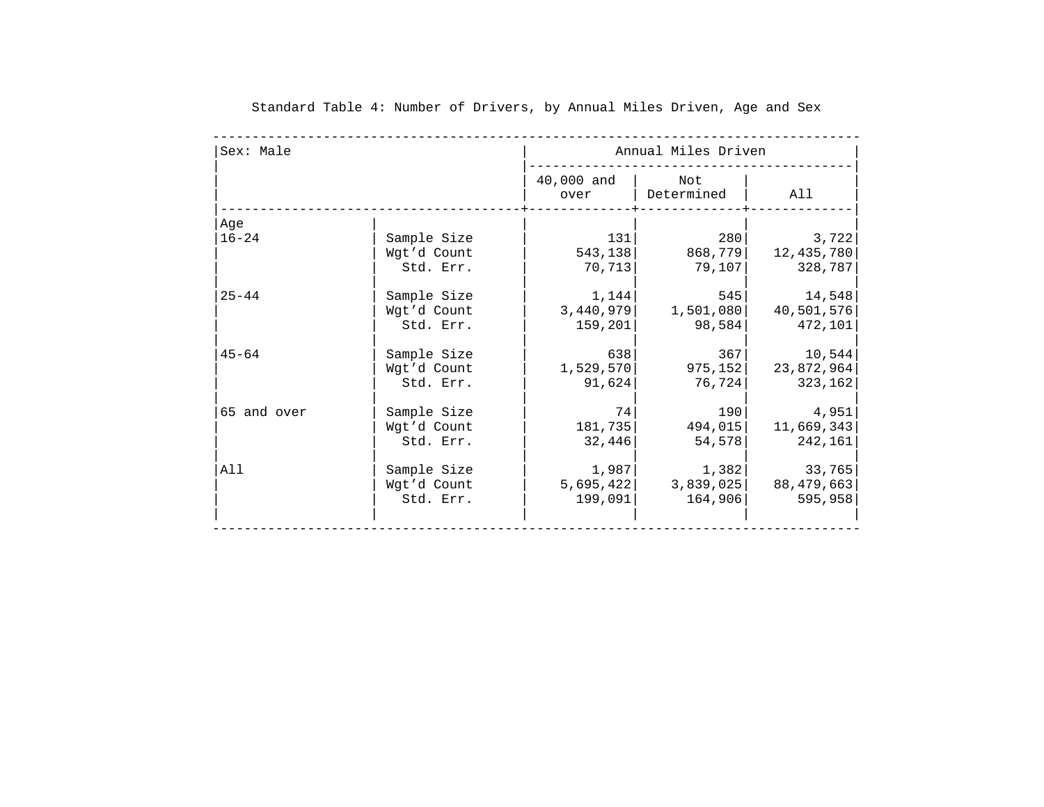Standard Table 4: Number of Drivers, by Annual Miles Driven, Age and Sex

| Sex: Male | | Annual Miles Driven | | |
|---|---|---|---|---|
| | | 40,000 and over | Not Determined | All |
| **Age** | | | | |
| 16-24 | Sample Size | 131 | 280 | 3,722 |
| | Wgt’d Count | 543,138 | 868,779 | 12,435,780 |
| | Std. Err. | 70,713 | 79,107 | 328,787 |
| 25-44 | Sample Size | 1,144 | 545 | 14,548 |
| | Wgt’d Count | 3,440,979 | 1,501,080 | 40,501,576 |
| | Std. Err. | 159,201 | 98,584 | 472,101 |
| 45-64 | Sample Size | 638 | 367 | 10,544 |
| | Wgt’d Count | 1,529,570 | 975,152 | 23,872,964 |
| | Std. Err. | 91,624 | 76,724 | 323,162 |
| 65 and over | Sample Size | 74 | 190 | 4,951 |
| | Wgt’d Count | 181,735 | 494,015 | 11,669,343 |
| | Std. Err. | 32,446 | 54,578 | 242,161 |
| All | Sample Size | 1,987 | 1,382 | 33,765 |
| | Wgt’d Count | 5,695,422 | 3,839,025 | 88,479,663 |
| | Std. Err. | 199,091 | 164,906 | 595,958 |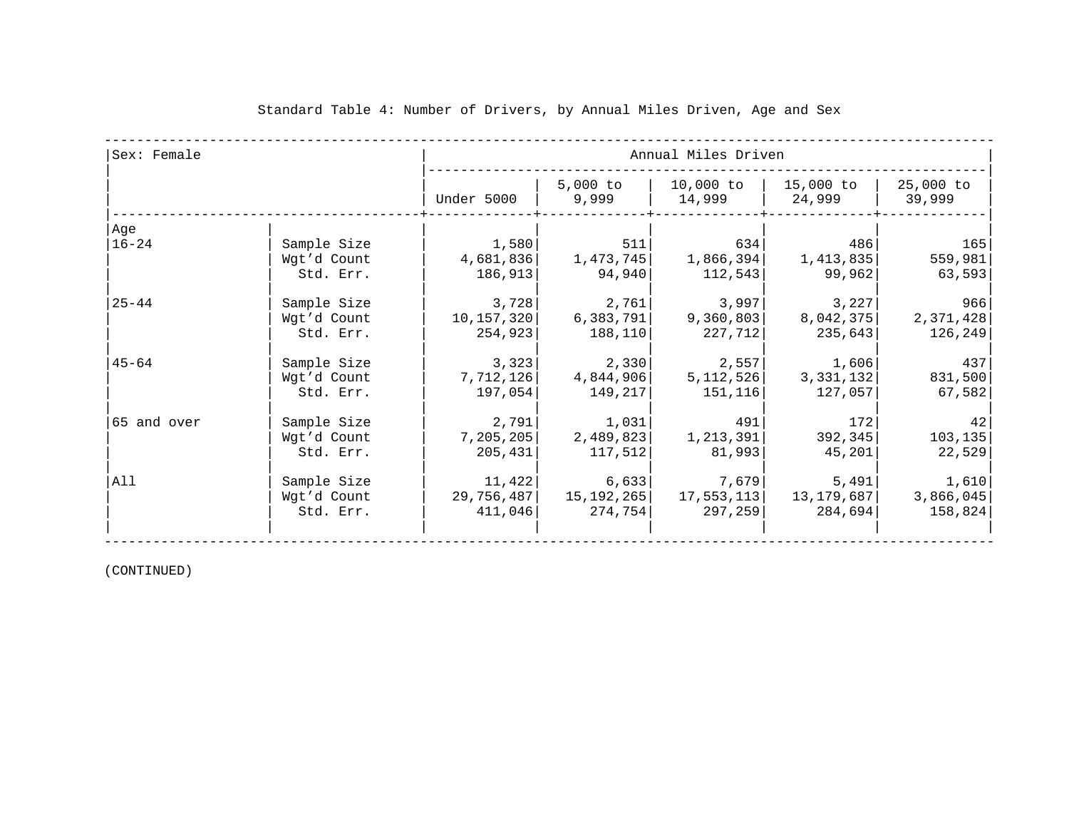Standard Table 4: Number of Drivers, by Annual Miles Driven, Age and Sex

| Sex: Female | | Annual Miles Driven | | | | |
|---|---|---|---|---|---|---|
| | | Under 5000 | 5,000 to 9,999 | 10,000 to 14,999 | 15,000 to 24,999 | 25,000 to 39,999 |
| **Age** | | | | | | |
| 16-24 | Sample Size | 1,580 | 511 | 634 | 486 | 165 |
| | Wgt'd Count | 4,681,836 | 1,473,745 | 1,866,394 | 1,413,835 | 559,981 |
| | Std. Err. | 186,913 | 94,940 | 112,543 | 99,962 | 63,593 |
| 25-44 | Sample Size | 3,728 | 2,761 | 3,997 | 3,227 | 966 |
| | Wgt'd Count | 10,157,320 | 6,383,791 | 9,360,803 | 8,042,375 | 2,371,428 |
| | Std. Err. | 254,923 | 188,110 | 227,712 | 235,643 | 126,249 |
| 45-64 | Sample Size | 3,323 | 2,330 | 2,557 | 1,606 | 437 |
| | Wgt'd Count | 7,712,126 | 4,844,906 | 5,112,526 | 3,331,132 | 831,500 |
| | Std. Err. | 197,054 | 149,217 | 151,116 | 127,057 | 67,582 |
| 65 and over | Sample Size | 2,791 | 1,031 | 491 | 172 | 42 |
| | Wgt'd Count | 7,205,205 | 2,489,823 | 1,213,391 | 392,345 | 103,135 |
| | Std. Err. | 205,431 | 117,512 | 81,993 | 45,201 | 22,529 |
| All | Sample Size | 11,422 | 6,633 | 7,679 | 5,491 | 1,610 |
| | Wgt'd Count | 29,756,487 | 15,192,265 | 17,553,113 | 13,179,687 | 3,866,045 |
| | Std. Err. | 411,046 | 274,754 | 297,259 | 284,694 | 158,824 |

(CONTINUED)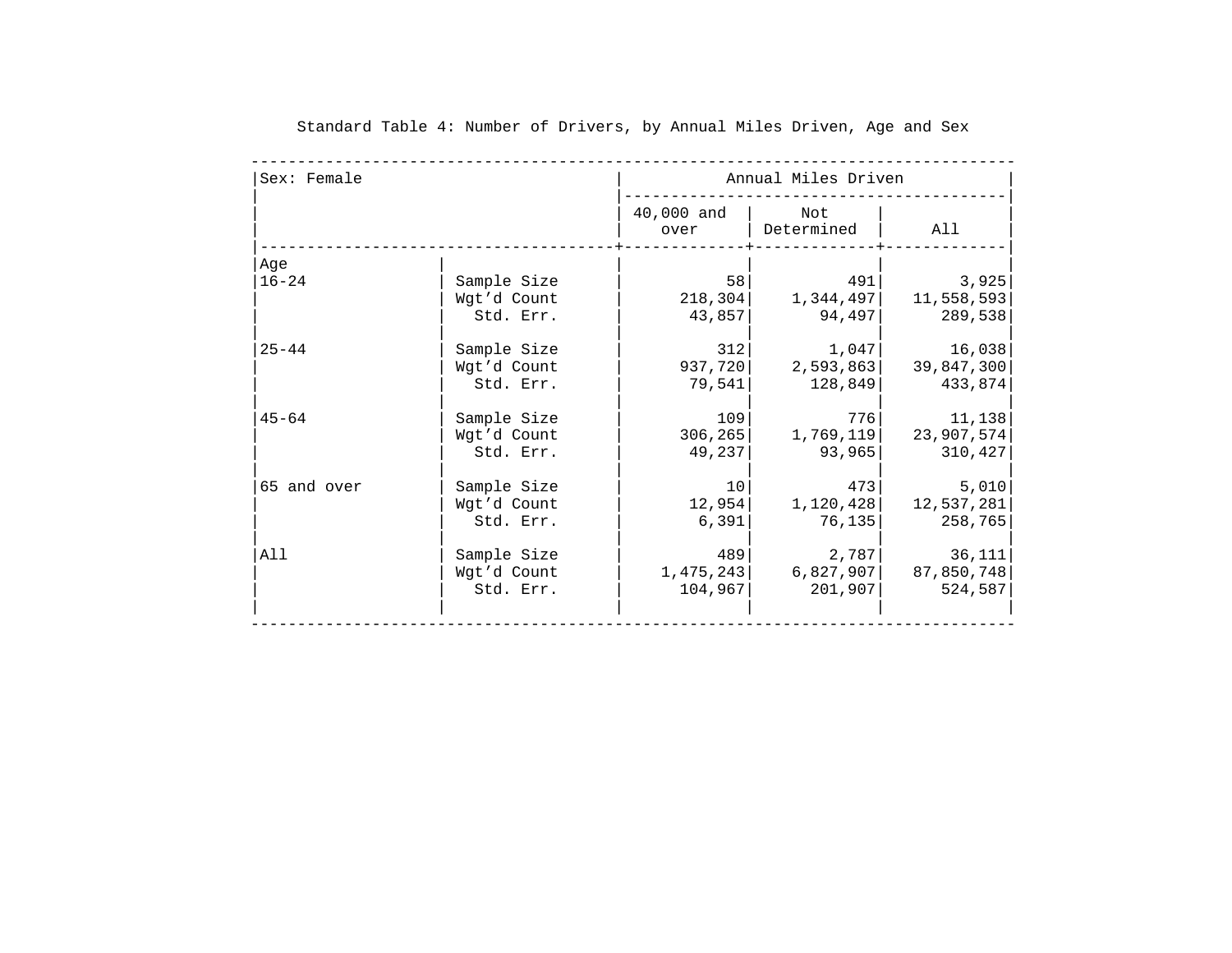Standard Table 4: Number of Drivers, by Annual Miles Driven, Age and Sex

| Sex: Female | | Annual Miles Driven | | |
|---|---|---|---|---|
| | | 40,000 and over | Not Determined | All |
| **Age** | | | | |
| 16-24 | Sample Size | 58 | 491 | 3,925 |
| | Wgt'd Count | 218,304 | 1,344,497 | 11,558,593 |
| | Std. Err. | 43,857 | 94,497 | 289,538 |
| 25-44 | Sample Size | 312 | 1,047 | 16,038 |
| | Wgt'd Count | 937,720 | 2,593,863 | 39,847,300 |
| | Std. Err. | 79,541 | 128,849 | 433,874 |
| 45-64 | Sample Size | 109 | 776 | 11,138 |
| | Wgt'd Count | 306,265 | 1,769,119 | 23,907,574 |
| | Std. Err. | 49,237 | 93,965 | 310,427 |
| 65 and over | Sample Size | 10 | 473 | 5,010 |
| | Wgt'd Count | 12,954 | 1,120,428 | 12,537,281 |
| | Std. Err. | 6,391 | 76,135 | 258,765 |
| All | Sample Size | 489 | 2,787 | 36,111 |
| | Wgt'd Count | 1,475,243 | 6,827,907 | 87,850,748 |
| | Std. Err. | 104,967 | 201,907 | 524,587 |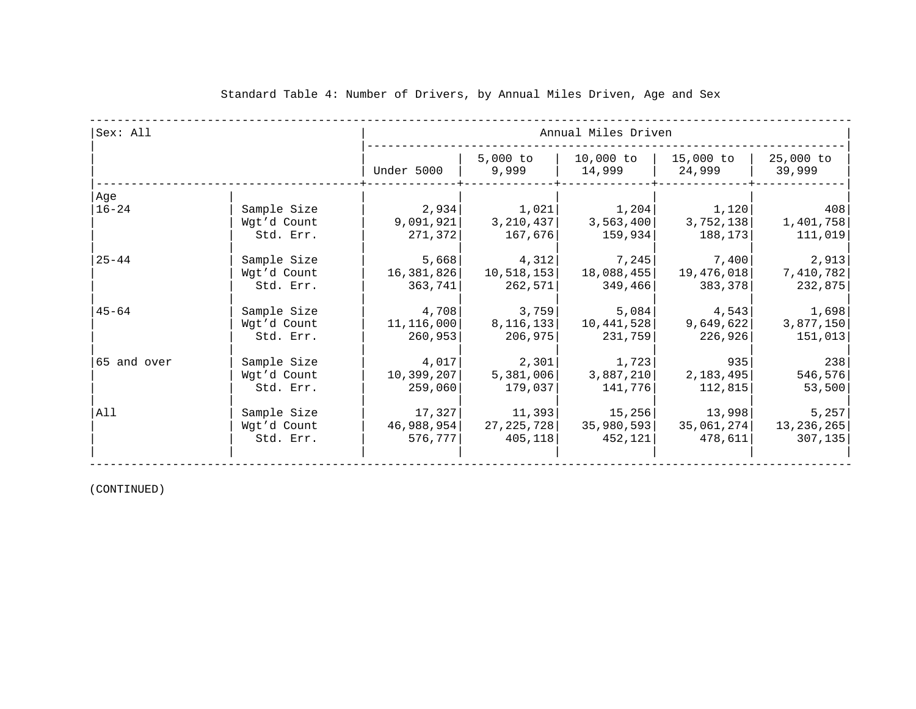Standard Table 4: Number of Drivers, by Annual Miles Driven, Age and Sex

| Sex: All | | Annual Miles Driven | | | | |
|---|---|---|---|---|---|---|
| | | Under 5000 | 5,000 to 9,999 | 10,000 to 14,999 | 15,000 to 24,999 | 25,000 to 39,999 |
| **Age** | | | | | | |
| 16-24 | Sample Size | 2,934 | 1,021 | 1,204 | 1,120 | 408 |
| | Wgt'd Count | 9,091,921 | 3,210,437 | 3,563,400 | 3,752,138 | 1,401,758 |
| | Std. Err. | 271,372 | 167,676 | 159,934 | 188,173 | 111,019 |
| 25-44 | Sample Size | 5,668 | 4,312 | 7,245 | 7,400 | 2,913 |
| | Wgt'd Count | 16,381,826 | 10,518,153 | 18,088,455 | 19,476,018 | 7,410,782 |
| | Std. Err. | 363,741 | 262,571 | 349,466 | 383,378 | 232,875 |
| 45-64 | Sample Size | 4,708 | 3,759 | 5,084 | 4,543 | 1,698 |
| | Wgt'd Count | 11,116,000 | 8,116,133 | 10,441,528 | 9,649,622 | 3,877,150 |
| | Std. Err. | 260,953 | 206,975 | 231,759 | 226,926 | 151,013 |
| 65 and over | Sample Size | 4,017 | 2,301 | 1,723 | 935 | 238 |
| | Wgt'd Count | 10,399,207 | 5,381,006 | 3,887,210 | 2,183,495 | 546,576 |
| | Std. Err. | 259,060 | 179,037 | 141,776 | 112,815 | 53,500 |
| All | Sample Size | 17,327 | 11,393 | 15,256 | 13,998 | 5,257 |
| | Wgt'd Count | 46,988,954 | 27,225,728 | 35,980,593 | 35,061,274 | 13,236,265 |
| | Std. Err. | 576,777 | 405,118 | 452,121 | 478,611 | 307,135 |

(CONTINUED)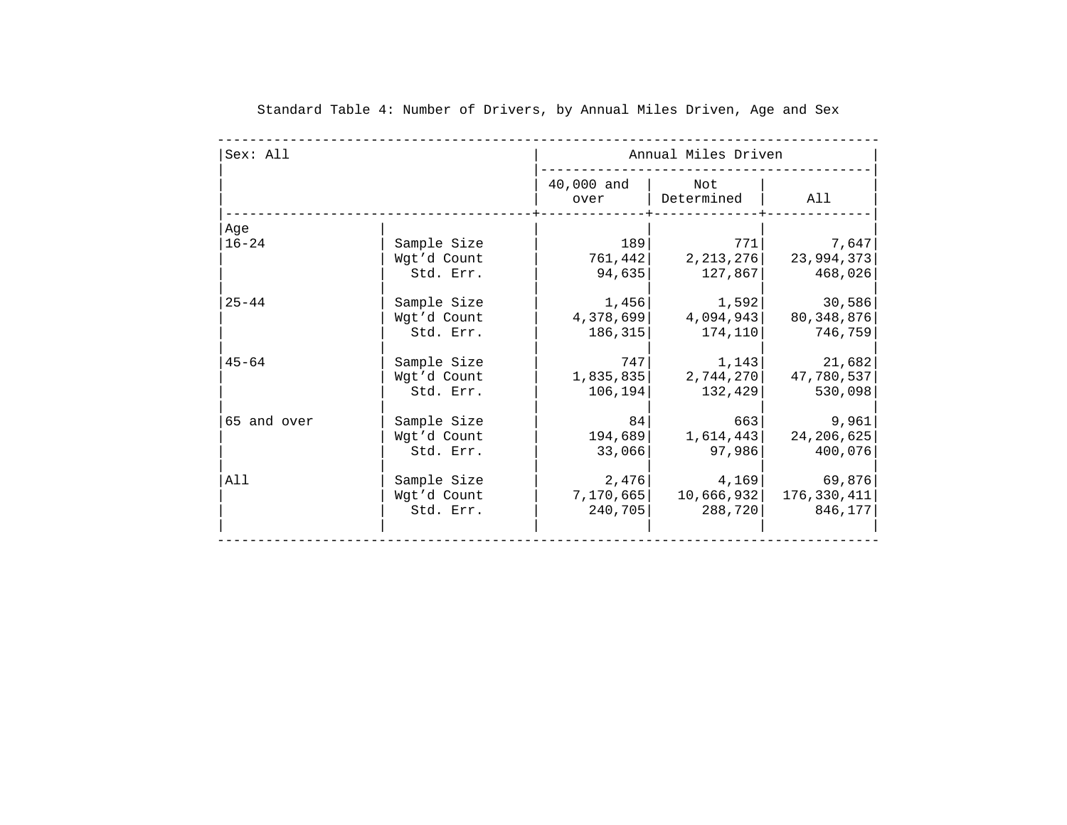Standard Table 4: Number of Drivers, by Annual Miles Driven, Age and Sex

| Sex: All | | Annual Miles Driven | | |
|---|---|---|---|---|
| | | 40,000 and over | Not Determined | All |
| **Age** | | | | |
| 16-24 | Sample Size | 189 | 771 | 7,647 |
| | Wgt'd Count | 761,442 | 2,213,276 | 23,994,373 |
| | Std. Err. | 94,635 | 127,867 | 468,026 |
| 25-44 | Sample Size | 1,456 | 1,592 | 30,586 |
| | Wgt'd Count | 4,378,699 | 4,094,943 | 80,348,876 |
| | Std. Err. | 186,315 | 174,110 | 746,759 |
| 45-64 | Sample Size | 747 | 1,143 | 21,682 |
| | Wgt'd Count | 1,835,835 | 2,744,270 | 47,780,537 |
| | Std. Err. | 106,194 | 132,429 | 530,098 |
| 65 and over | Sample Size | 84 | 663 | 9,961 |
| | Wgt'd Count | 194,689 | 1,614,443 | 24,206,625 |
| | Std. Err. | 33,066 | 97,986 | 400,076 |
| All | Sample Size | 2,476 | 4,169 | 69,876 |
| | Wgt'd Count | 7,170,665 | 10,666,932 | 176,330,411 |
| | Std. Err. | 240,705 | 288,720 | 846,177 |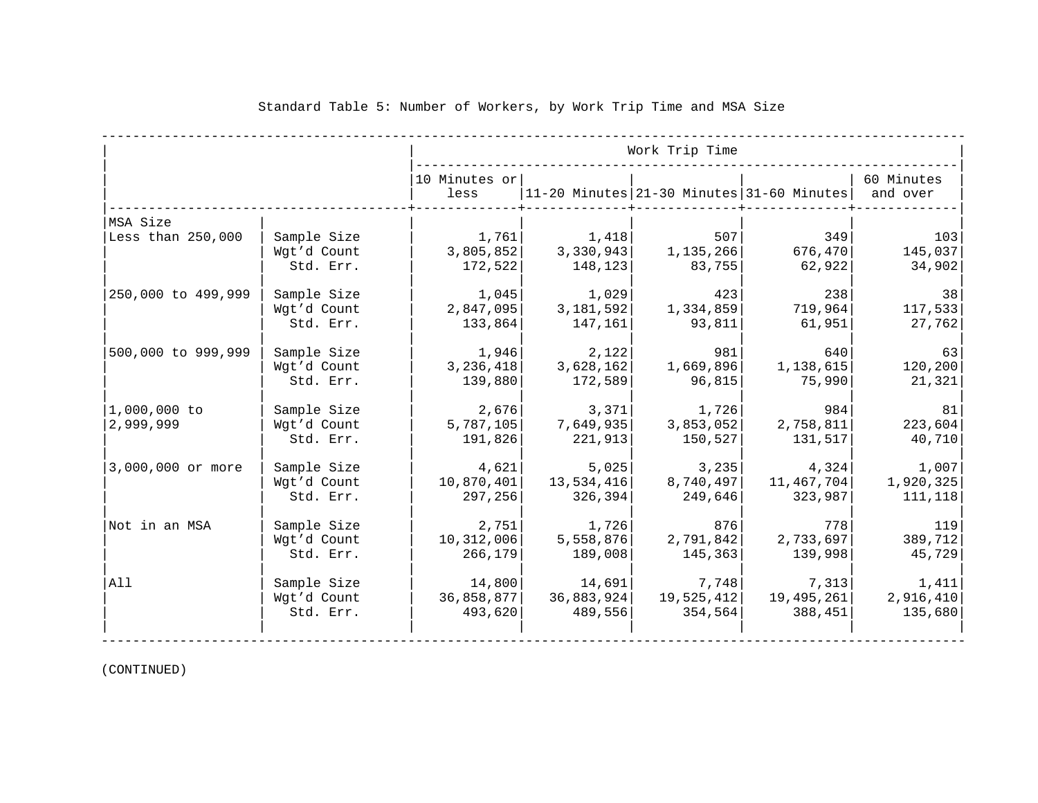Standard Table 5: Number of Workers, by Work Trip Time and MSA Size

| MSA Size | | Work Trip Time | | | | |
|---|---|---|---|---|---|---|
| | | 10 Minutes or less | 11-20 Minutes | 21-30 Minutes | 31-60 Minutes | 60 Minutes and over |
| Less than 250,000 | Sample Size | 1,761 | 1,418 | 507 | 349 | 103 |
| | Wgt'd Count | 3,805,852 | 3,330,943 | 1,135,266 | 676,470 | 145,037 |
| | Std. Err. | 172,522 | 148,123 | 83,755 | 62,922 | 34,902 |
| 250,000 to 499,999 | Sample Size | 1,045 | 1,029 | 423 | 238 | 38 |
| | Wgt'd Count | 2,847,095 | 3,181,592 | 1,334,859 | 719,964 | 117,533 |
| | Std. Err. | 133,864 | 147,161 | 93,811 | 61,951 | 27,762 |
| 500,000 to 999,999 | Sample Size | 1,946 | 2,122 | 981 | 640 | 63 |
| | Wgt'd Count | 3,236,418 | 3,628,162 | 1,669,896 | 1,138,615 | 120,200 |
| | Std. Err. | 139,880 | 172,589 | 96,815 | 75,990 | 21,321 |
| 1,000,000 to 2,999,999 | Sample Size | 2,676 | 3,371 | 1,726 | 984 | 81 |
| | Wgt'd Count | 5,787,105 | 7,649,935 | 3,853,052 | 2,758,811 | 223,604 |
| | Std. Err. | 191,826 | 221,913 | 150,527 | 131,517 | 40,710 |
| 3,000,000 or more | Sample Size | 4,621 | 5,025 | 3,235 | 4,324 | 1,007 |
| | Wgt'd Count | 10,870,401 | 13,534,416 | 8,740,497 | 11,467,704 | 1,920,325 |
| | Std. Err. | 297,256 | 326,394 | 249,646 | 323,987 | 111,118 |
| Not in an MSA | Sample Size | 2,751 | 1,726 | 876 | 778 | 119 |
| | Wgt'd Count | 10,312,006 | 5,558,876 | 2,791,842 | 2,733,697 | 389,712 |
| | Std. Err. | 266,179 | 189,008 | 145,363 | 139,998 | 45,729 |
| All | Sample Size | 14,800 | 14,691 | 7,748 | 7,313 | 1,411 |
| | Wgt'd Count | 36,858,877 | 36,883,924 | 19,525,412 | 19,495,261 | 2,916,410 |
| | Std. Err. | 493,620 | 489,556 | 354,564 | 388,451 | 135,680 |

(CONTINUED)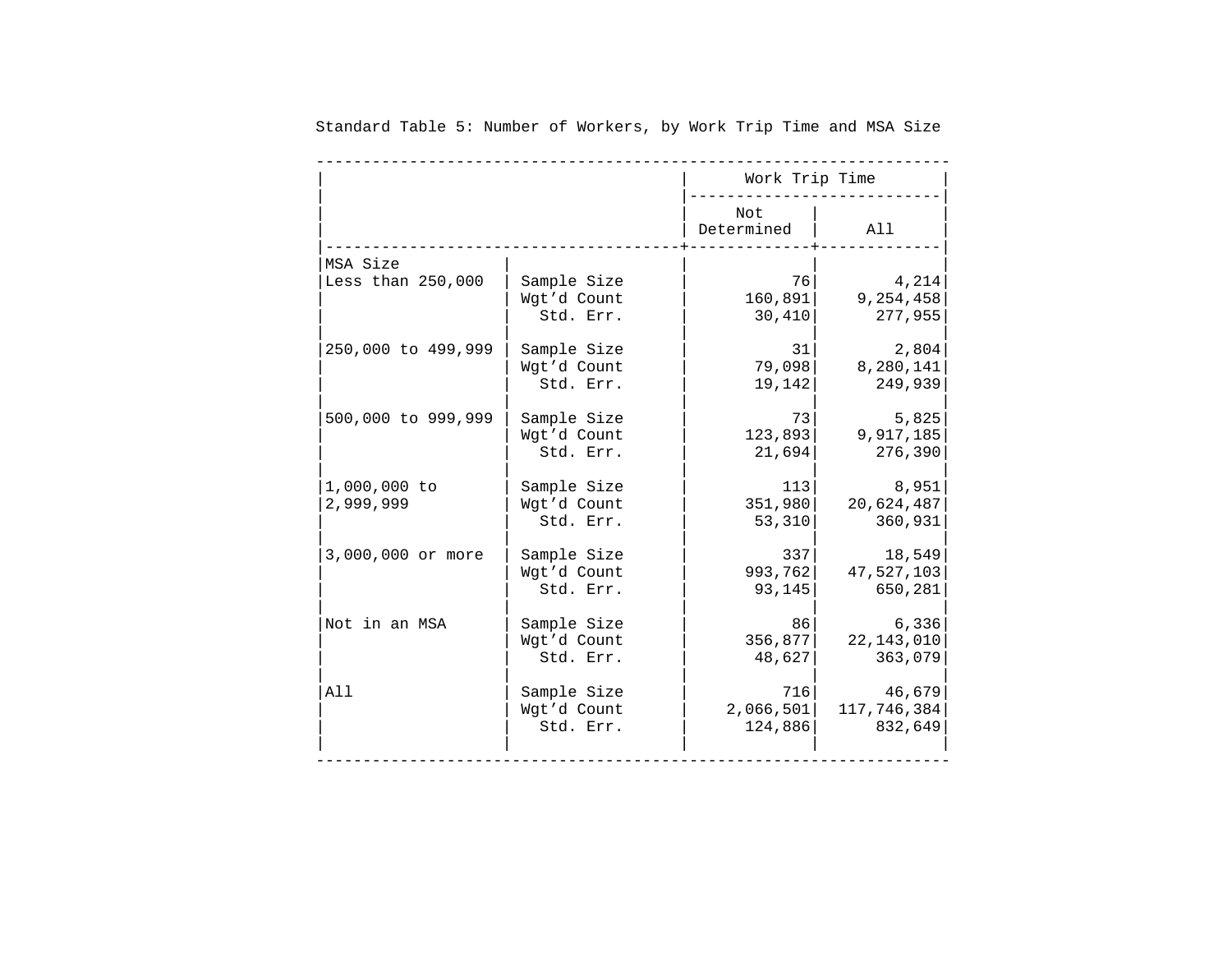Standard Table 5: Number of Workers, by Work Trip Time and MSA Size

| MSA Size | | Work Trip Time | |
|---|---|---|---|
| | | Not Determined | All |
| Less than 250,000 | Sample Size | 76 | 4,214 |
| | Wgt'd Count | 160,891 | 9,254,458 |
| | Std. Err. | 30,410 | 277,955 |
| 250,000 to 499,999 | Sample Size | 31 | 2,804 |
| | Wgt'd Count | 79,098 | 8,280,141 |
| | Std. Err. | 19,142 | 249,939 |
| 500,000 to 999,999 | Sample Size | 73 | 5,825 |
| | Wgt'd Count | 123,893 | 9,917,185 |
| | Std. Err. | 21,694 | 276,390 |
| 1,000,000 to 2,999,999 | Sample Size | 113 | 8,951 |
| | Wgt'd Count | 351,980 | 20,624,487 |
| | Std. Err. | 53,310 | 360,931 |
| 3,000,000 or more | Sample Size | 337 | 18,549 |
| | Wgt'd Count | 993,762 | 47,527,103 |
| | Std. Err. | 93,145 | 650,281 |
| Not in an MSA | Sample Size | 86 | 6,336 |
| | Wgt'd Count | 356,877 | 22,143,010 |
| | Std. Err. | 48,627 | 363,079 |
| All | Sample Size | 716 | 46,679 |
| | Wgt'd Count | 2,066,501 | 117,746,384 |
| | Std. Err. | 124,886 | 832,649 |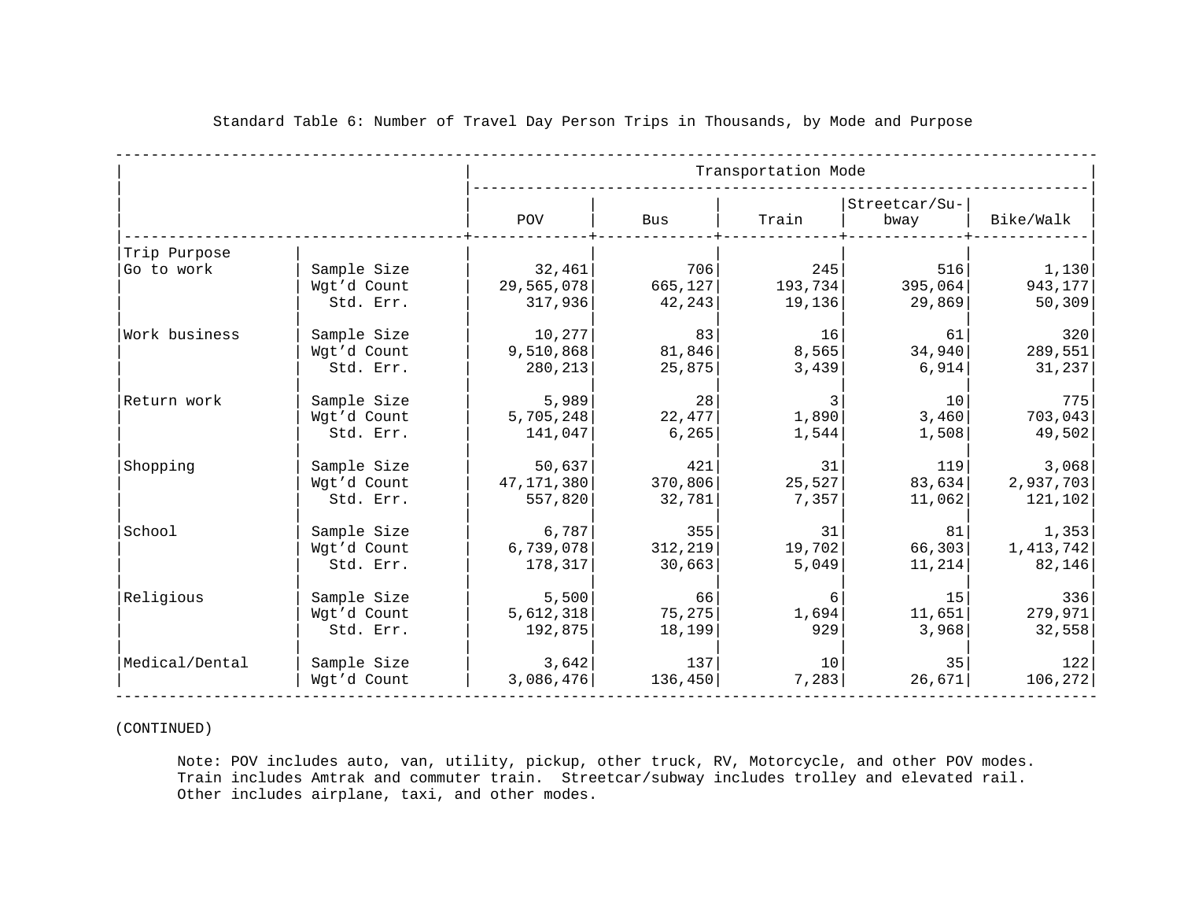Standard Table 6: Number of Travel Day Person Trips in Thousands, by Mode and Purpose

| Trip Purpose | | Transportation Mode | | | | |
|---|---|---|---|---|---|---|
| | | POV | Bus | Train | Streetcar/Subway | Bike/Walk |
| Go to work | Sample Size | 32,461 | 706 | 245 | 516 | 1,130 |
| | Wgt'd Count | 29,565,078 | 665,127 | 193,734 | 395,064 | 943,177 |
| | Std. Err. | 317,936 | 42,243 | 19,136 | 29,869 | 50,309 |
| Work business | Sample Size | 10,277 | 83 | 16 | 61 | 320 |
| | Wgt'd Count | 9,510,868 | 81,846 | 8,565 | 34,940 | 289,551 |
| | Std. Err. | 280,213 | 25,875 | 3,439 | 6,914 | 31,237 |
| Return work | Sample Size | 5,989 | 28 | 3 | 10 | 775 |
| | Wgt'd Count | 5,705,248 | 22,477 | 1,890 | 3,460 | 703,043 |
| | Std. Err. | 141,047 | 6,265 | 1,544 | 1,508 | 49,502 |
| Shopping | Sample Size | 50,637 | 421 | 31 | 119 | 3,068 |
| | Wgt'd Count | 47,171,380 | 370,806 | 25,527 | 83,634 | 2,937,703 |
| | Std. Err. | 557,820 | 32,781 | 7,357 | 11,062 | 121,102 |
| School | Sample Size | 6,787 | 355 | 31 | 81 | 1,353 |
| | Wgt'd Count | 6,739,078 | 312,219 | 19,702 | 66,303 | 1,413,742 |
| | Std. Err. | 178,317 | 30,663 | 5,049 | 11,214 | 82,146 |
| Religious | Sample Size | 5,500 | 66 | 6 | 15 | 336 |
| | Wgt'd Count | 5,612,318 | 75,275 | 1,694 | 11,651 | 279,971 |
| | Std. Err. | 192,875 | 18,199 | 929 | 3,968 | 32,558 |
| Medical/Dental | Sample Size | 3,642 | 137 | 10 | 35 | 122 |
| | Wgt'd Count | 3,086,476 | 136,450 | 7,283 | 26,671 | 106,272 |

(CONTINUED)

Note: POV includes auto, van, utility, pickup, other truck, RV, Motorcycle, and other POV modes. Train includes Amtrak and commuter train. Streetcar/subway includes trolley and elevated rail. Other includes airplane, taxi, and other modes.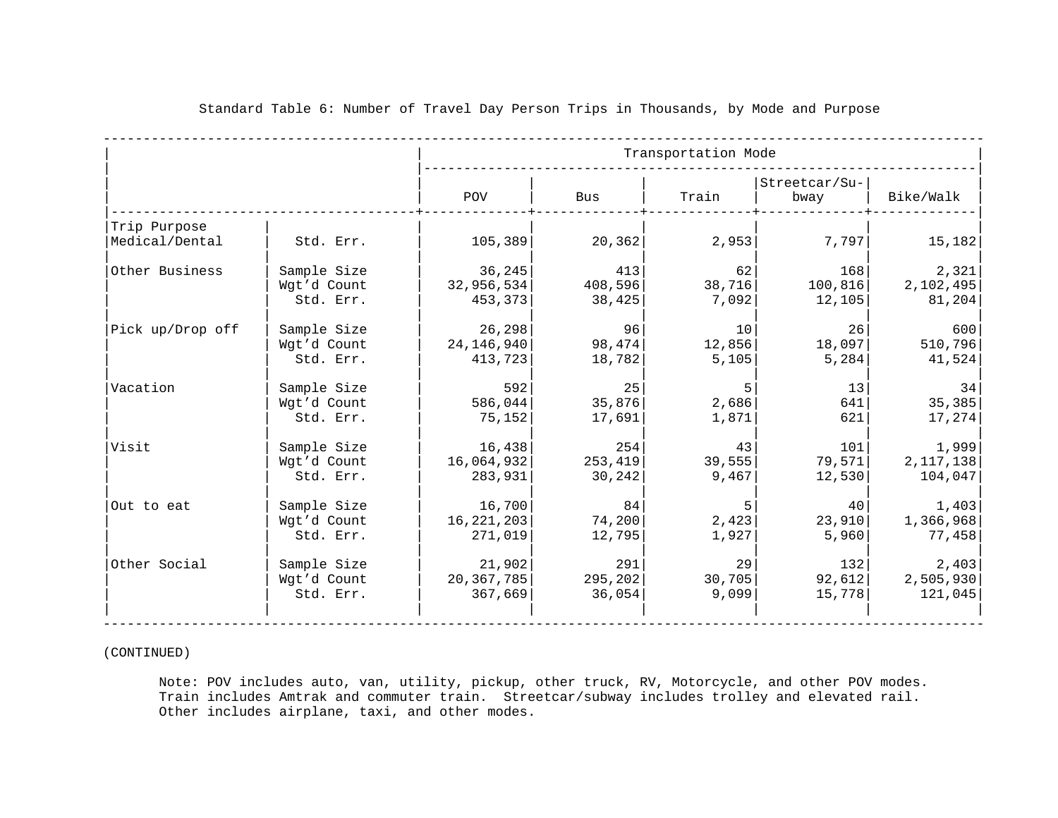Standard Table 6: Number of Travel Day Person Trips in Thousands, by Mode and Purpose

| | | Transportation Mode | | | | |
|---|---|---|---|---|---|---|
| | | POV | Bus | Train | Streetcar/Subway | Bike/Walk |
| Trip Purpose | | | | | | |
| Medical/Dental | Std. Err. | 105,389 | 20,362 | 2,953 | 7,797 | 15,182 |
| Other Business | Sample Size | 36,245 | 413 | 62 | 168 | 2,321 |
| | Wgt'd Count | 32,956,534 | 408,596 | 38,716 | 100,816 | 2,102,495 |
| | Std. Err. | 453,373 | 38,425 | 7,092 | 12,105 | 81,204 |
| Pick up/Drop off | Sample Size | 26,298 | 96 | 10 | 26 | 600 |
| | Wgt'd Count | 24,146,940 | 98,474 | 12,856 | 18,097 | 510,796 |
| | Std. Err. | 413,723 | 18,782 | 5,105 | 5,284 | 41,524 |
| Vacation | Sample Size | 592 | 25 | 5 | 13 | 34 |
| | Wgt'd Count | 586,044 | 35,876 | 2,686 | 641 | 35,385 |
| | Std. Err. | 75,152 | 17,691 | 1,871 | 621 | 17,274 |
| Visit | Sample Size | 16,438 | 254 | 43 | 101 | 1,999 |
| | Wgt'd Count | 16,064,932 | 253,419 | 39,555 | 79,571 | 2,117,138 |
| | Std. Err. | 283,931 | 30,242 | 9,467 | 12,530 | 104,047 |
| Out to eat | Sample Size | 16,700 | 84 | 5 | 40 | 1,403 |
| | Wgt'd Count | 16,221,203 | 74,200 | 2,423 | 23,910 | 1,366,968 |
| | Std. Err. | 271,019 | 12,795 | 1,927 | 5,960 | 77,458 |
| Other Social | Sample Size | 21,902 | 291 | 29 | 132 | 2,403 |
| | Wgt'd Count | 20,367,785 | 295,202 | 30,705 | 92,612 | 2,505,930 |
| | Std. Err. | 367,669 | 36,054 | 9,099 | 15,778 | 121,045 |

(CONTINUED)

Note: POV includes auto, van, utility, pickup, other truck, RV, Motorcycle, and other POV modes. Train includes Amtrak and commuter train. Streetcar/subway includes trolley and elevated rail. Other includes airplane, taxi, and other modes.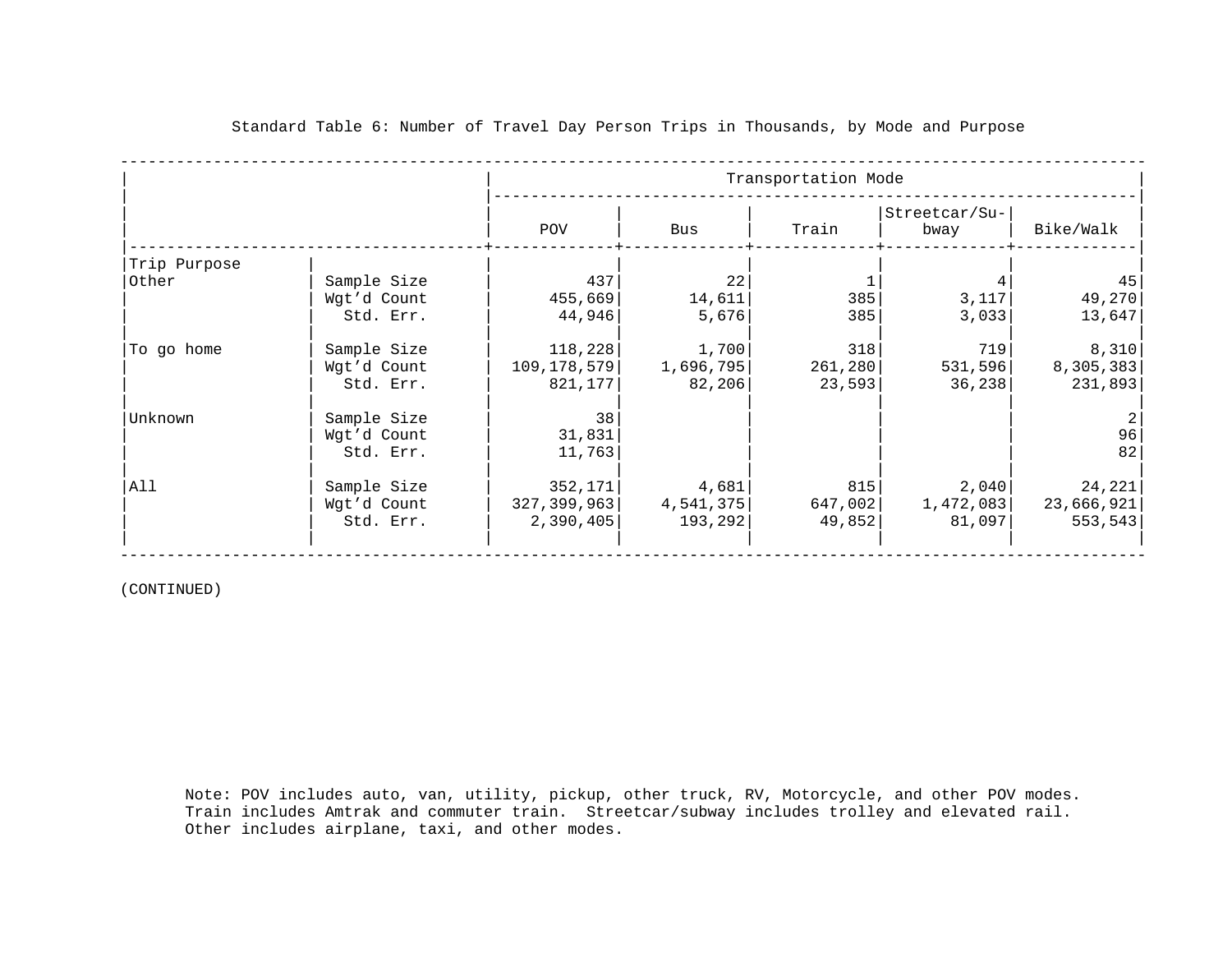Standard Table 6: Number of Travel Day Person Trips in Thousands, by Mode and Purpose

| Trip Purpose | | Transportation Mode | | | | |
|---|---|---|---|---|---|---|
| | | POV | Bus | Train | Streetcar/Subway | Bike/Walk |
| Other | Sample Size | 437 | 22 | 1 | 4 | 45 |
| | Wgt'd Count | 455,669 | 14,611 | 385 | 3,117 | 49,270 |
| | Std. Err. | 44,946 | 5,676 | 385 | 3,033 | 13,647 |
| To go home | Sample Size | 118,228 | 1,700 | 318 | 719 | 8,310 |
| | Wgt'd Count | 109,178,579 | 1,696,795 | 261,280 | 531,596 | 8,305,383 |
| | Std. Err. | 821,177 | 82,206 | 23,593 | 36,238 | 231,893 |
| Unknown | Sample Size | 38 | | | | 2 |
| | Wgt'd Count | 31,831 | | | | 96 |
| | Std. Err. | 11,763 | | | | 82 |
| All | Sample Size | 352,171 | 4,681 | 815 | 2,040 | 24,221 |
| | Wgt'd Count | 327,399,963 | 4,541,375 | 647,002 | 1,472,083 | 23,666,921 |
| | Std. Err. | 2,390,405 | 193,292 | 49,852 | 81,097 | 553,543 |

(CONTINUED)

Note: POV includes auto, van, utility, pickup, other truck, RV, Motorcycle, and other POV modes. Train includes Amtrak and commuter train. Streetcar/subway includes trolley and elevated rail. Other includes airplane, taxi, and other modes.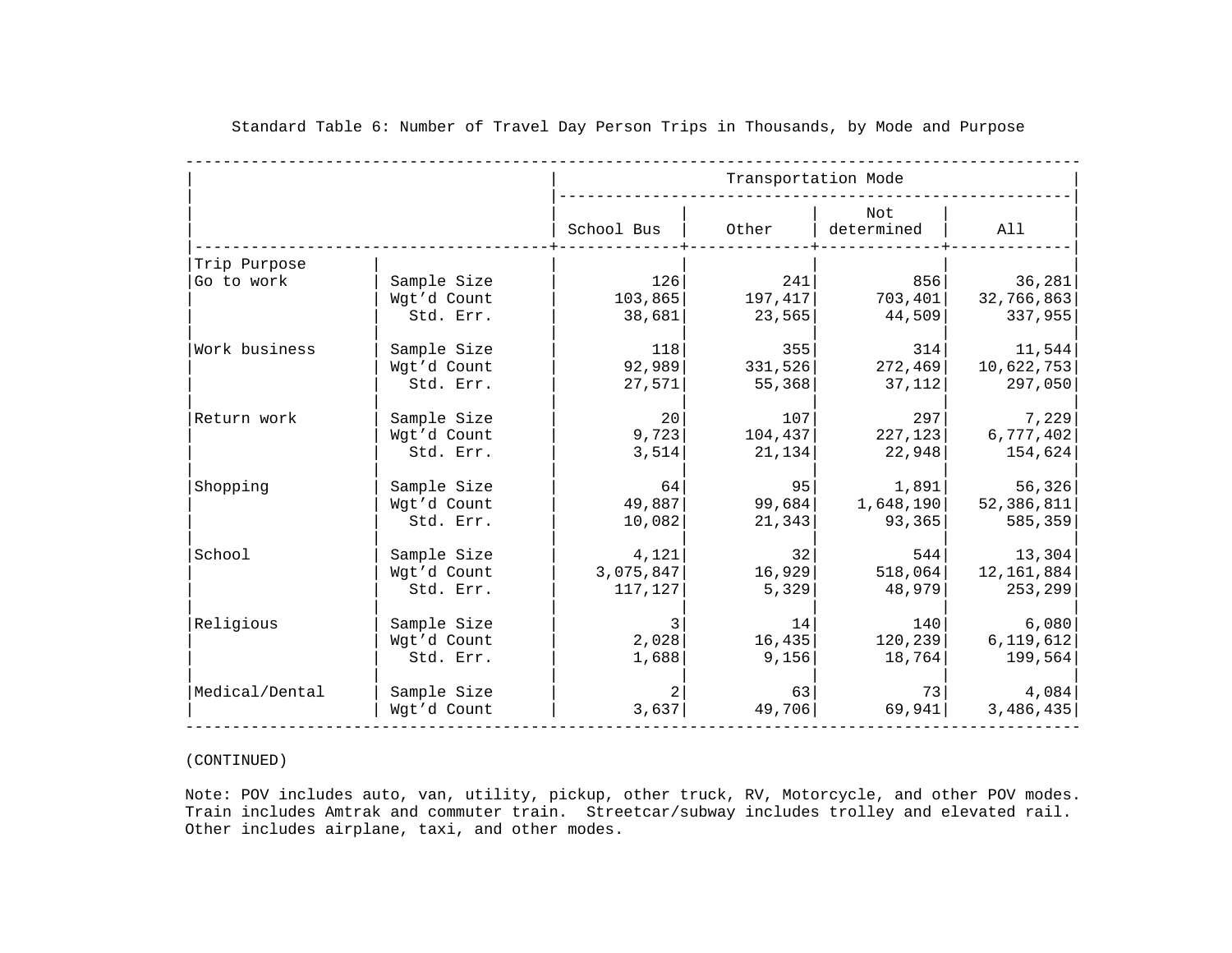Standard Table 6: Number of Travel Day Person Trips in Thousands, by Mode and Purpose

| | | Transportation Mode | | | |
|---|---|---|---|---|---|
| | | School Bus | Other | Not determined | All |
| Trip Purpose | | | | | |
| Go to work | Sample Size | 126 | 241 | 856 | 36,281 |
| | Wgt'd Count | 103,865 | 197,417 | 703,401 | 32,766,863 |
| | Std. Err. | 38,681 | 23,565 | 44,509 | 337,955 |
| Work business | Sample Size | 118 | 355 | 314 | 11,544 |
| | Wgt'd Count | 92,989 | 331,526 | 272,469 | 10,622,753 |
| | Std. Err. | 27,571 | 55,368 | 37,112 | 297,050 |
| Return work | Sample Size | 20 | 107 | 297 | 7,229 |
| | Wgt'd Count | 9,723 | 104,437 | 227,123 | 6,777,402 |
| | Std. Err. | 3,514 | 21,134 | 22,948 | 154,624 |
| Shopping | Sample Size | 64 | 95 | 1,891 | 56,326 |
| | Wgt'd Count | 49,887 | 99,684 | 1,648,190 | 52,386,811 |
| | Std. Err. | 10,082 | 21,343 | 93,365 | 585,359 |
| School | Sample Size | 4,121 | 32 | 544 | 13,304 |
| | Wgt'd Count | 3,075,847 | 16,929 | 518,064 | 12,161,884 |
| | Std. Err. | 117,127 | 5,329 | 48,979 | 253,299 |
| Religious | Sample Size | 3 | 14 | 140 | 6,080 |
| | Wgt'd Count | 2,028 | 16,435 | 120,239 | 6,119,612 |
| | Std. Err. | 1,688 | 9,156 | 18,764 | 199,564 |
| Medical/Dental | Sample Size | 2 | 63 | 73 | 4,084 |
| | Wgt'd Count | 3,637 | 49,706 | 69,941 | 3,486,435 |

(CONTINUED)

Note: POV includes auto, van, utility, pickup, other truck, RV, Motorcycle, and other POV modes. Train includes Amtrak and commuter train. Streetcar/subway includes trolley and elevated rail. Other includes airplane, taxi, and other modes.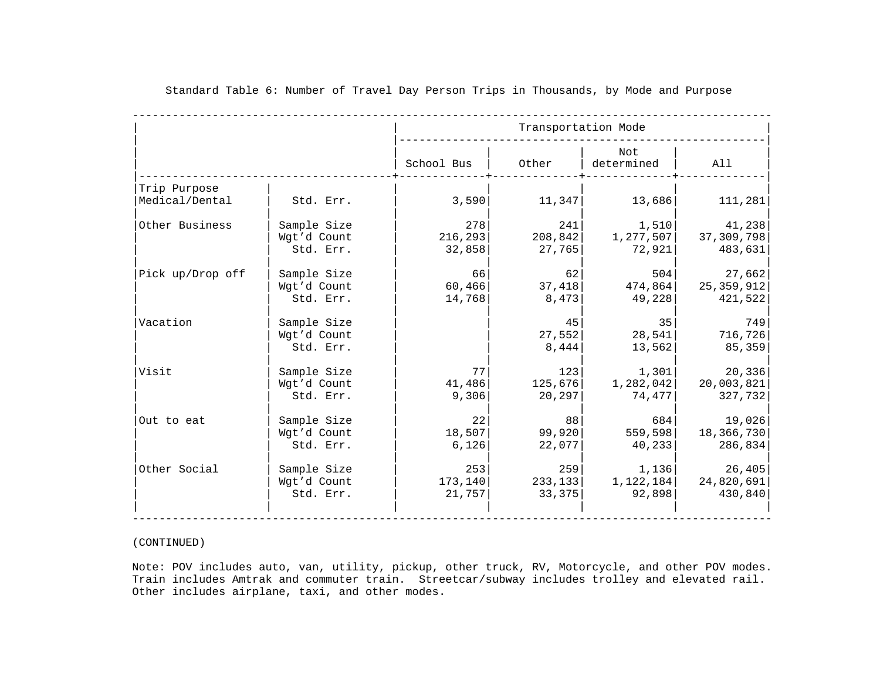Standard Table 6: Number of Travel Day Person Trips in Thousands, by Mode and Purpose

| | | Transportation Mode | | | |
|---|---|---|---|---|---|
| | | School Bus | Other | Not determined | All |
| Trip Purpose Medical/Dental | Std. Err. | 3,590 | 11,347 | 13,686 | 111,281 |
| Other Business | Sample Size | 278 | 241 | 1,510 | 41,238 |
| | Wgt'd Count | 216,293 | 208,842 | 1,277,507 | 37,309,798 |
| | Std. Err. | 32,858 | 27,765 | 72,921 | 483,631 |
| Pick up/Drop off | Sample Size | 66 | 62 | 504 | 27,662 |
| | Wgt'd Count | 60,466 | 37,418 | 474,864 | 25,359,912 |
| | Std. Err. | 14,768 | 8,473 | 49,228 | 421,522 |
| Vacation | Sample Size | | 45 | 35 | 749 |
| | Wgt'd Count | | 27,552 | 28,541 | 716,726 |
| | Std. Err. | | 8,444 | 13,562 | 85,359 |
| Visit | Sample Size | 77 | 123 | 1,301 | 20,336 |
| | Wgt'd Count | 41,486 | 125,676 | 1,282,042 | 20,003,821 |
| | Std. Err. | 9,306 | 20,297 | 74,477 | 327,732 |
| Out to eat | Sample Size | 22 | 88 | 684 | 19,026 |
| | Wgt'd Count | 18,507 | 99,920 | 559,598 | 18,366,730 |
| | Std. Err. | 6,126 | 22,077 | 40,233 | 286,834 |
| Other Social | Sample Size | 253 | 259 | 1,136 | 26,405 |
| | Wgt'd Count | 173,140 | 233,133 | 1,122,184 | 24,820,691 |
| | Std. Err. | 21,757 | 33,375 | 92,898 | 430,840 |

(CONTINUED)

Note: POV includes auto, van, utility, pickup, other truck, RV, Motorcycle, and other POV modes. Train includes Amtrak and commuter train. Streetcar/subway includes trolley and elevated rail. Other includes airplane, taxi, and other modes.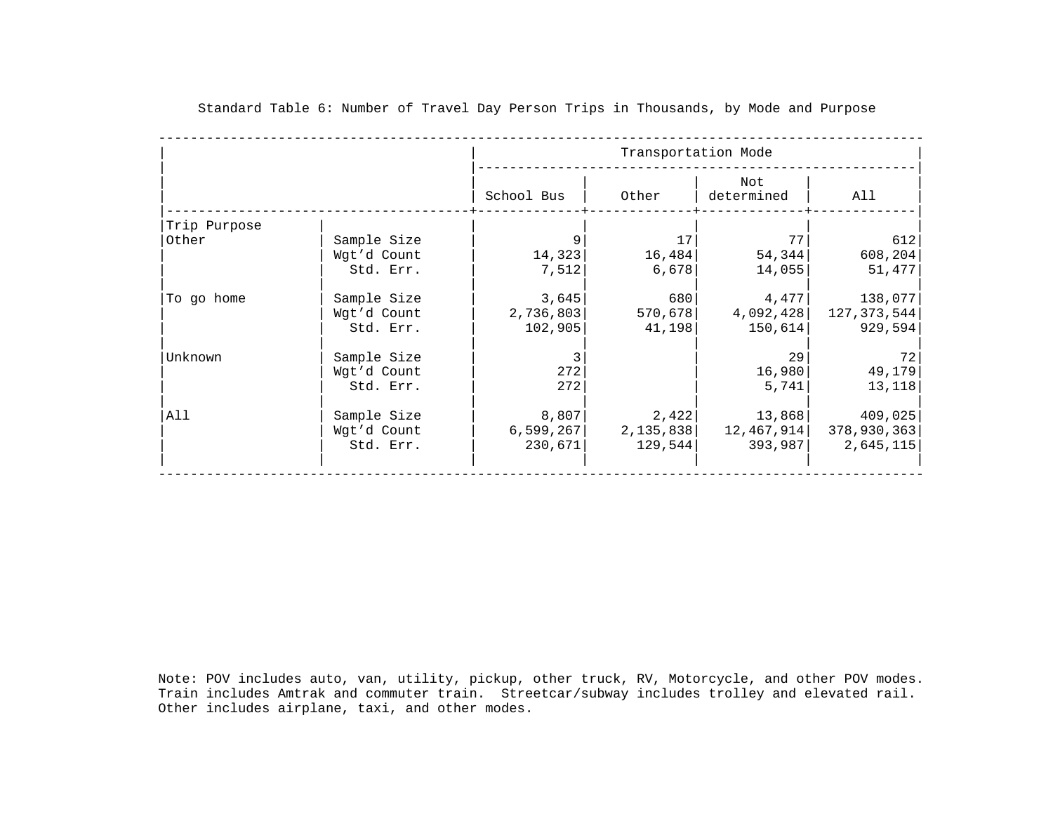Standard Table 6: Number of Travel Day Person Trips in Thousands, by Mode and Purpose

| | | Transportation Mode | | | |
|---|---|---|---|---|---|
| | | School Bus | Other | Not determined | All |
| **Trip Purpose** | | | | | |
| Other | Sample Size | 9 | 17 | 77 | 612 |
| | Wgt’d Count | 14,323 | 16,484 | 54,344 | 608,204 |
| | Std. Err. | 7,512 | 6,678 | 14,055 | 51,477 |
| To go home | Sample Size | 3,645 | 680 | 4,477 | 138,077 |
| | Wgt’d Count | 2,736,803 | 570,678 | 4,092,428 | 127,373,544 |
| | Std. Err. | 102,905 | 41,198 | 150,614 | 929,594 |
| Unknown | Sample Size | 3 | | 29 | 72 |
| | Wgt’d Count | 272 | | 16,980 | 49,179 |
| | Std. Err. | 272 | | 5,741 | 13,118 |
| All | Sample Size | 8,807 | 2,422 | 13,868 | 409,025 |
| | Wgt’d Count | 6,599,267 | 2,135,838 | 12,467,914 | 378,930,363 |
| | Std. Err. | 230,671 | 129,544 | 393,987 | 2,645,115 |

Note: POV includes auto, van, utility, pickup, other truck, RV, Motorcycle, and other POV modes. Train includes Amtrak and commuter train. Streetcar/subway includes trolley and elevated rail. Other includes airplane, taxi, and other modes.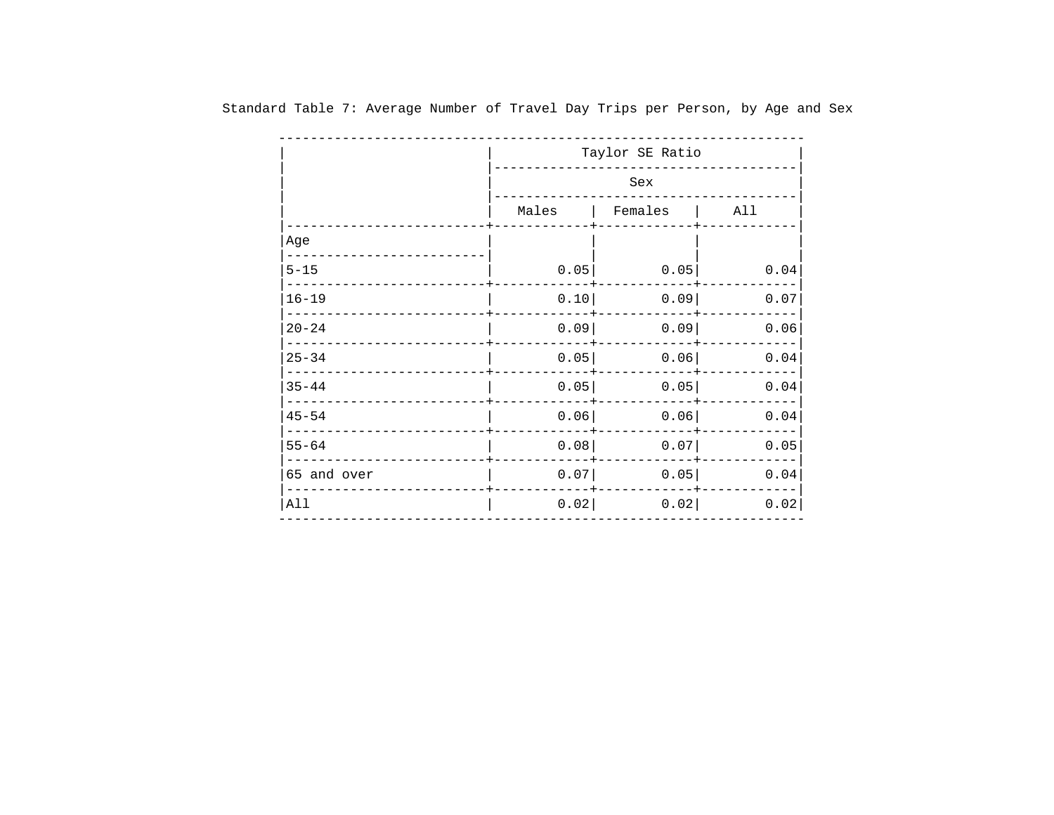Standard Table 7: Average Number of Travel Day Trips per Person, by Age and Sex

| | Taylor SE Ratio | | |
|---|---|---|---|
| | Sex | | |
| | Males | Females | All |
| Age | | | |
| 5-15 | 0.05 | 0.05 | 0.04 |
| 16-19 | 0.10 | 0.09 | 0.07 |
| 20-24 | 0.09 | 0.09 | 0.06 |
| 25-34 | 0.05 | 0.06 | 0.04 |
| 35-44 | 0.05 | 0.05 | 0.04 |
| 45-54 | 0.06 | 0.06 | 0.04 |
| 55-64 | 0.08 | 0.07 | 0.05 |
| 65 and over | 0.07 | 0.05 | 0.04 |
| All | 0.02 | 0.02 | 0.02 |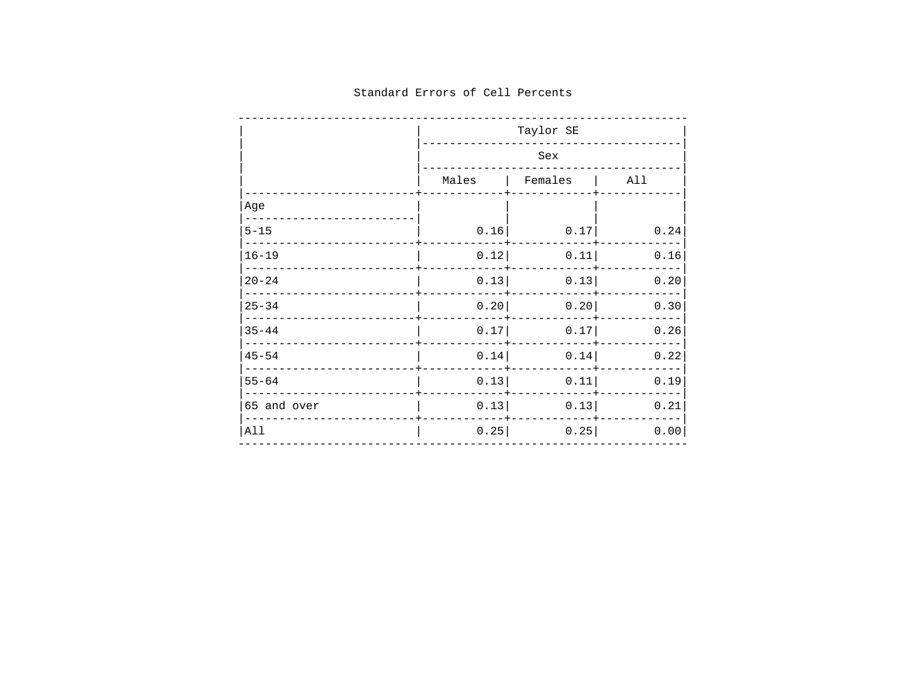Standard Errors of Cell Percents

| | Taylor SE | | |
|---|---|---|---|
| | Sex | | |
| | Males | Females | All |
| Age | | | |
| 5-15 | 0.16 | 0.17 | 0.24 |
| 16-19 | 0.12 | 0.11 | 0.16 |
| 20-24 | 0.13 | 0.13 | 0.20 |
| 25-34 | 0.20 | 0.20 | 0.30 |
| 35-44 | 0.17 | 0.17 | 0.26 |
| 45-54 | 0.14 | 0.14 | 0.22 |
| 55-64 | 0.13 | 0.11 | 0.19 |
| 65 and over | 0.13 | 0.13 | 0.21 |
| All | 0.25 | 0.25 | 0.00 |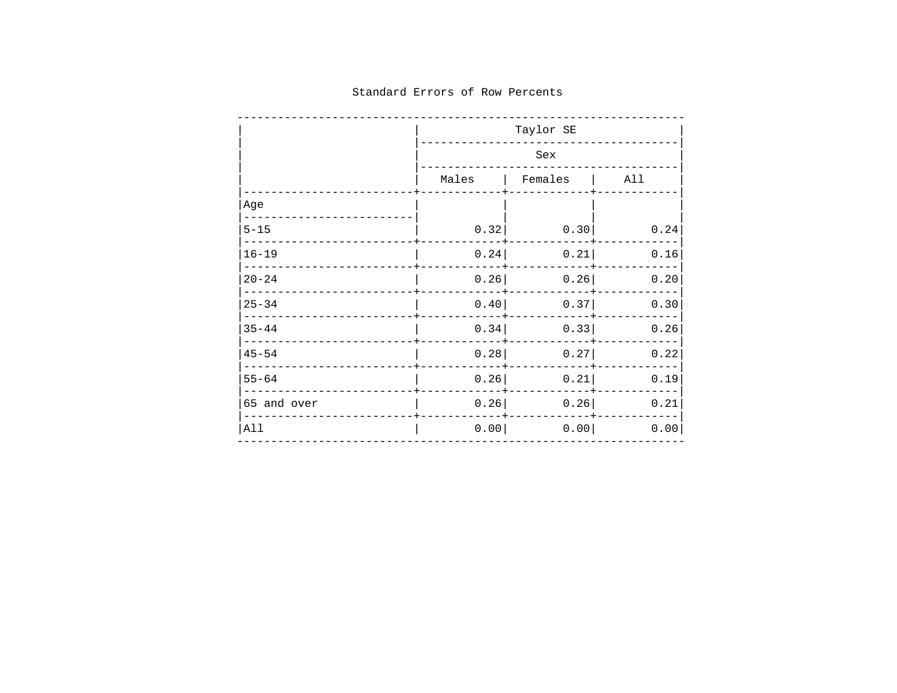Standard Errors of Row Percents

| | Taylor SE | | |
|---|---|---|---|
| | Sex | | |
| | Males | Females | All |
| Age | | | |
| 5-15 | 0.32 | 0.30 | 0.24 |
| 16-19 | 0.24 | 0.21 | 0.16 |
| 20-24 | 0.26 | 0.26 | 0.20 |
| 25-34 | 0.40 | 0.37 | 0.30 |
| 35-44 | 0.34 | 0.33 | 0.26 |
| 45-54 | 0.28 | 0.27 | 0.22 |
| 55-64 | 0.26 | 0.21 | 0.19 |
| 65 and over | 0.26 | 0.26 | 0.21 |
| All | 0.00 | 0.00 | 0.00 |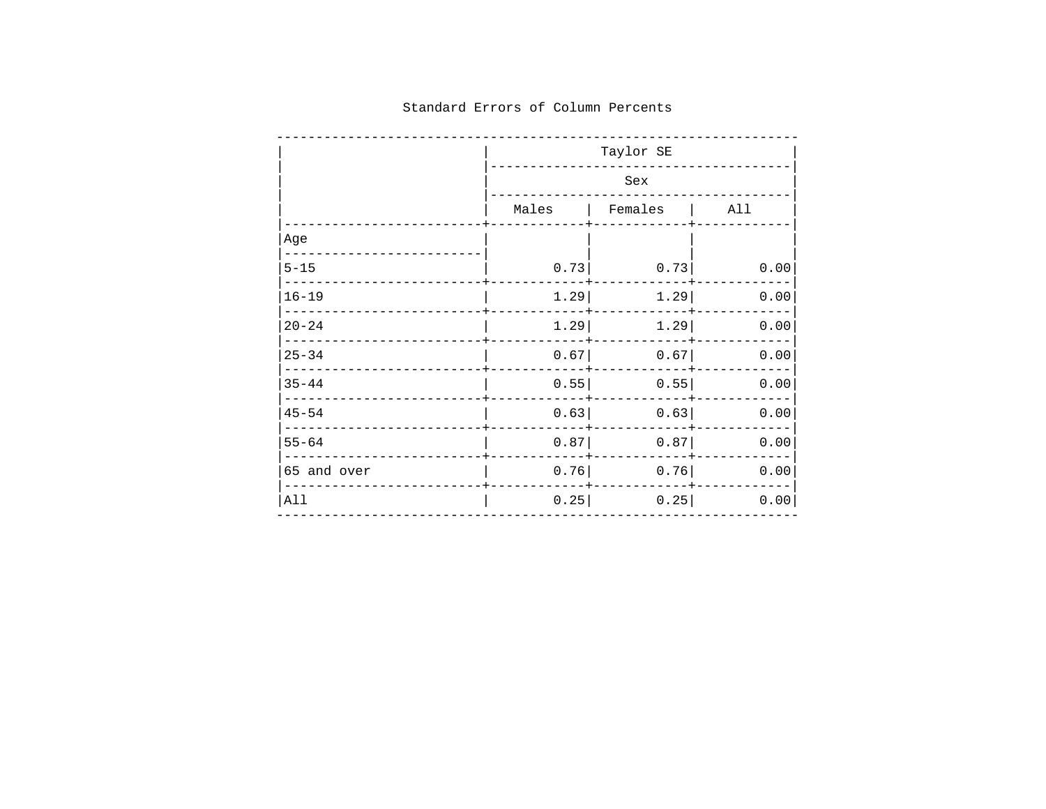Standard Errors of Column Percents

| | Taylor SE | | |
|---|---|---|---|
| | Sex | | |
| | Males | Females | All |
| **Age** | | | |
| 5-15 | 0.73 | 0.73 | 0.00 |
| 16-19 | 1.29 | 1.29 | 0.00 |
| 20-24 | 1.29 | 1.29 | 0.00 |
| 25-34 | 0.67 | 0.67 | 0.00 |
| 35-44 | 0.55 | 0.55 | 0.00 |
| 45-54 | 0.63 | 0.63 | 0.00 |
| 55-64 | 0.87 | 0.87 | 0.00 |
| 65 and over | 0.76 | 0.76 | 0.00 |
| All | 0.25 | 0.25 | 0.00 |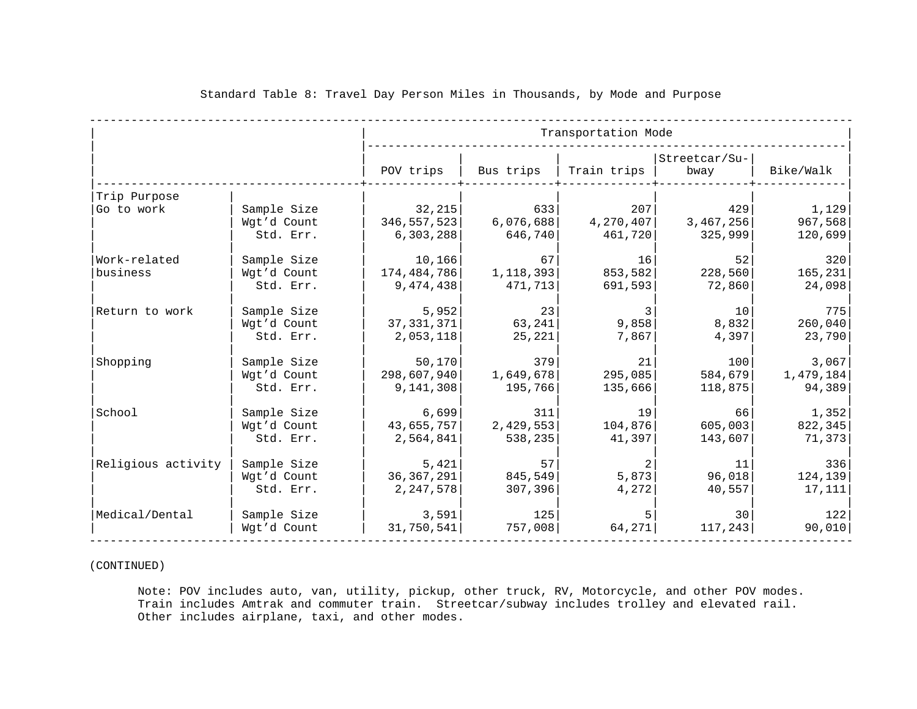# Standard Table 8: Travel Day Person Miles in Thousands, by Mode and Purpose

| | | Transportation Mode | | | | |
|---|---|---|---|---|---|---|
| | | POV trips | Bus trips | Train trips | Streetcar/Subway | Bike/Walk |
| **Trip Purpose** | | | | | | |
| Go to work | Sample Size | 32,215 | 633 | 207 | 429 | 1,129 |
| | Wgt'd Count | 346,557,523 | 6,076,688 | 4,270,407 | 3,467,256 | 967,568 |
| | Std. Err. | 6,303,288 | 646,740 | 461,720 | 325,999 | 120,699 |
| Work-related business | Sample Size | 10,166 | 67 | 16 | 52 | 320 |
| | Wgt'd Count | 174,484,786 | 1,118,393 | 853,582 | 228,560 | 165,231 |
| | Std. Err. | 9,474,438 | 471,713 | 691,593 | 72,860 | 24,098 |
| Return to work | Sample Size | 5,952 | 23 | 3 | 10 | 775 |
| | Wgt'd Count | 37,331,371 | 63,241 | 9,858 | 8,832 | 260,040 |
| | Std. Err. | 2,053,118 | 25,221 | 7,867 | 4,397 | 23,790 |
| Shopping | Sample Size | 50,170 | 379 | 21 | 100 | 3,067 |
| | Wgt'd Count | 298,607,940 | 1,649,678 | 295,085 | 584,679 | 1,479,184 |
| | Std. Err. | 9,141,308 | 195,766 | 135,666 | 118,875 | 94,389 |
| School | Sample Size | 6,699 | 311 | 19 | 66 | 1,352 |
| | Wgt'd Count | 43,655,757 | 2,429,553 | 104,876 | 605,003 | 822,345 |
| | Std. Err. | 2,564,841 | 538,235 | 41,397 | 143,607 | 71,373 |
| Religious activity | Sample Size | 5,421 | 57 | 2 | 11 | 336 |
| | Wgt'd Count | 36,367,291 | 845,549 | 5,873 | 96,018 | 124,139 |
| | Std. Err. | 2,247,578 | 307,396 | 4,272 | 40,557 | 17,111 |
| Medical/Dental | Sample Size | 3,591 | 125 | 5 | 30 | 122 |
| | Wgt'd Count | 31,750,541 | 757,008 | 64,271 | 117,243 | 90,010 |

(CONTINUED)

Note: POV includes auto, van, utility, pickup, other truck, RV, Motorcycle, and other POV modes. Train includes Amtrak and commuter train. Streetcar/subway includes trolley and elevated rail. Other includes airplane, taxi, and other modes.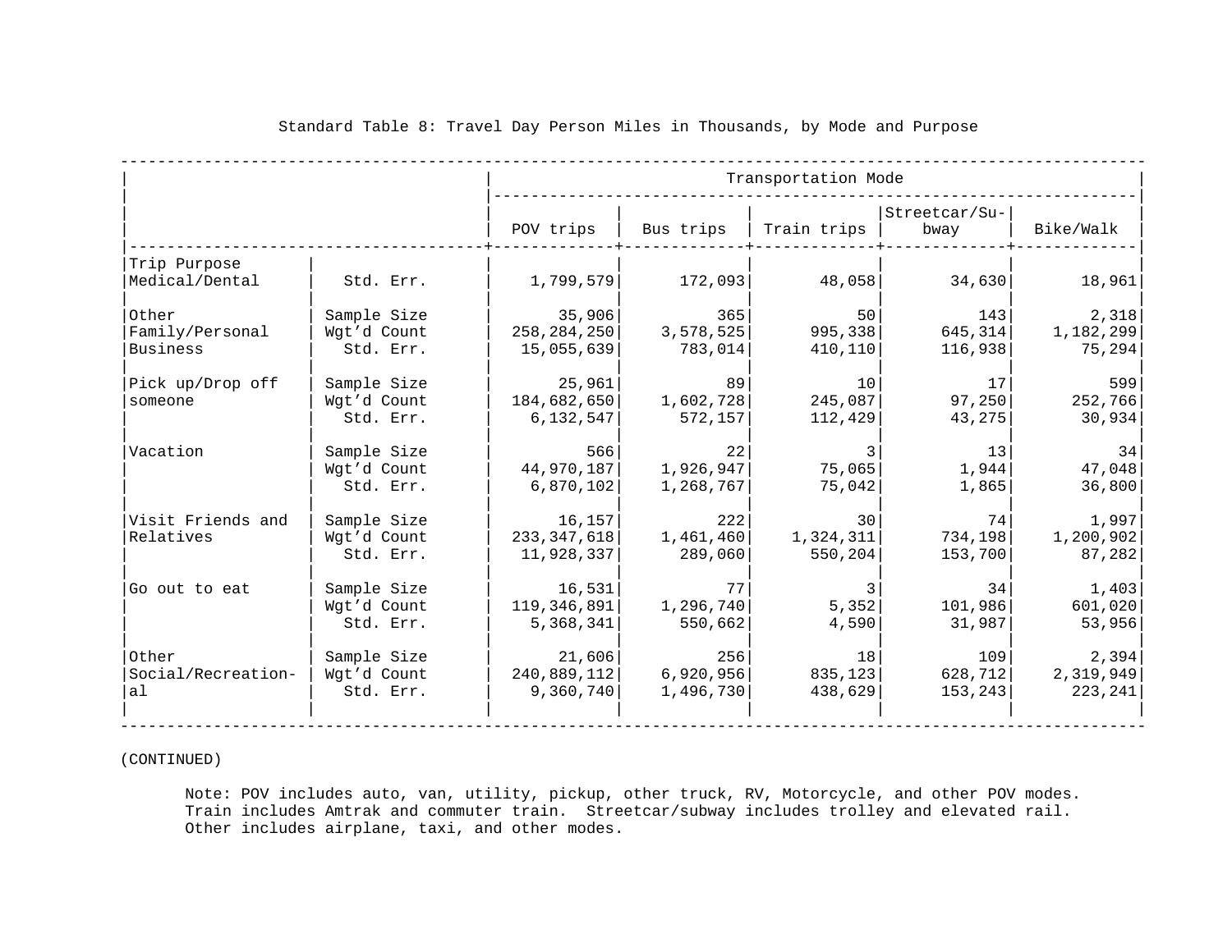Standard Table 8: Travel Day Person Miles in Thousands, by Mode and Purpose

| | | Transportation Mode | | | | |
|---|---|---|---|---|---|---|
| | | POV trips | Bus trips | Train trips | Streetcar/Subway | Bike/Walk |
| Trip Purpose Medical/Dental | Std. Err. | 1,799,579 | 172,093 | 48,058 | 34,630 | 18,961 |
| Other Family/Personal Business | Sample Size | 35,906 | 365 | 50 | 143 | 2,318 |
| | Wgt'd Count | 258,284,250 | 3,578,525 | 995,338 | 645,314 | 1,182,299 |
| | Std. Err. | 15,055,639 | 783,014 | 410,110 | 116,938 | 75,294 |
| Pick up/Drop off someone | Sample Size | 25,961 | 89 | 10 | 17 | 599 |
| | Wgt'd Count | 184,682,650 | 1,602,728 | 245,087 | 97,250 | 252,766 |
| | Std. Err. | 6,132,547 | 572,157 | 112,429 | 43,275 | 30,934 |
| Vacation | Sample Size | 566 | 22 | 3 | 13 | 34 |
| | Wgt'd Count | 44,970,187 | 1,926,947 | 75,065 | 1,944 | 47,048 |
| | Std. Err. | 6,870,102 | 1,268,767 | 75,042 | 1,865 | 36,800 |
| Visit Friends and Relatives | Sample Size | 16,157 | 222 | 30 | 74 | 1,997 |
| | Wgt'd Count | 233,347,618 | 1,461,460 | 1,324,311 | 734,198 | 1,200,902 |
| | Std. Err. | 11,928,337 | 289,060 | 550,204 | 153,700 | 87,282 |
| Go out to eat | Sample Size | 16,531 | 77 | 3 | 34 | 1,403 |
| | Wgt'd Count | 119,346,891 | 1,296,740 | 5,352 | 101,986 | 601,020 |
| | Std. Err. | 5,368,341 | 550,662 | 4,590 | 31,987 | 53,956 |
| Other Social/Recreational | Sample Size | 21,606 | 256 | 18 | 109 | 2,394 |
| | Wgt'd Count | 240,889,112 | 6,920,956 | 835,123 | 628,712 | 2,319,949 |
| | Std. Err. | 9,360,740 | 1,496,730 | 438,629 | 153,243 | 223,241 |

(CONTINUED)

Note: POV includes auto, van, utility, pickup, other truck, RV, Motorcycle, and other POV modes. Train includes Amtrak and commuter train. Streetcar/subway includes trolley and elevated rail. Other includes airplane, taxi, and other modes.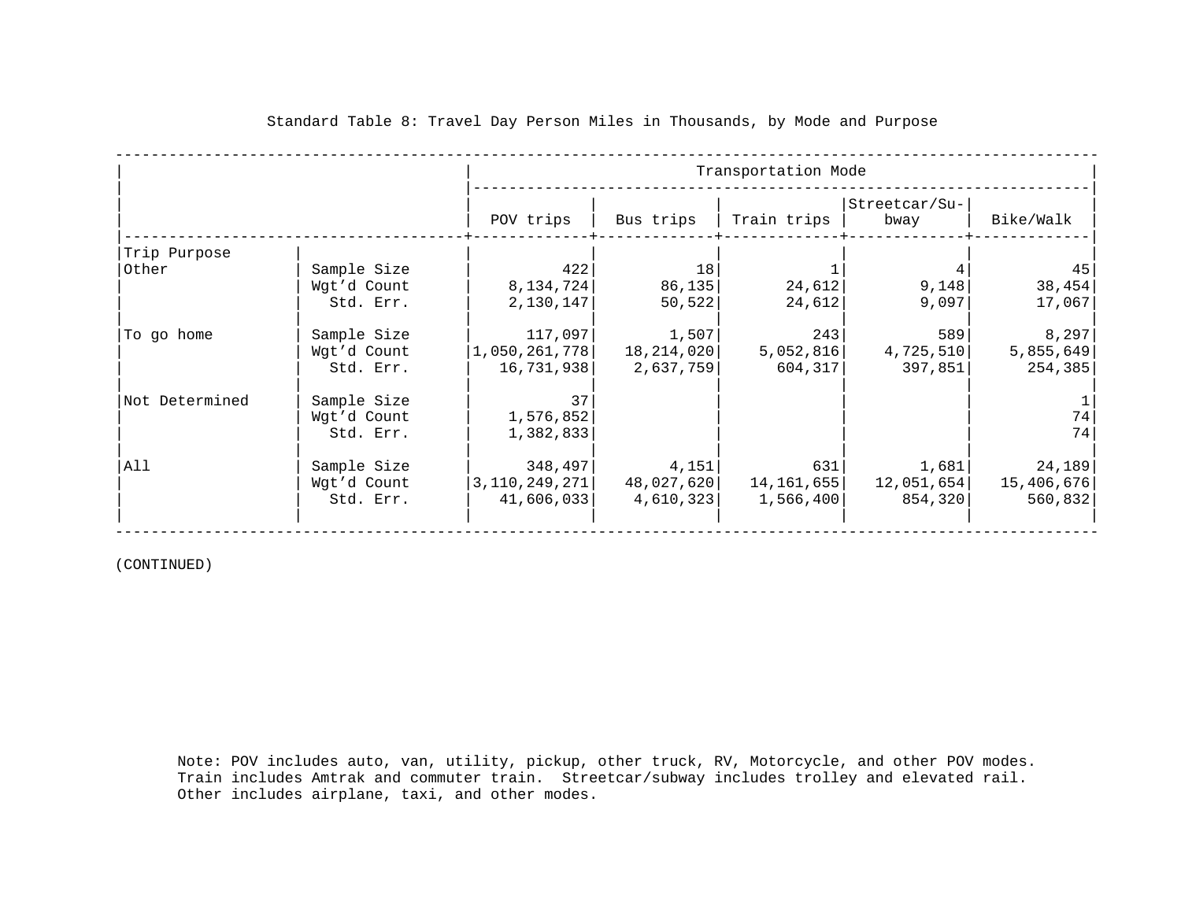Standard Table 8: Travel Day Person Miles in Thousands, by Mode and Purpose

| Trip Purpose | | POV trips | Bus trips | Train trips | Streetcar/Subway | Bike/Walk |
|---|---|---|---|---|---|---|
| Other | Sample Size | 422 | 18 | 1 | 4 | 45 |
| | Wgt'd Count | 8,134,724 | 86,135 | 24,612 | 9,148 | 38,454 |
| | Std. Err. | 2,130,147 | 50,522 | 24,612 | 9,097 | 17,067 |
| To go home | Sample Size | 117,097 | 1,507 | 243 | 589 | 8,297 |
| | Wgt'd Count | 1,050,261,778 | 18,214,020 | 5,052,816 | 4,725,510 | 5,855,649 |
| | Std. Err. | 16,731,938 | 2,637,759 | 604,317 | 397,851 | 254,385 |
| Not Determined | Sample Size | 37 | | | | 1 |
| | Wgt'd Count | 1,576,852 | | | | 74 |
| | Std. Err. | 1,382,833 | | | | 74 |
| All | Sample Size | 348,497 | 4,151 | 631 | 1,681 | 24,189 |
| | Wgt'd Count | 3,110,249,271 | 48,027,620 | 14,161,655 | 12,051,654 | 15,406,676 |
| | Std. Err. | 41,606,033 | 4,610,323 | 1,566,400 | 854,320 | 560,832 |

(CONTINUED)

Note: POV includes auto, van, utility, pickup, other truck, RV, Motorcycle, and other POV modes. Train includes Amtrak and commuter train. Streetcar/subway includes trolley and elevated rail. Other includes airplane, taxi, and other modes.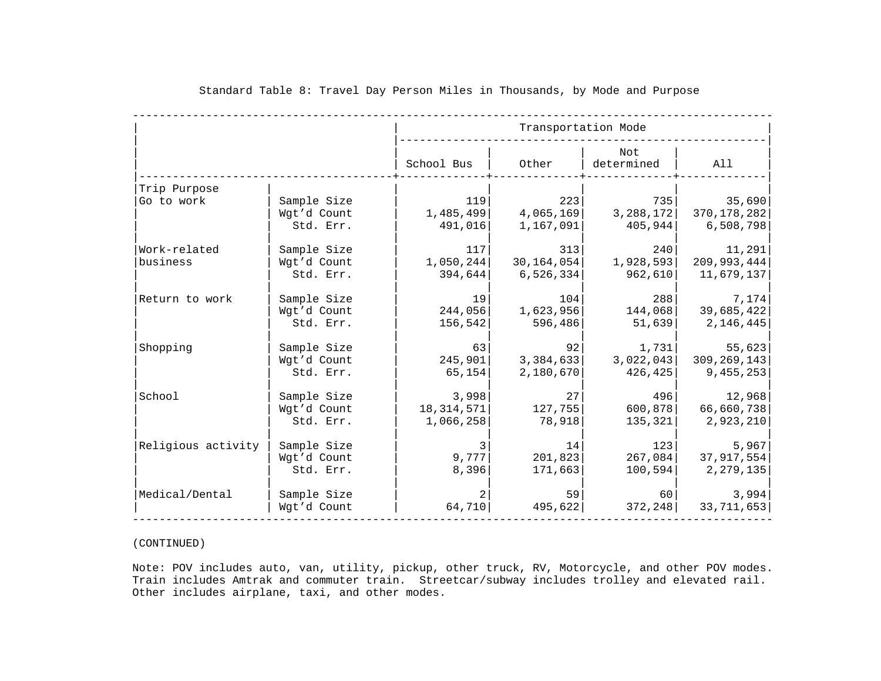# Standard Table 8: Travel Day Person Miles in Thousands, by Mode and Purpose

| | | Transportation Mode | | | |
|---|---|---|---|---|---|
| | | School Bus | Other | Not determined | All |
| Trip Purpose | | | | | |
| Go to work | Sample Size | 119 | 223 | 735 | 35,690 |
| | Wgt'd Count | 1,485,499 | 4,065,169 | 3,288,172 | 370,178,282 |
| | Std. Err. | 491,016 | 1,167,091 | 405,944 | 6,508,798 |
| Work-related business | Sample Size | 117 | 313 | 240 | 11,291 |
| | Wgt'd Count | 1,050,244 | 30,164,054 | 1,928,593 | 209,993,444 |
| | Std. Err. | 394,644 | 6,526,334 | 962,610 | 11,679,137 |
| Return to work | Sample Size | 19 | 104 | 288 | 7,174 |
| | Wgt'd Count | 244,056 | 1,623,956 | 144,068 | 39,685,422 |
| | Std. Err. | 156,542 | 596,486 | 51,639 | 2,146,445 |
| Shopping | Sample Size | 63 | 92 | 1,731 | 55,623 |
| | Wgt'd Count | 245,901 | 3,384,633 | 3,022,043 | 309,269,143 |
| | Std. Err. | 65,154 | 2,180,670 | 426,425 | 9,455,253 |
| School | Sample Size | 3,998 | 27 | 496 | 12,968 |
| | Wgt'd Count | 18,314,571 | 127,755 | 600,878 | 66,660,738 |
| | Std. Err. | 1,066,258 | 78,918 | 135,321 | 2,923,210 |
| Religious activity | Sample Size | 3 | 14 | 123 | 5,967 |
| | Wgt'd Count | 9,777 | 201,823 | 267,084 | 37,917,554 |
| | Std. Err. | 8,396 | 171,663 | 100,594 | 2,279,135 |
| Medical/Dental | Sample Size | 2 | 59 | 60 | 3,994 |
| | Wgt'd Count | 64,710 | 495,622 | 372,248 | 33,711,653 |

(CONTINUED)

Note: POV includes auto, van, utility, pickup, other truck, RV, Motorcycle, and other POV modes. Train includes Amtrak and commuter train. Streetcar/subway includes trolley and elevated rail. Other includes airplane, taxi, and other modes.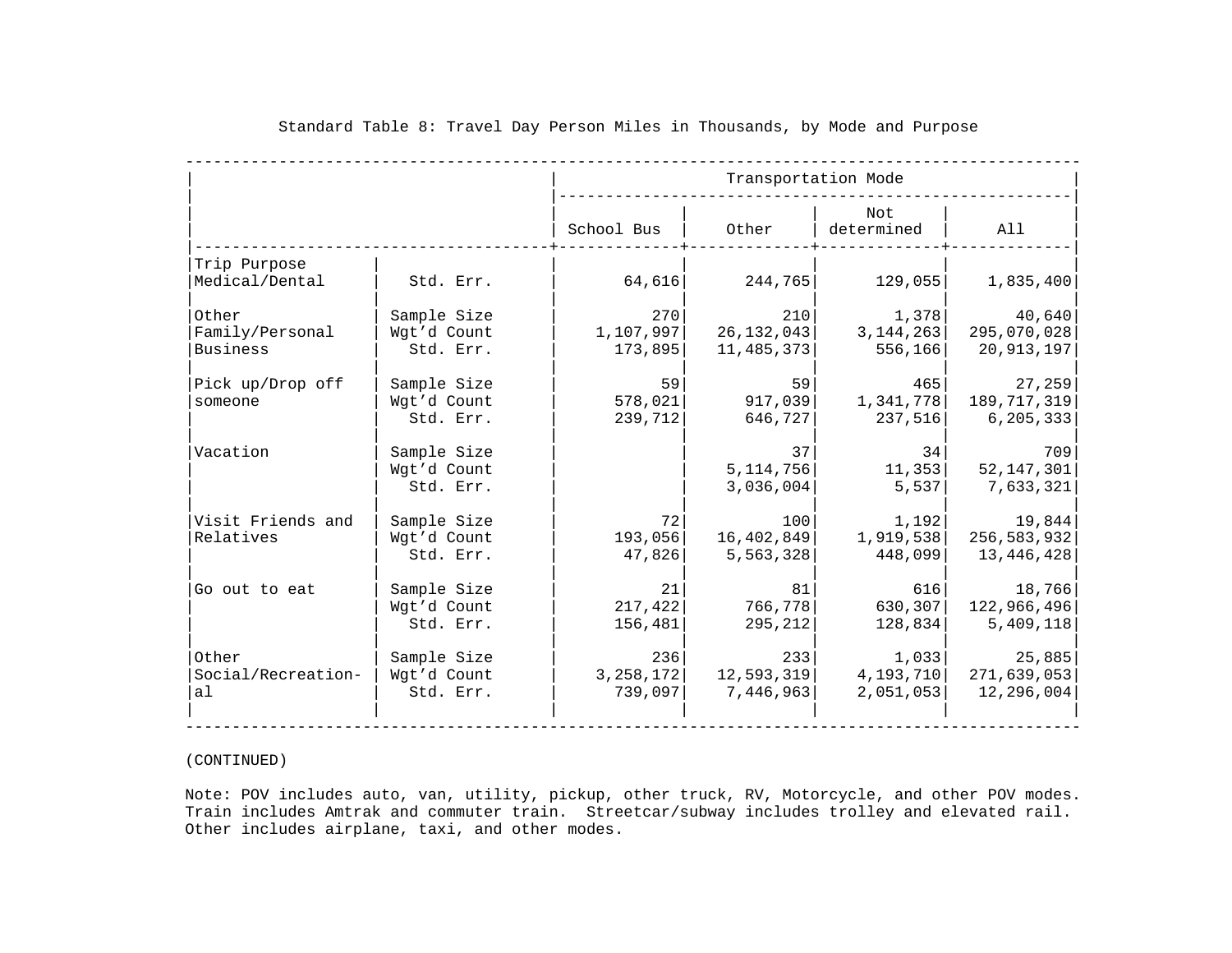Standard Table 8: Travel Day Person Miles in Thousands, by Mode and Purpose

| | | Transportation Mode | | | |
|---|---|---|---|---|---|
| | | School Bus | Other | Not determined | All |
| Trip Purpose Medical/Dental | Std. Err. | 64,616 | 244,765 | 129,055 | 1,835,400 |
| Other Family/Personal Business | Sample Size | 270 | 210 | 1,378 | 40,640 |
| | Wgt'd Count | 1,107,997 | 26,132,043 | 3,144,263 | 295,070,028 |
| | Std. Err. | 173,895 | 11,485,373 | 556,166 | 20,913,197 |
| Pick up/Drop off someone | Sample Size | 59 | 59 | 465 | 27,259 |
| | Wgt'd Count | 578,021 | 917,039 | 1,341,778 | 189,717,319 |
| | Std. Err. | 239,712 | 646,727 | 237,516 | 6,205,333 |
| Vacation | Sample Size | | 37 | 34 | 709 |
| | Wgt'd Count | | 5,114,756 | 11,353 | 52,147,301 |
| | Std. Err. | | 3,036,004 | 5,537 | 7,633,321 |
| Visit Friends and Relatives | Sample Size | 72 | 100 | 1,192 | 19,844 |
| | Wgt'd Count | 193,056 | 16,402,849 | 1,919,538 | 256,583,932 |
| | Std. Err. | 47,826 | 5,563,328 | 448,099 | 13,446,428 |
| Go out to eat | Sample Size | 21 | 81 | 616 | 18,766 |
| | Wgt'd Count | 217,422 | 766,778 | 630,307 | 122,966,496 |
| | Std. Err. | 156,481 | 295,212 | 128,834 | 5,409,118 |
| Other Social/Recreational | Sample Size | 236 | 233 | 1,033 | 25,885 |
| | Wgt'd Count | 3,258,172 | 12,593,319 | 4,193,710 | 271,639,053 |
| | Std. Err. | 739,097 | 7,446,963 | 2,051,053 | 12,296,004 |

(CONTINUED)

Note: POV includes auto, van, utility, pickup, other truck, RV, Motorcycle, and other POV modes. Train includes Amtrak and commuter train. Streetcar/subway includes trolley and elevated rail. Other includes airplane, taxi, and other modes.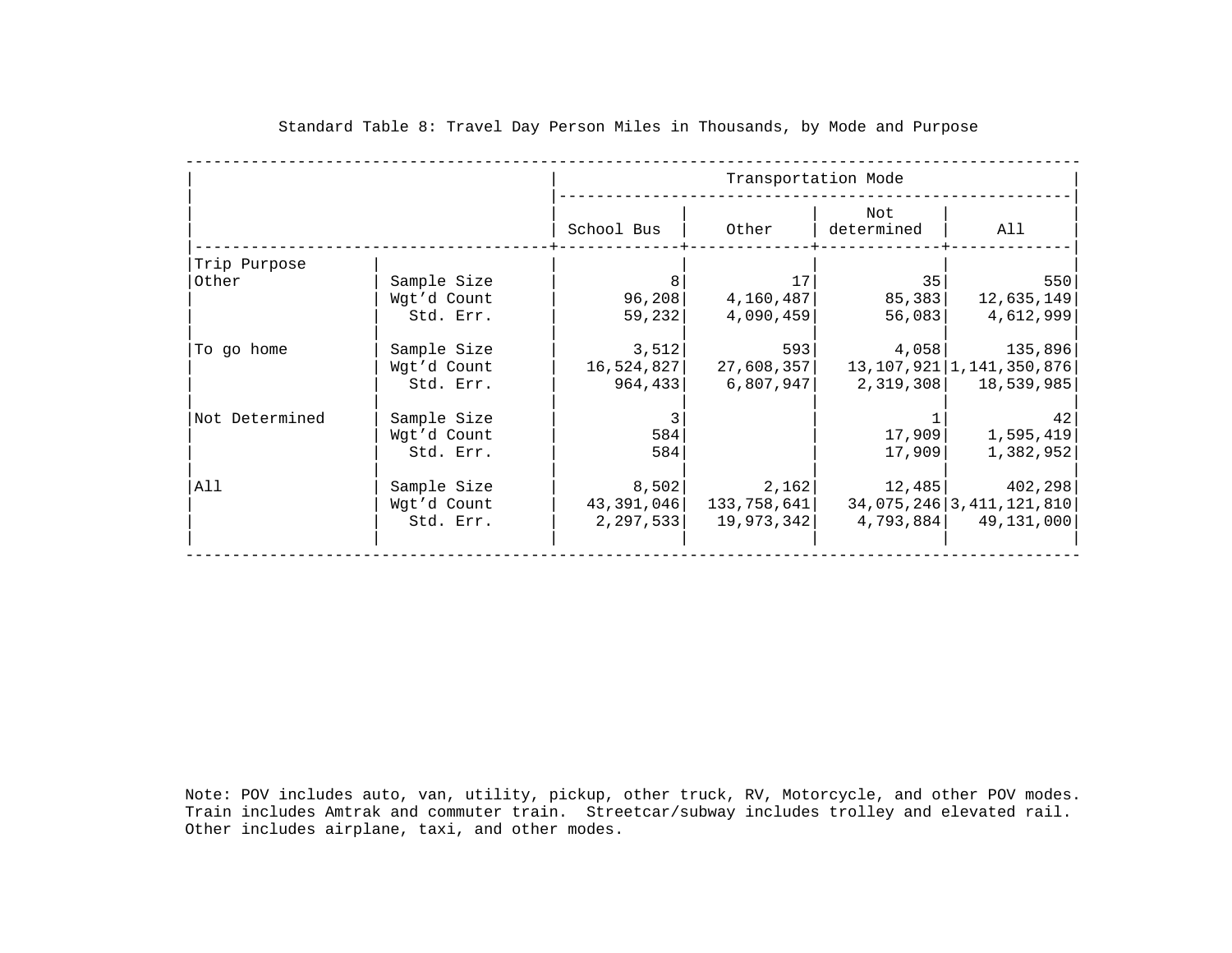# Standard Table 8: Travel Day Person Miles in Thousands, by Mode and Purpose

| Trip Purpose | | Transportation Mode | | | |
|---|---|---|---|---|---|
| | | School Bus | Other | Not determined | All |
| Other | Sample Size | 8 | 17 | 35 | 550 |
| | Wgt'd Count | 96,208 | 4,160,487 | 85,383 | 12,635,149 |
| | Std. Err. | 59,232 | 4,090,459 | 56,083 | 4,612,999 |
| To go home | Sample Size | 3,512 | 593 | 4,058 | 135,896 |
| | Wgt'd Count | 16,524,827 | 27,608,357 | 13,107,921 | 1,141,350,876 |
| | Std. Err. | 964,433 | 6,807,947 | 2,319,308 | 18,539,985 |
| Not Determined | Sample Size | 3 | | 1 | 42 |
| | Wgt'd Count | 584 | | 17,909 | 1,595,419 |
| | Std. Err. | 584 | | 17,909 | 1,382,952 |
| All | Sample Size | 8,502 | 2,162 | 12,485 | 402,298 |
| | Wgt'd Count | 43,391,046 | 133,758,641 | 34,075,246 | 3,411,121,810 |
| | Std. Err. | 2,297,533 | 19,973,342 | 4,793,884 | 49,131,000 |

Note: POV includes auto, van, utility, pickup, other truck, RV, Motorcycle, and other POV modes. Train includes Amtrak and commuter train. Streetcar/subway includes trolley and elevated rail. Other includes airplane, taxi, and other modes.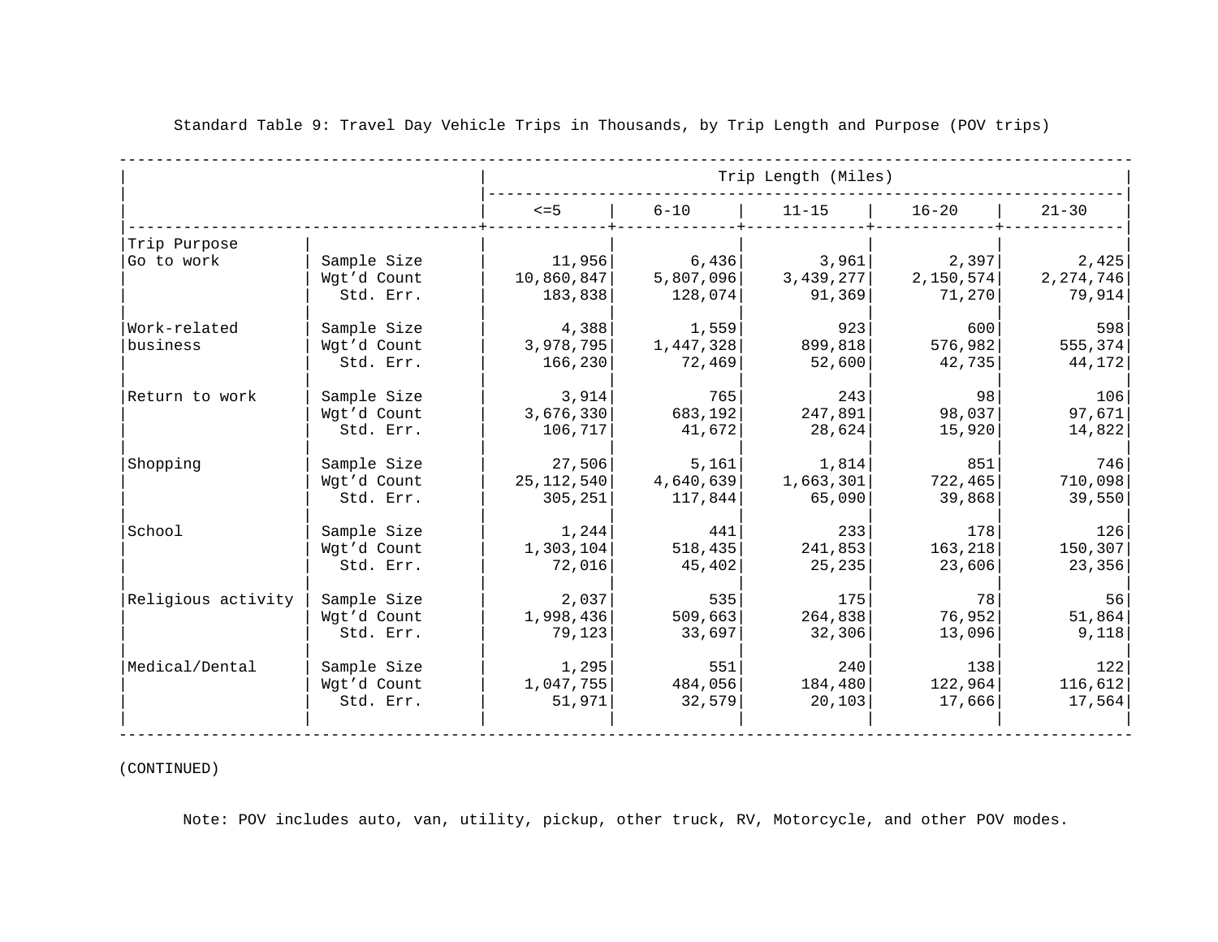Standard Table 9: Travel Day Vehicle Trips in Thousands, by Trip Length and Purpose (POV trips)

| Trip Purpose | | Trip Length (Miles) | | | | |
|---|---|---|---|---|---|---|
| | | <=5 | 6-10 | 11-15 | 16-20 | 21-30 |
| Go to work | Sample Size | 11,956 | 6,436 | 3,961 | 2,397 | 2,425 |
| | Wgt'd Count | 10,860,847 | 5,807,096 | 3,439,277 | 2,150,574 | 2,274,746 |
| | Std. Err. | 183,838 | 128,074 | 91,369 | 71,270 | 79,914 |
| Work-related business | Sample Size | 4,388 | 1,559 | 923 | 600 | 598 |
| | Wgt'd Count | 3,978,795 | 1,447,328 | 899,818 | 576,982 | 555,374 |
| | Std. Err. | 166,230 | 72,469 | 52,600 | 42,735 | 44,172 |
| Return to work | Sample Size | 3,914 | 765 | 243 | 98 | 106 |
| | Wgt'd Count | 3,676,330 | 683,192 | 247,891 | 98,037 | 97,671 |
| | Std. Err. | 106,717 | 41,672 | 28,624 | 15,920 | 14,822 |
| Shopping | Sample Size | 27,506 | 5,161 | 1,814 | 851 | 746 |
| | Wgt'd Count | 25,112,540 | 4,640,639 | 1,663,301 | 722,465 | 710,098 |
| | Std. Err. | 305,251 | 117,844 | 65,090 | 39,868 | 39,550 |
| School | Sample Size | 1,244 | 441 | 233 | 178 | 126 |
| | Wgt'd Count | 1,303,104 | 518,435 | 241,853 | 163,218 | 150,307 |
| | Std. Err. | 72,016 | 45,402 | 25,235 | 23,606 | 23,356 |
| Religious activity | Sample Size | 2,037 | 535 | 175 | 78 | 56 |
| | Wgt'd Count | 1,998,436 | 509,663 | 264,838 | 76,952 | 51,864 |
| | Std. Err. | 79,123 | 33,697 | 32,306 | 13,096 | 9,118 |
| Medical/Dental | Sample Size | 1,295 | 551 | 240 | 138 | 122 |
| | Wgt'd Count | 1,047,755 | 484,056 | 184,480 | 122,964 | 116,612 |
| | Std. Err. | 51,971 | 32,579 | 20,103 | 17,666 | 17,564 |

(CONTINUED)

Note: POV includes auto, van, utility, pickup, other truck, RV, Motorcycle, and other POV modes.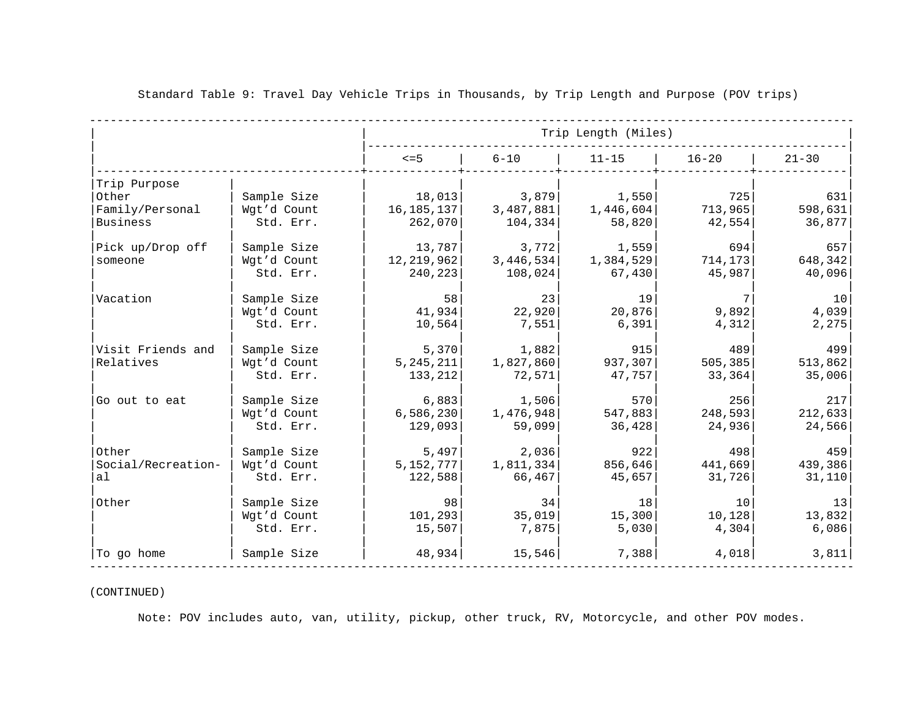Standard Table 9: Travel Day Vehicle Trips in Thousands, by Trip Length and Purpose (POV trips)

| Trip Purpose | | Trip Length (Miles) <=5 | 6-10 | 11-15 | 16-20 | 21-30 |
|---|---|---|---|---|---|---|
| Other Family/Personal Business | Sample Size | 18,013 | 3,879 | 1,550 | 725 | 631 |
| | Wgt'd Count | 16,185,137 | 3,487,881 | 1,446,604 | 713,965 | 598,631 |
| | Std. Err. | 262,070 | 104,334 | 58,820 | 42,554 | 36,877 |
| Pick up/Drop off someone | Sample Size | 13,787 | 3,772 | 1,559 | 694 | 657 |
| | Wgt'd Count | 12,219,962 | 3,446,534 | 1,384,529 | 714,173 | 648,342 |
| | Std. Err. | 240,223 | 108,024 | 67,430 | 45,987 | 40,096 |
| Vacation | Sample Size | 58 | 23 | 19 | 7 | 10 |
| | Wgt'd Count | 41,934 | 22,920 | 20,876 | 9,892 | 4,039 |
| | Std. Err. | 10,564 | 7,551 | 6,391 | 4,312 | 2,275 |
| Visit Friends and Relatives | Sample Size | 5,370 | 1,882 | 915 | 489 | 499 |
| | Wgt'd Count | 5,245,211 | 1,827,860 | 937,307 | 505,385 | 513,862 |
| | Std. Err. | 133,212 | 72,571 | 47,757 | 33,364 | 35,006 |
| Go out to eat | Sample Size | 6,883 | 1,506 | 570 | 256 | 217 |
| | Wgt'd Count | 6,586,230 | 1,476,948 | 547,883 | 248,593 | 212,633 |
| | Std. Err. | 129,093 | 59,099 | 36,428 | 24,936 | 24,566 |
| Other Social/Recreational | Sample Size | 5,497 | 2,036 | 922 | 498 | 459 |
| | Wgt'd Count | 5,152,777 | 1,811,334 | 856,646 | 441,669 | 439,386 |
| | Std. Err. | 122,588 | 66,467 | 45,657 | 31,726 | 31,110 |
| Other | Sample Size | 98 | 34 | 18 | 10 | 13 |
| | Wgt'd Count | 101,293 | 35,019 | 15,300 | 10,128 | 13,832 |
| | Std. Err. | 15,507 | 7,875 | 5,030 | 4,304 | 6,086 |
| To go home | Sample Size | 48,934 | 15,546 | 7,388 | 4,018 | 3,811 |

(CONTINUED)

Note: POV includes auto, van, utility, pickup, other truck, RV, Motorcycle, and other POV modes.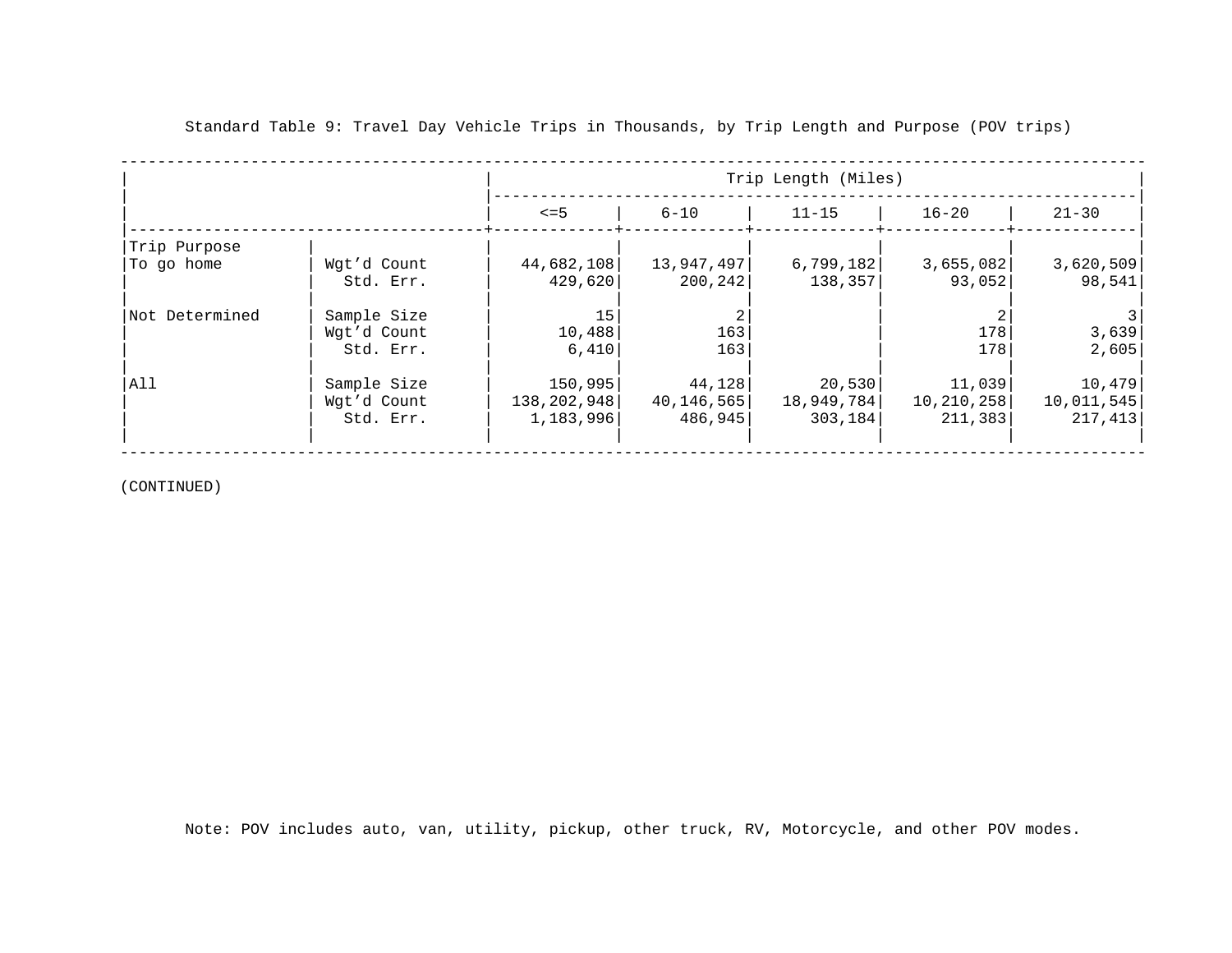Standard Table 9: Travel Day Vehicle Trips in Thousands, by Trip Length and Purpose (POV trips)

| | | Trip Length (Miles) | | | | |
|---|---|---|---|---|---|---|
| | | <=5 | 6-10 | 11-15 | 16-20 | 21-30 |
| Trip Purpose | | | | | | |
| To go home | Wgt'd Count | 44,682,108 | 13,947,497 | 6,799,182 | 3,655,082 | 3,620,509 |
| | Std. Err. | 429,620 | 200,242 | 138,357 | 93,052 | 98,541 |
| Not Determined | Sample Size | 15 | 2 | | 2 | 3 |
| | Wgt'd Count | 10,488 | 163 | | 178 | 3,639 |
| | Std. Err. | 6,410 | 163 | | 178 | 2,605 |
| All | Sample Size | 150,995 | 44,128 | 20,530 | 11,039 | 10,479 |
| | Wgt'd Count | 138,202,948 | 40,146,565 | 18,949,784 | 10,210,258 | 10,011,545 |
| | Std. Err. | 1,183,996 | 486,945 | 303,184 | 211,383 | 217,413 |

(CONTINUED)

Note: POV includes auto, van, utility, pickup, other truck, RV, Motorcycle, and other POV modes.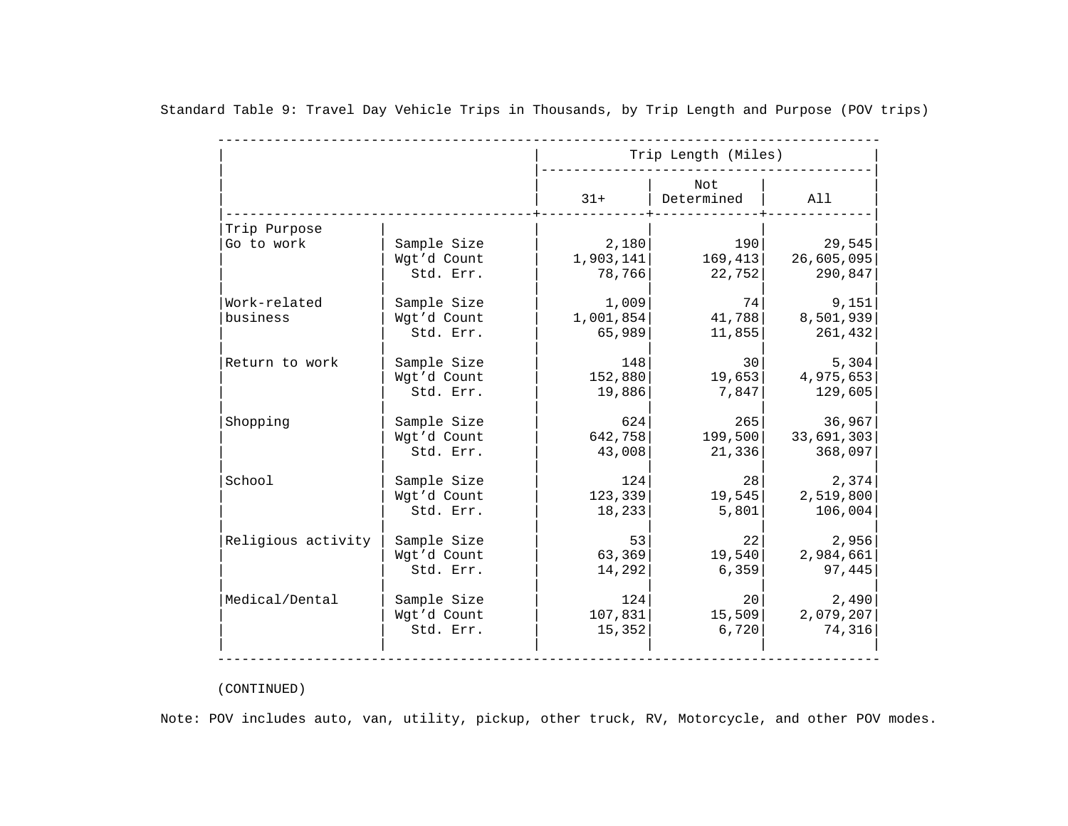Standard Table 9: Travel Day Vehicle Trips in Thousands, by Trip Length and Purpose (POV trips)

| | | Trip Length (Miles) | | |
|---|---|---|---|---|
| | | 31+ | Not Determined | All |
| **Trip Purpose** | | | | |
| Go to work | Sample Size | 2,180 | 190 | 29,545 |
| | Wgt'd Count | 1,903,141 | 169,413 | 26,605,095 |
| | Std. Err. | 78,766 | 22,752 | 290,847 |
| Work-related business | Sample Size | 1,009 | 74 | 9,151 |
| | Wgt'd Count | 1,001,854 | 41,788 | 8,501,939 |
| | Std. Err. | 65,989 | 11,855 | 261,432 |
| Return to work | Sample Size | 148 | 30 | 5,304 |
| | Wgt'd Count | 152,880 | 19,653 | 4,975,653 |
| | Std. Err. | 19,886 | 7,847 | 129,605 |
| Shopping | Sample Size | 624 | 265 | 36,967 |
| | Wgt'd Count | 642,758 | 199,500 | 33,691,303 |
| | Std. Err. | 43,008 | 21,336 | 368,097 |
| School | Sample Size | 124 | 28 | 2,374 |
| | Wgt'd Count | 123,339 | 19,545 | 2,519,800 |
| | Std. Err. | 18,233 | 5,801 | 106,004 |
| Religious activity | Sample Size | 53 | 22 | 2,956 |
| | Wgt'd Count | 63,369 | 19,540 | 2,984,661 |
| | Std. Err. | 14,292 | 6,359 | 97,445 |
| Medical/Dental | Sample Size | 124 | 20 | 2,490 |
| | Wgt'd Count | 107,831 | 15,509 | 2,079,207 |
| | Std. Err. | 15,352 | 6,720 | 74,316 |

(CONTINUED)

Note: POV includes auto, van, utility, pickup, other truck, RV, Motorcycle, and other POV modes.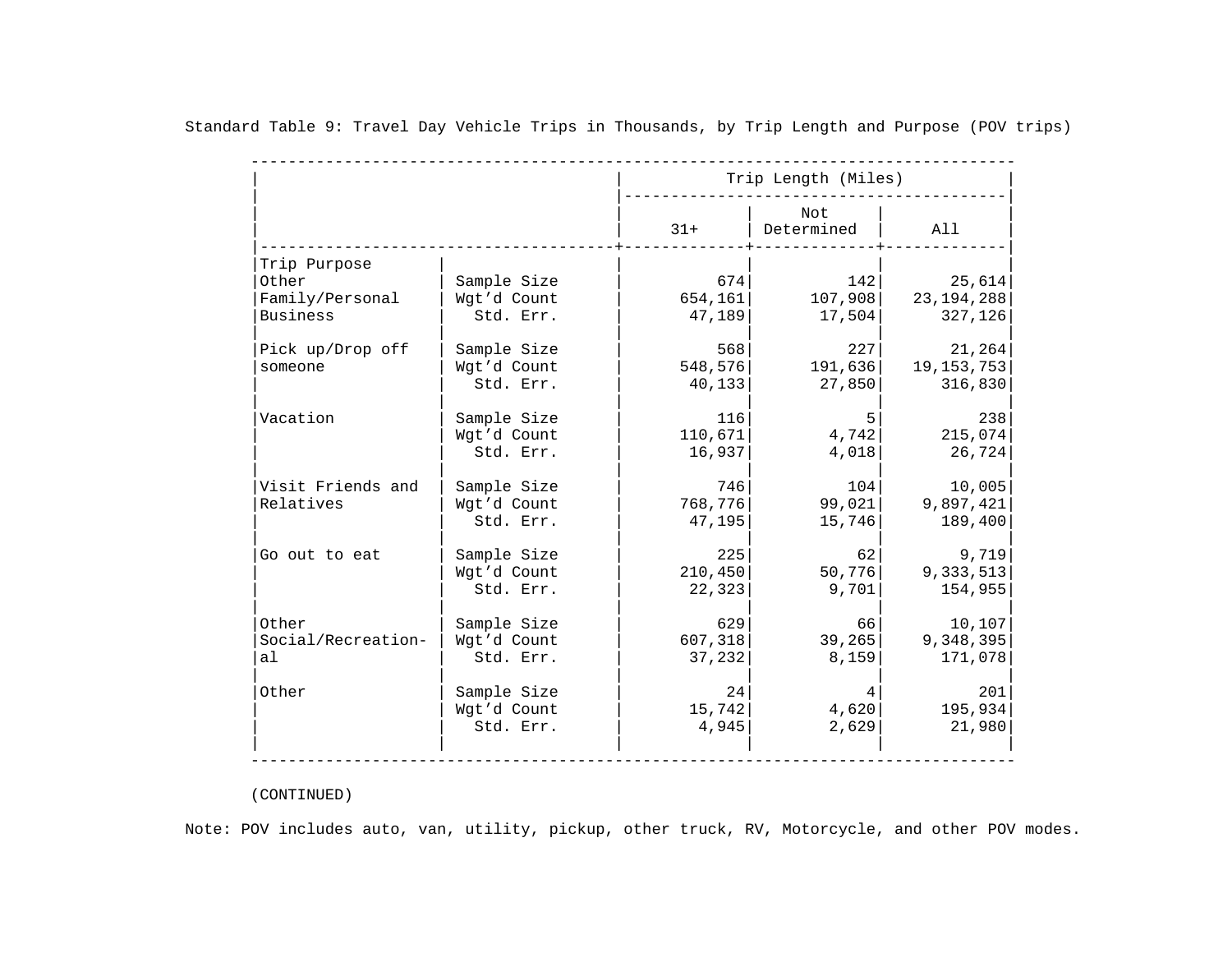Standard Table 9: Travel Day Vehicle Trips in Thousands, by Trip Length and Purpose (POV trips)

| Trip Purpose | | Trip Length (Miles) 31+ | Not Determined | All |
|---|---|---|---|---|
| Other Family/Personal Business | Sample Size | 674 | 142 | 25,614 |
| | Wgt'd Count | 654,161 | 107,908 | 23,194,288 |
| | Std. Err. | 47,189 | 17,504 | 327,126 |
| Pick up/Drop off someone | Sample Size | 568 | 227 | 21,264 |
| | Wgt'd Count | 548,576 | 191,636 | 19,153,753 |
| | Std. Err. | 40,133 | 27,850 | 316,830 |
| Vacation | Sample Size | 116 | 5 | 238 |
| | Wgt'd Count | 110,671 | 4,742 | 215,074 |
| | Std. Err. | 16,937 | 4,018 | 26,724 |
| Visit Friends and Relatives | Sample Size | 746 | 104 | 10,005 |
| | Wgt'd Count | 768,776 | 99,021 | 9,897,421 |
| | Std. Err. | 47,195 | 15,746 | 189,400 |
| Go out to eat | Sample Size | 225 | 62 | 9,719 |
| | Wgt'd Count | 210,450 | 50,776 | 9,333,513 |
| | Std. Err. | 22,323 | 9,701 | 154,955 |
| Other Social/Recreational | Sample Size | 629 | 66 | 10,107 |
| | Wgt'd Count | 607,318 | 39,265 | 9,348,395 |
| | Std. Err. | 37,232 | 8,159 | 171,078 |
| Other | Sample Size | 24 | 4 | 201 |
| | Wgt'd Count | 15,742 | 4,620 | 195,934 |
| | Std. Err. | 4,945 | 2,629 | 21,980 |

(CONTINUED)

Note: POV includes auto, van, utility, pickup, other truck, RV, Motorcycle, and other POV modes.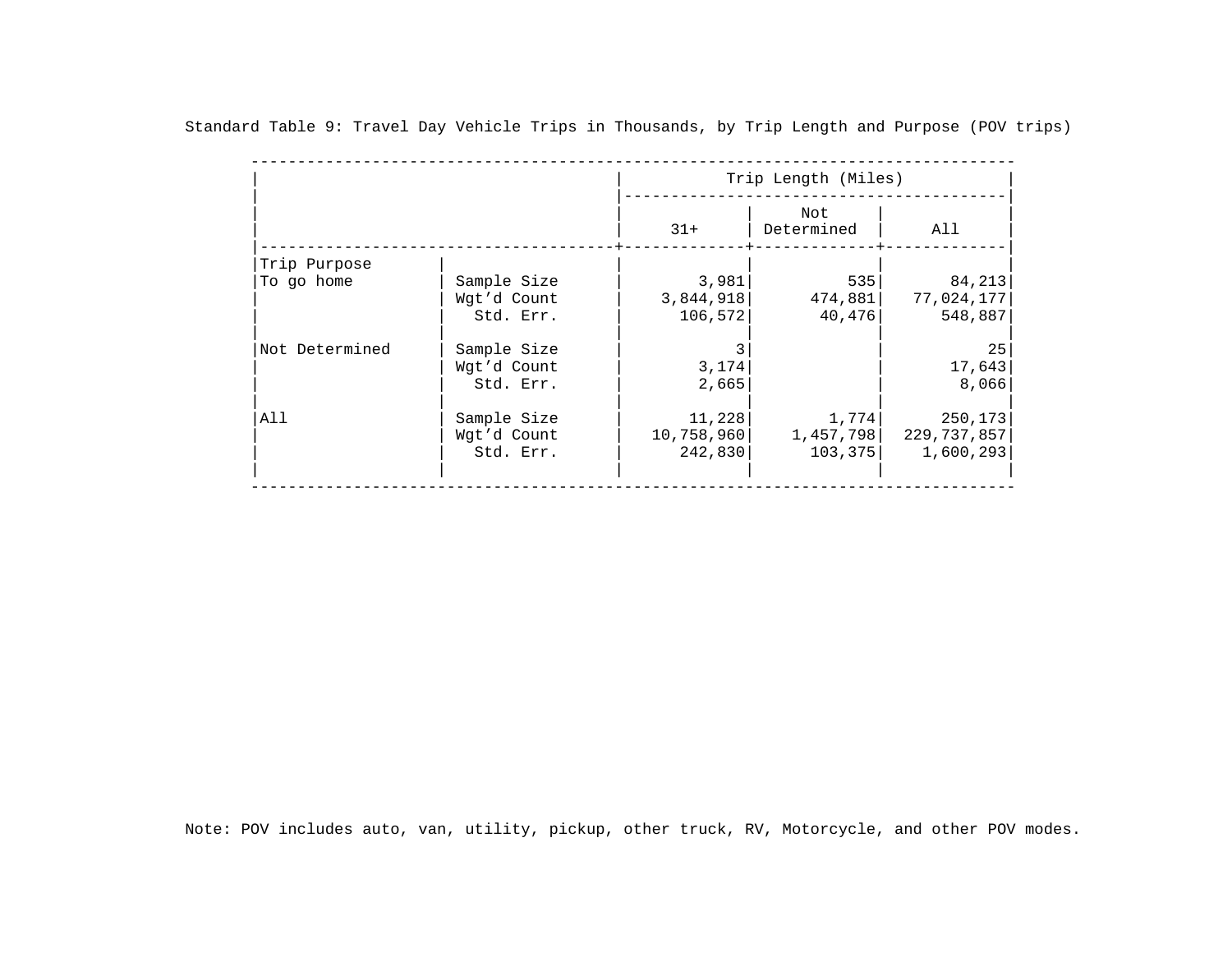Standard Table 9: Travel Day Vehicle Trips in Thousands, by Trip Length and Purpose (POV trips)

| | | Trip Length (Miles) | | |
|---|---|---|---|---|
| | | 31+ | Not Determined | All |
| **Trip Purpose** | | | | |
| To go home | Sample Size | 3,981 | 535 | 84,213 |
| | Wgt'd Count | 3,844,918 | 474,881 | 77,024,177 |
| | Std. Err. | 106,572 | 40,476 | 548,887 |
| Not Determined | Sample Size | 3 | | 25 |
| | Wgt'd Count | 3,174 | | 17,643 |
| | Std. Err. | 2,665 | | 8,066 |
| All | Sample Size | 11,228 | 1,774 | 250,173 |
| | Wgt'd Count | 10,758,960 | 1,457,798 | 229,737,857 |
| | Std. Err. | 242,830 | 103,375 | 1,600,293 |

Note: POV includes auto, van, utility, pickup, other truck, RV, Motorcycle, and other POV modes.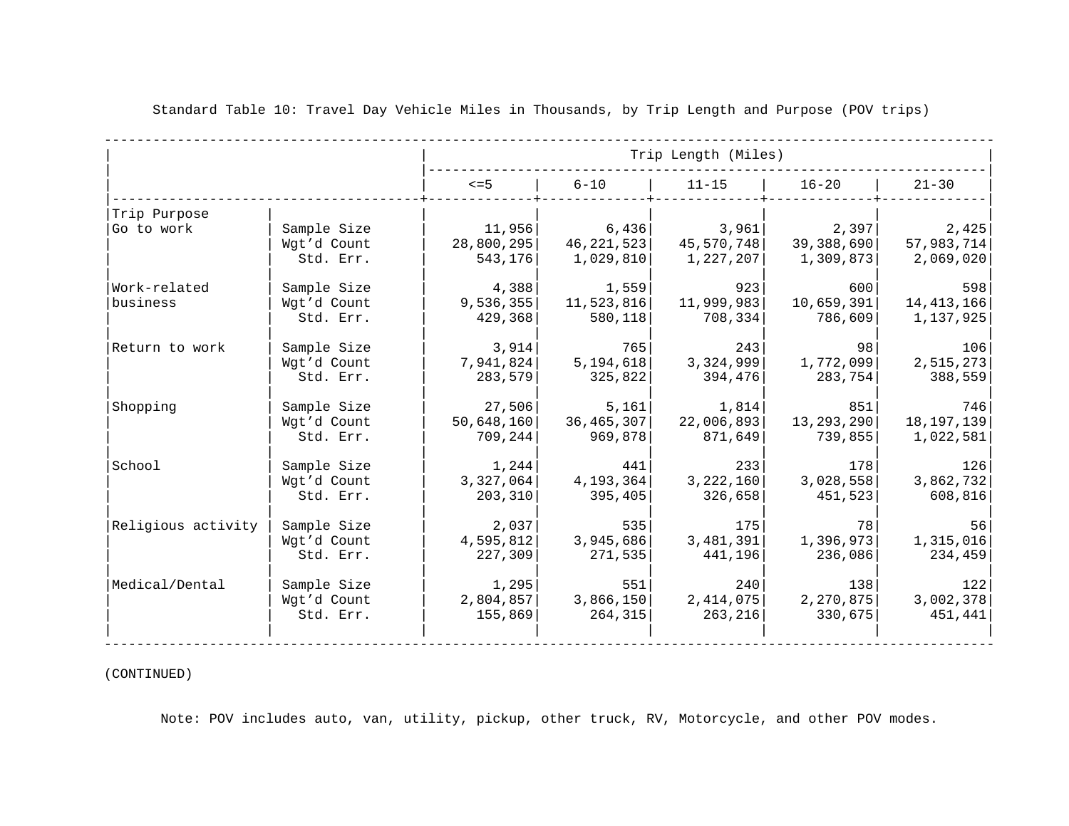Standard Table 10: Travel Day Vehicle Miles in Thousands, by Trip Length and Purpose (POV trips)

| Trip Purpose | | Trip Length (Miles) | | | | |
|---|---|---|---|---|---|---|
| | | <=5 | 6-10 | 11-15 | 16-20 | 21-30 |
| Go to work | Sample Size | 11,956 | 6,436 | 3,961 | 2,397 | 2,425 |
| | Wgt'd Count | 28,800,295 | 46,221,523 | 45,570,748 | 39,388,690 | 57,983,714 |
| | Std. Err. | 543,176 | 1,029,810 | 1,227,207 | 1,309,873 | 2,069,020 |
| Work-related business | Sample Size | 4,388 | 1,559 | 923 | 600 | 598 |
| | Wgt'd Count | 9,536,355 | 11,523,816 | 11,999,983 | 10,659,391 | 14,413,166 |
| | Std. Err. | 429,368 | 580,118 | 708,334 | 786,609 | 1,137,925 |
| Return to work | Sample Size | 3,914 | 765 | 243 | 98 | 106 |
| | Wgt'd Count | 7,941,824 | 5,194,618 | 3,324,999 | 1,772,099 | 2,515,273 |
| | Std. Err. | 283,579 | 325,822 | 394,476 | 283,754 | 388,559 |
| Shopping | Sample Size | 27,506 | 5,161 | 1,814 | 851 | 746 |
| | Wgt'd Count | 50,648,160 | 36,465,307 | 22,006,893 | 13,293,290 | 18,197,139 |
| | Std. Err. | 709,244 | 969,878 | 871,649 | 739,855 | 1,022,581 |
| School | Sample Size | 1,244 | 441 | 233 | 178 | 126 |
| | Wgt'd Count | 3,327,064 | 4,193,364 | 3,222,160 | 3,028,558 | 3,862,732 |
| | Std. Err. | 203,310 | 395,405 | 326,658 | 451,523 | 608,816 |
| Religious activity | Sample Size | 2,037 | 535 | 175 | 78 | 56 |
| | Wgt'd Count | 4,595,812 | 3,945,686 | 3,481,391 | 1,396,973 | 1,315,016 |
| | Std. Err. | 227,309 | 271,535 | 441,196 | 236,086 | 234,459 |
| Medical/Dental | Sample Size | 1,295 | 551 | 240 | 138 | 122 |
| | Wgt'd Count | 2,804,857 | 3,866,150 | 2,414,075 | 2,270,875 | 3,002,378 |
| | Std. Err. | 155,869 | 264,315 | 263,216 | 330,675 | 451,441 |

(CONTINUED)

Note: POV includes auto, van, utility, pickup, other truck, RV, Motorcycle, and other POV modes.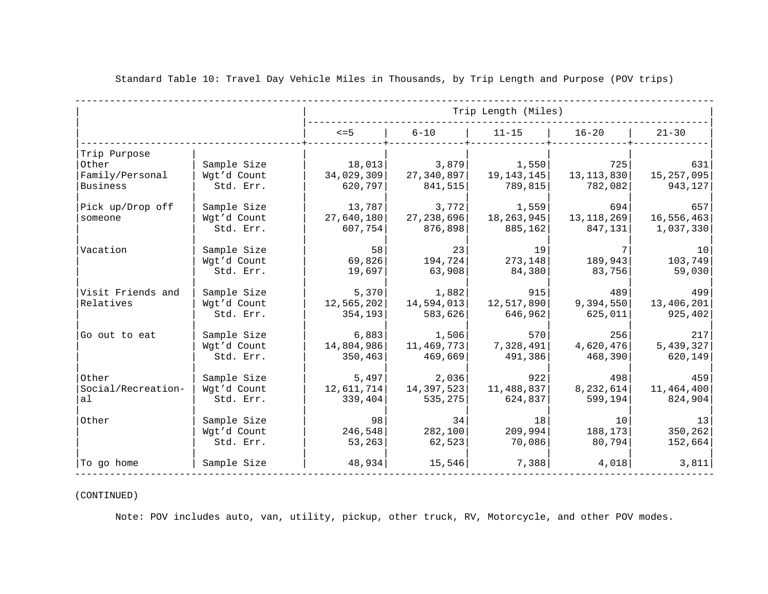Standard Table 10: Travel Day Vehicle Miles in Thousands, by Trip Length and Purpose (POV trips)

| Trip Purpose | | Trip Length (Miles) <=5 | 6-10 | 11-15 | 16-20 | 21-30 |
|---|---|---|---|---|---|---|
| Other Family/Personal Business | Sample Size | 18,013 | 3,879 | 1,550 | 725 | 631 |
| | Wgt'd Count | 34,029,309 | 27,340,897 | 19,143,145 | 13,113,830 | 15,257,095 |
| | Std. Err. | 620,797 | 841,515 | 789,815 | 782,082 | 943,127 |
| Pick up/Drop off someone | Sample Size | 13,787 | 3,772 | 1,559 | 694 | 657 |
| | Wgt'd Count | 27,640,180 | 27,238,696 | 18,263,945 | 13,118,269 | 16,556,463 |
| | Std. Err. | 607,754 | 876,898 | 885,162 | 847,131 | 1,037,330 |
| Vacation | Sample Size | 58 | 23 | 19 | 7 | 10 |
| | Wgt'd Count | 69,826 | 194,724 | 273,148 | 189,943 | 103,749 |
| | Std. Err. | 19,697 | 63,908 | 84,380 | 83,756 | 59,030 |
| Visit Friends and Relatives | Sample Size | 5,370 | 1,882 | 915 | 489 | 499 |
| | Wgt'd Count | 12,565,202 | 14,594,013 | 12,517,890 | 9,394,550 | 13,406,201 |
| | Std. Err. | 354,193 | 583,626 | 646,962 | 625,011 | 925,402 |
| Go out to eat | Sample Size | 6,883 | 1,506 | 570 | 256 | 217 |
| | Wgt'd Count | 14,804,986 | 11,469,773 | 7,328,491 | 4,620,476 | 5,439,327 |
| | Std. Err. | 350,463 | 469,669 | 491,386 | 468,390 | 620,149 |
| Other Social/Recreational | Sample Size | 5,497 | 2,036 | 922 | 498 | 459 |
| | Wgt'd Count | 12,611,714 | 14,397,523 | 11,488,837 | 8,232,614 | 11,464,400 |
| | Std. Err. | 339,404 | 535,275 | 624,837 | 599,194 | 824,904 |
| Other | Sample Size | 98 | 34 | 18 | 10 | 13 |
| | Wgt'd Count | 246,548 | 282,100 | 209,994 | 188,173 | 350,262 |
| | Std. Err. | 53,263 | 62,523 | 70,086 | 80,794 | 152,664 |
| To go home | Sample Size | 48,934 | 15,546 | 7,388 | 4,018 | 3,811 |

(CONTINUED)

Note: POV includes auto, van, utility, pickup, other truck, RV, Motorcycle, and other POV modes.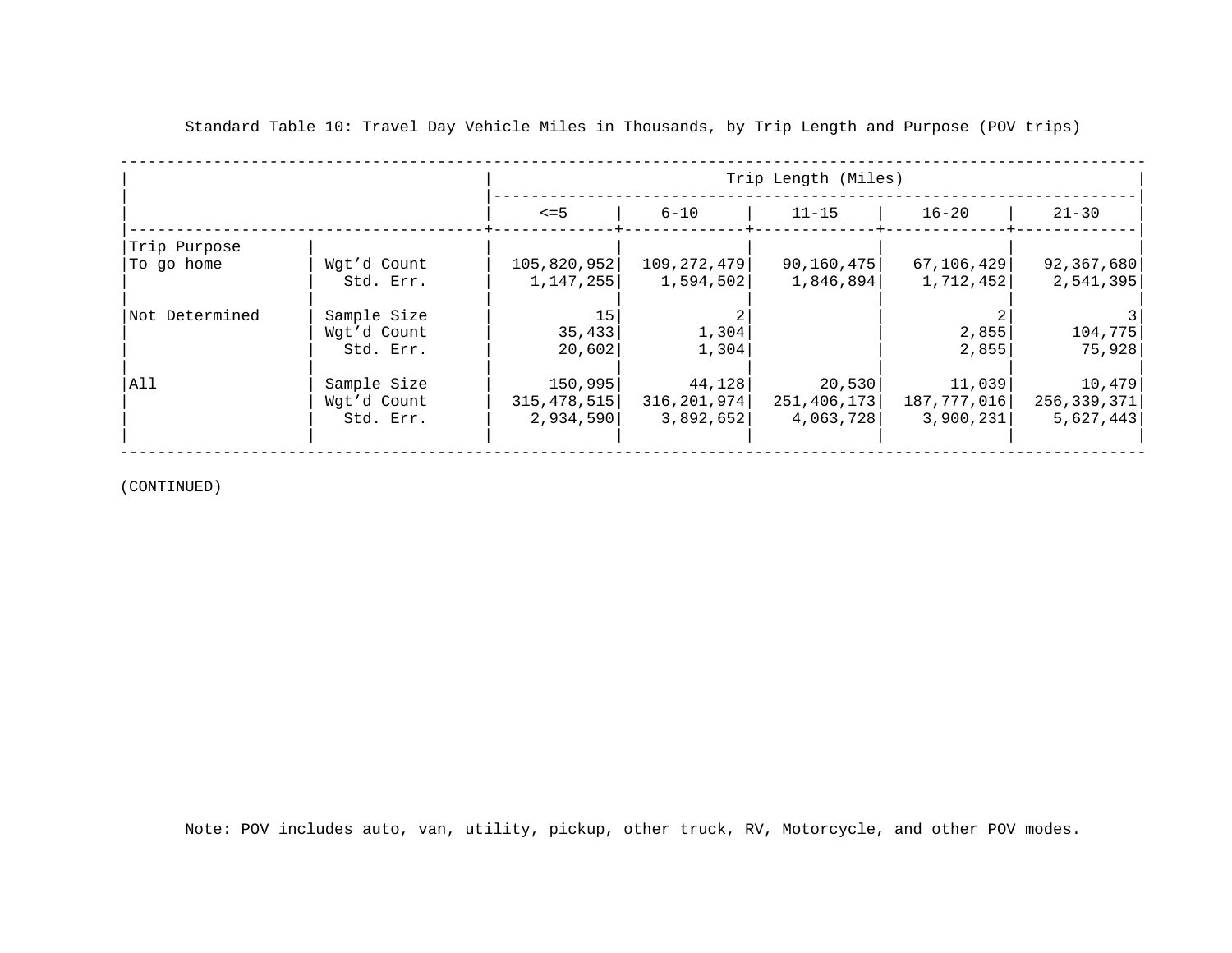Standard Table 10: Travel Day Vehicle Miles in Thousands, by Trip Length and Purpose (POV trips)

| | | Trip Length (Miles) | | | | |
|---|---|---|---|---|---|---|
| | | <=5 | 6-10 | 11-15 | 16-20 | 21-30 |
| Trip Purpose | | | | | | |
| To go home | Wgt'd Count | 105,820,952 | 109,272,479 | 90,160,475 | 67,106,429 | 92,367,680 |
| | Std. Err. | 1,147,255 | 1,594,502 | 1,846,894 | 1,712,452 | 2,541,395 |
| Not Determined | Sample Size | 15 | 2 | | 2 | 3 |
| | Wgt'd Count | 35,433 | 1,304 | | 2,855 | 104,775 |
| | Std. Err. | 20,602 | 1,304 | | 2,855 | 75,928 |
| All | Sample Size | 150,995 | 44,128 | 20,530 | 11,039 | 10,479 |
| | Wgt'd Count | 315,478,515 | 316,201,974 | 251,406,173 | 187,777,016 | 256,339,371 |
| | Std. Err. | 2,934,590 | 3,892,652 | 4,063,728 | 3,900,231 | 5,627,443 |

(CONTINUED)

Note: POV includes auto, van, utility, pickup, other truck, RV, Motorcycle, and other POV modes.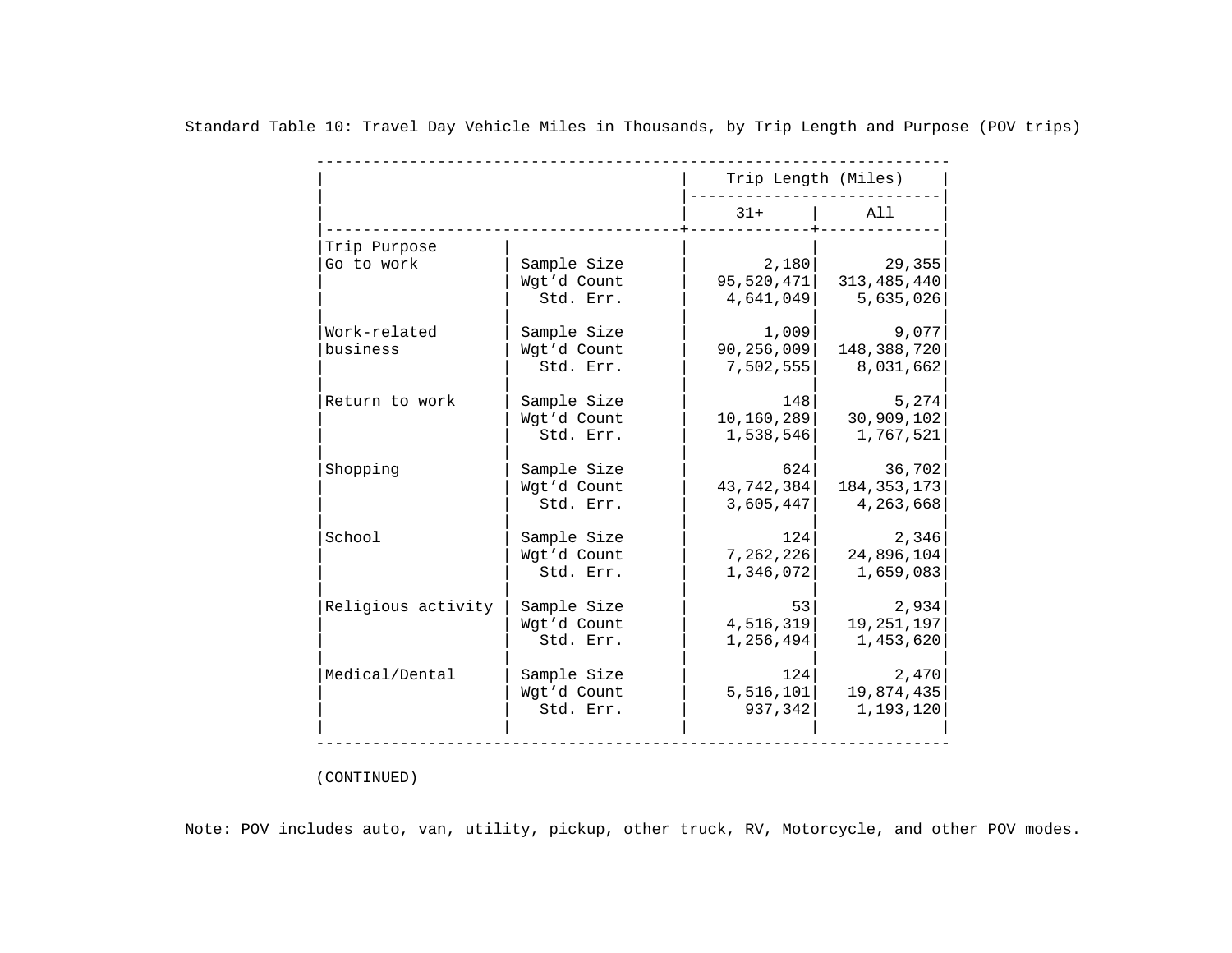Standard Table 10: Travel Day Vehicle Miles in Thousands, by Trip Length and Purpose (POV trips)

| | | Trip Length (Miles) | |
|---|---|---|---|
| | | 31+ | All |
| **Trip Purpose** | | | |
| Go to work | Sample Size | 2,180 | 29,355 |
| | Wgt'd Count | 95,520,471 | 313,485,440 |
| | Std. Err. | 4,641,049 | 5,635,026 |
| Work-related business | Sample Size | 1,009 | 9,077 |
| | Wgt'd Count | 90,256,009 | 148,388,720 |
| | Std. Err. | 7,502,555 | 8,031,662 |
| Return to work | Sample Size | 148 | 5,274 |
| | Wgt'd Count | 10,160,289 | 30,909,102 |
| | Std. Err. | 1,538,546 | 1,767,521 |
| Shopping | Sample Size | 624 | 36,702 |
| | Wgt'd Count | 43,742,384 | 184,353,173 |
| | Std. Err. | 3,605,447 | 4,263,668 |
| School | Sample Size | 124 | 2,346 |
| | Wgt'd Count | 7,262,226 | 24,896,104 |
| | Std. Err. | 1,346,072 | 1,659,083 |
| Religious activity | Sample Size | 53 | 2,934 |
| | Wgt'd Count | 4,516,319 | 19,251,197 |
| | Std. Err. | 1,256,494 | 1,453,620 |
| Medical/Dental | Sample Size | 124 | 2,470 |
| | Wgt'd Count | 5,516,101 | 19,874,435 |
| | Std. Err. | 937,342 | 1,193,120 |

(CONTINUED)

Note: POV includes auto, van, utility, pickup, other truck, RV, Motorcycle, and other POV modes.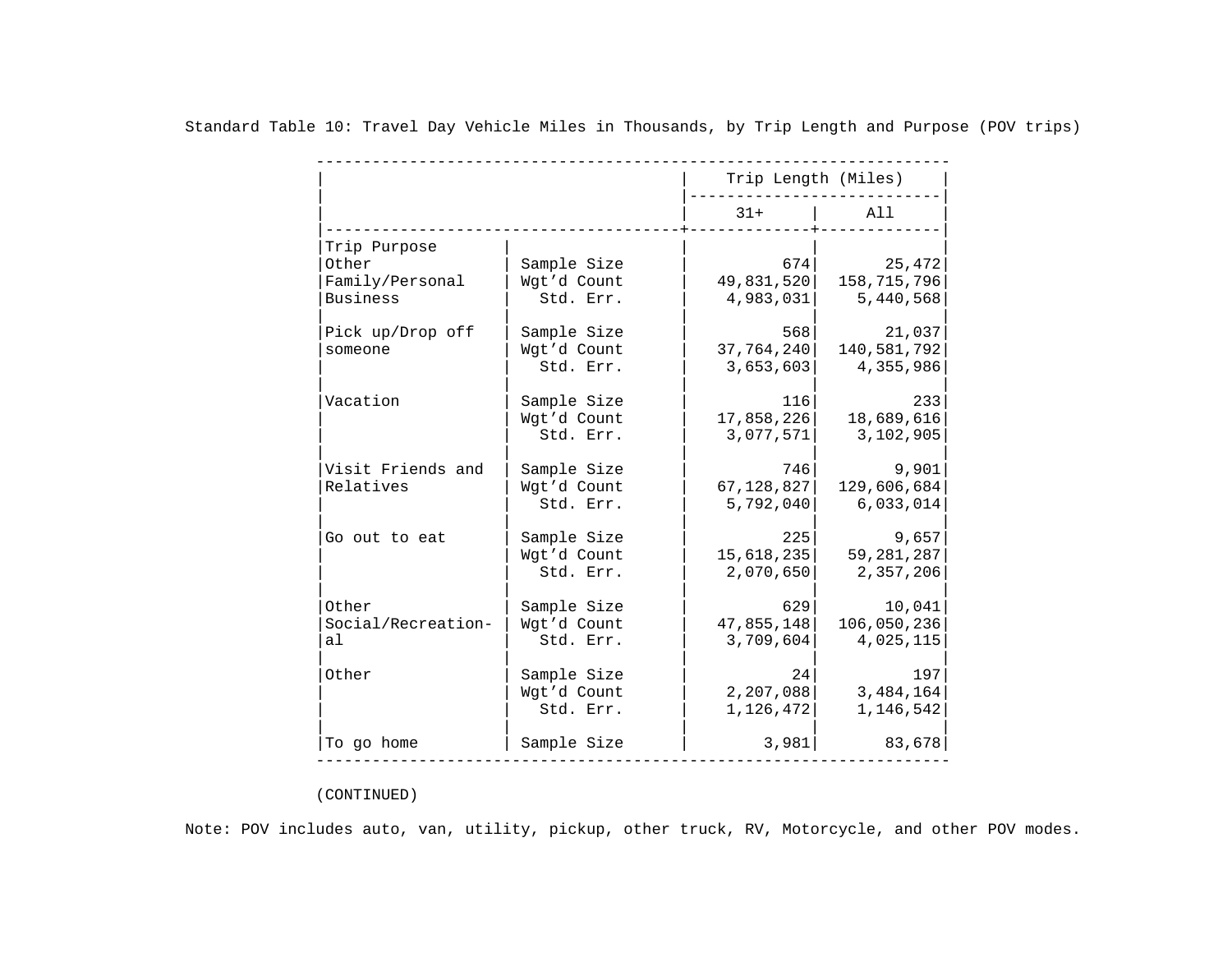Standard Table 10: Travel Day Vehicle Miles in Thousands, by Trip Length and Purpose (POV trips)

| Trip Purpose | | Trip Length (Miles) | |
|---|---|---|---|
| | | 31+ | All |
| Other Family/Personal Business | Sample Size | 674 | 25,472 |
| | Wgt'd Count | 49,831,520 | 158,715,796 |
| | Std. Err. | 4,983,031 | 5,440,568 |
| Pick up/Drop off someone | Sample Size | 568 | 21,037 |
| | Wgt'd Count | 37,764,240 | 140,581,792 |
| | Std. Err. | 3,653,603 | 4,355,986 |
| Vacation | Sample Size | 116 | 233 |
| | Wgt'd Count | 17,858,226 | 18,689,616 |
| | Std. Err. | 3,077,571 | 3,102,905 |
| Visit Friends and Relatives | Sample Size | 746 | 9,901 |
| | Wgt'd Count | 67,128,827 | 129,606,684 |
| | Std. Err. | 5,792,040 | 6,033,014 |
| Go out to eat | Sample Size | 225 | 9,657 |
| | Wgt'd Count | 15,618,235 | 59,281,287 |
| | Std. Err. | 2,070,650 | 2,357,206 |
| Other Social/Recreational | Sample Size | 629 | 10,041 |
| | Wgt'd Count | 47,855,148 | 106,050,236 |
| | Std. Err. | 3,709,604 | 4,025,115 |
| Other | Sample Size | 24 | 197 |
| | Wgt'd Count | 2,207,088 | 3,484,164 |
| | Std. Err. | 1,126,472 | 1,146,542 |
| To go home | Sample Size | 3,981 | 83,678 |

(CONTINUED)

Note: POV includes auto, van, utility, pickup, other truck, RV, Motorcycle, and other POV modes.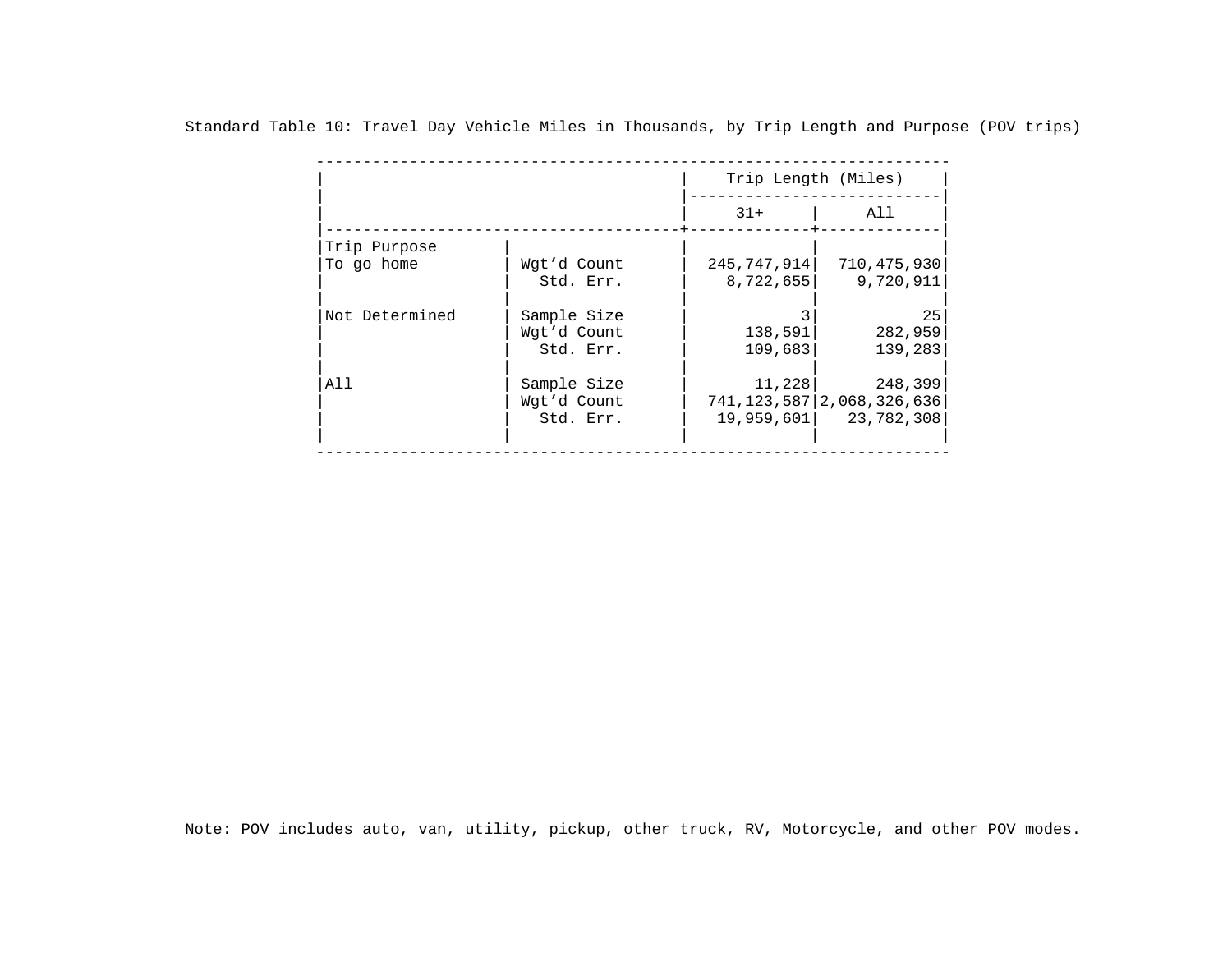Standard Table 10: Travel Day Vehicle Miles in Thousands, by Trip Length and Purpose (POV trips)

| | | Trip Length (Miles) | |
|---|---|---|---|
| | | 31+ | All |
| Trip Purpose | | | |
| To go home | Wgt'd Count | 245,747,914 | 710,475,930 |
| | Std. Err. | 8,722,655 | 9,720,911 |
| Not Determined | Sample Size | 3 | 25 |
| | Wgt'd Count | 138,591 | 282,959 |
| | Std. Err. | 109,683 | 139,283 |
| All | Sample Size | 11,228 | 248,399 |
| | Wgt'd Count | 741,123,587 | 2,068,326,636 |
| | Std. Err. | 19,959,601 | 23,782,308 |

Note: POV includes auto, van, utility, pickup, other truck, RV, Motorcycle, and other POV modes.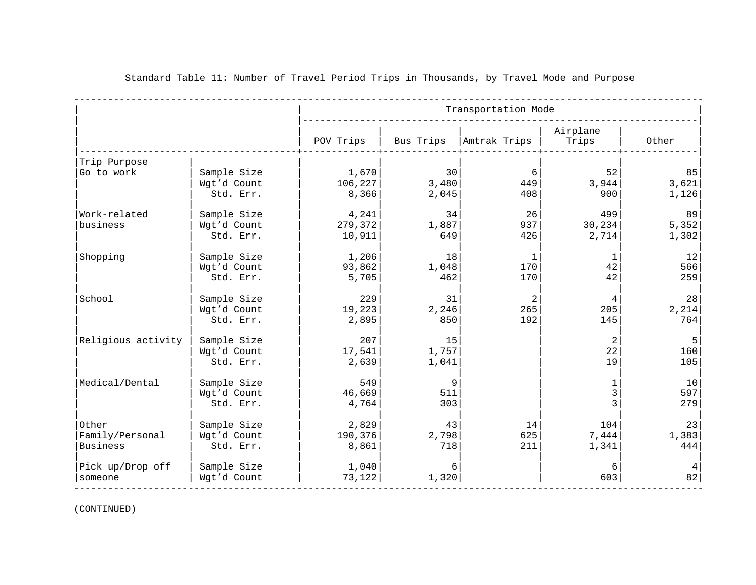Standard Table 11: Number of Travel Period Trips in Thousands, by Travel Mode and Purpose

| | | Transportation Mode | | | | |
|---|---|---|---|---|---|---|
| | | POV Trips | Bus Trips | Amtrak Trips | Airplane Trips | Other |
| **Trip Purpose** | | | | | | |
| Go to work | Sample Size | 1,670 | 30 | 6 | 52 | 85 |
| | Wgt'd Count | 106,227 | 3,480 | 449 | 3,944 | 3,621 |
| | Std. Err. | 8,366 | 2,045 | 408 | 900 | 1,126 |
| Work-related business | Sample Size | 4,241 | 34 | 26 | 499 | 89 |
| | Wgt'd Count | 279,372 | 1,887 | 937 | 30,234 | 5,352 |
| | Std. Err. | 10,911 | 649 | 426 | 2,714 | 1,302 |
| Shopping | Sample Size | 1,206 | 18 | 1 | 1 | 12 |
| | Wgt'd Count | 93,862 | 1,048 | 170 | 42 | 566 |
| | Std. Err. | 5,705 | 462 | 170 | 42 | 259 |
| School | Sample Size | 229 | 31 | 2 | 4 | 28 |
| | Wgt'd Count | 19,223 | 2,246 | 265 | 205 | 2,214 |
| | Std. Err. | 2,895 | 850 | 192 | 145 | 764 |
| Religious activity | Sample Size | 207 | 15 | | 2 | 5 |
| | Wgt'd Count | 17,541 | 1,757 | | 22 | 160 |
| | Std. Err. | 2,639 | 1,041 | | 19 | 105 |
| Medical/Dental | Sample Size | 549 | 9 | | 1 | 10 |
| | Wgt'd Count | 46,669 | 511 | | 3 | 597 |
| | Std. Err. | 4,764 | 303 | | 3 | 279 |
| Other Family/Personal Business | Sample Size | 2,829 | 43 | 14 | 104 | 23 |
| | Wgt'd Count | 190,376 | 2,798 | 625 | 7,444 | 1,383 |
| | Std. Err. | 8,861 | 718 | 211 | 1,341 | 444 |
| Pick up/Drop off someone | Sample Size | 1,040 | 6 | | 6 | 4 |
| | Wgt'd Count | 73,122 | 1,320 | | 603 | 82 |

(CONTINUED)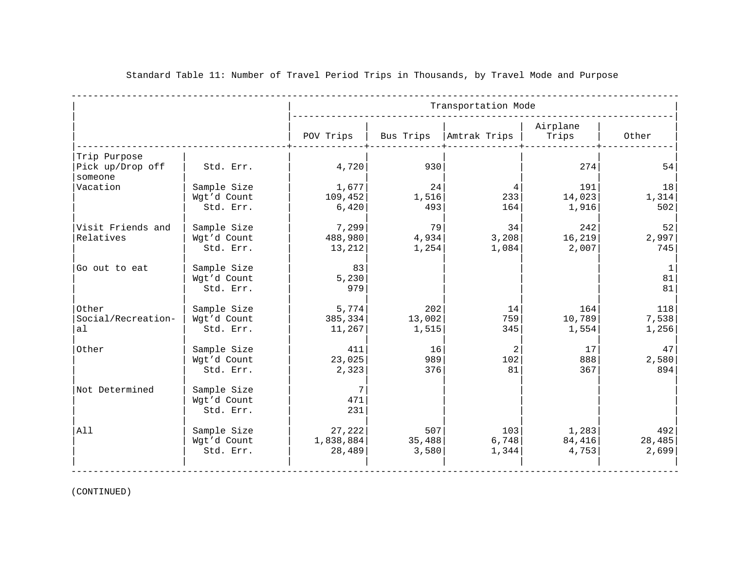Standard Table 11: Number of Travel Period Trips in Thousands, by Travel Mode and Purpose

| Trip Purpose | | POV Trips | Bus Trips | Amtrak Trips | Airplane Trips | Other |
|---|---|---|---|---|---|---|
| Pick up/Drop off someone | Std. Err. | 4,720 | 930 | | 274 | 54 |
| Vacation | Sample Size | 1,677 | 24 | 4 | 191 | 18 |
| | Wgt'd Count | 109,452 | 1,516 | 233 | 14,023 | 1,314 |
| | Std. Err. | 6,420 | 493 | 164 | 1,916 | 502 |
| Visit Friends and Relatives | Sample Size | 7,299 | 79 | 34 | 242 | 52 |
| | Wgt'd Count | 488,980 | 4,934 | 3,208 | 16,219 | 2,997 |
| | Std. Err. | 13,212 | 1,254 | 1,084 | 2,007 | 745 |
| Go out to eat | Sample Size | 83 | | | | 1 |
| | Wgt'd Count | 5,230 | | | | 81 |
| | Std. Err. | 979 | | | | 81 |
| Other Social/Recreation-al | Sample Size | 5,774 | 202 | 14 | 164 | 118 |
| | Wgt'd Count | 385,334 | 13,002 | 759 | 10,789 | 7,538 |
| | Std. Err. | 11,267 | 1,515 | 345 | 1,554 | 1,256 |
| Other | Sample Size | 411 | 16 | 2 | 17 | 47 |
| | Wgt'd Count | 23,025 | 989 | 102 | 888 | 2,580 |
| | Std. Err. | 2,323 | 376 | 81 | 367 | 894 |
| Not Determined | Sample Size | 7 | | | | |
| | Wgt'd Count | 471 | | | | |
| | Std. Err. | 231 | | | | |
| All | Sample Size | 27,222 | 507 | 103 | 1,283 | 492 |
| | Wgt'd Count | 1,838,884 | 35,488 | 6,748 | 84,416 | 28,485 |
| | Std. Err. | 28,489 | 3,580 | 1,344 | 4,753 | 2,699 |

(CONTINUED)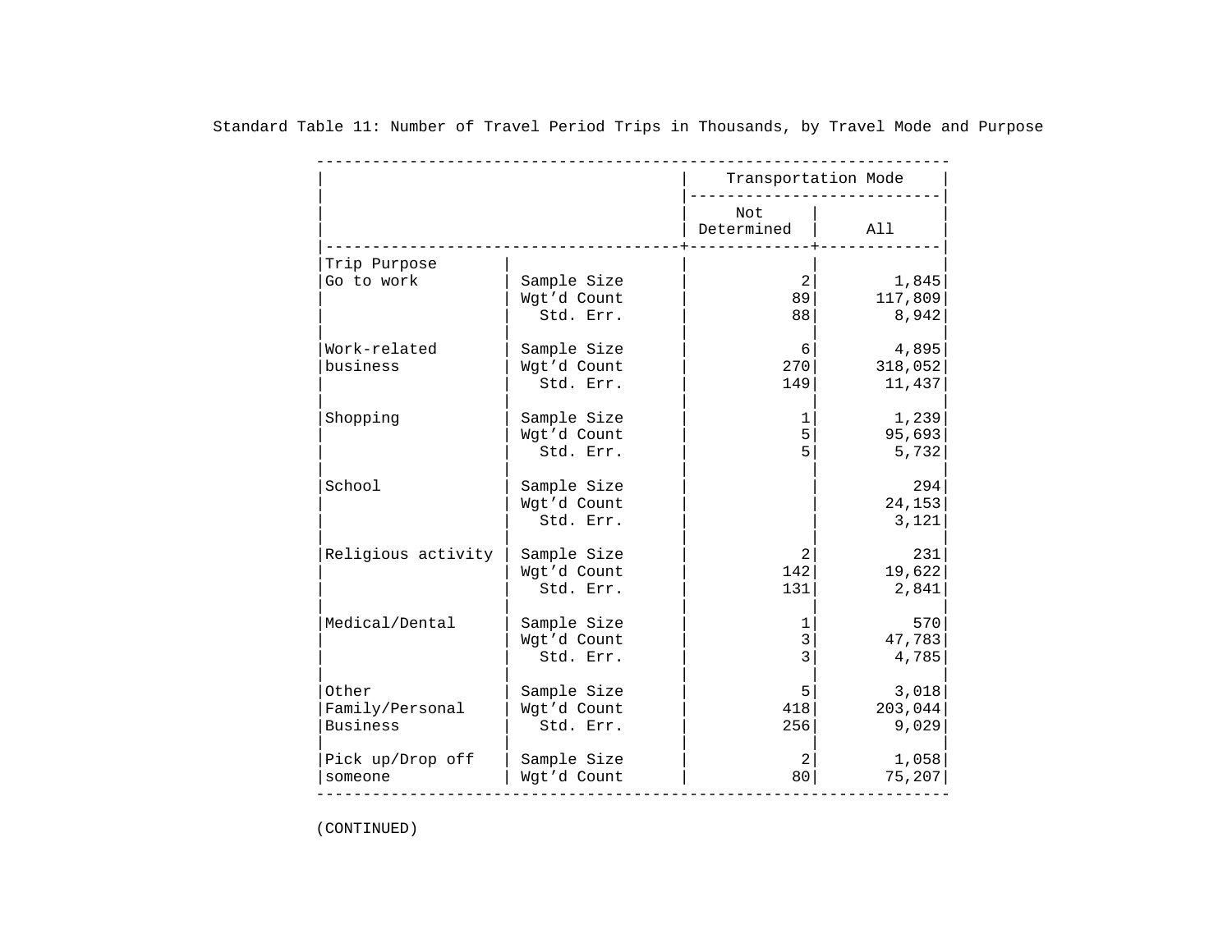Standard Table 11: Number of Travel Period Trips in Thousands, by Travel Mode and Purpose

| | | Transportation Mode | |
|---|---|---|---|
| | | Not Determined | All |
| Trip Purpose | | | |
| Go to work | Sample Size | 2 | 1,845 |
| | Wgt'd Count | 89 | 117,809 |
| | Std. Err. | 88 | 8,942 |
| Work-related business | Sample Size | 6 | 4,895 |
| | Wgt'd Count | 270 | 318,052 |
| | Std. Err. | 149 | 11,437 |
| Shopping | Sample Size | 1 | 1,239 |
| | Wgt'd Count | 5 | 95,693 |
| | Std. Err. | 5 | 5,732 |
| School | Sample Size | | 294 |
| | Wgt'd Count | | 24,153 |
| | Std. Err. | | 3,121 |
| Religious activity | Sample Size | 2 | 231 |
| | Wgt'd Count | 142 | 19,622 |
| | Std. Err. | 131 | 2,841 |
| Medical/Dental | Sample Size | 1 | 570 |
| | Wgt'd Count | 3 | 47,783 |
| | Std. Err. | 3 | 4,785 |
| Other Family/Personal Business | Sample Size | 5 | 3,018 |
| | Wgt'd Count | 418 | 203,044 |
| | Std. Err. | 256 | 9,029 |
| Pick up/Drop off someone | Sample Size | 2 | 1,058 |
| | Wgt'd Count | 80 | 75,207 |

(CONTINUED)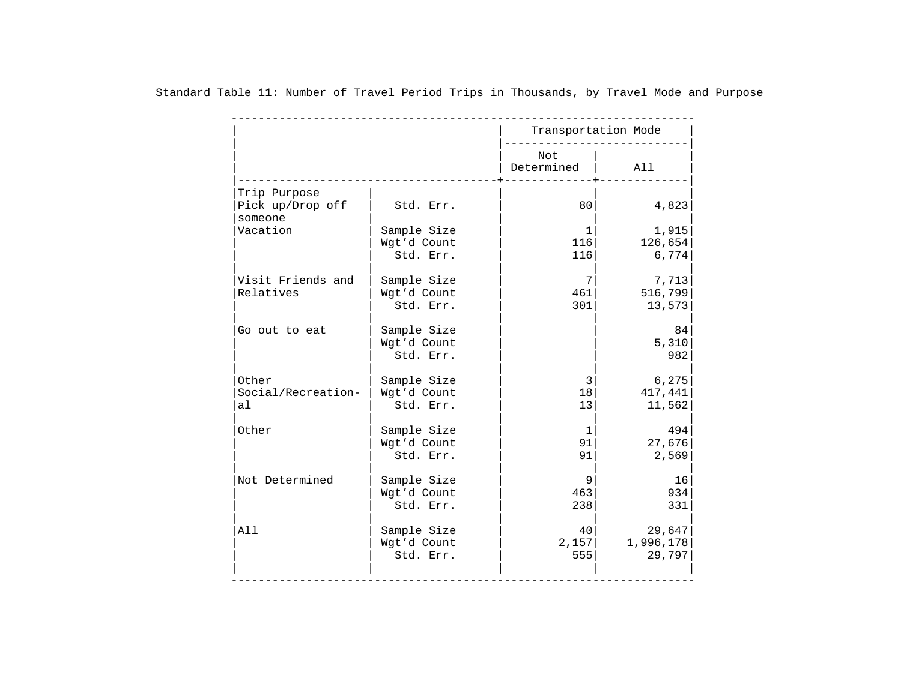Standard Table 11: Number of Travel Period Trips in Thousands, by Travel Mode and Purpose

| | | Transportation Mode | |
|---|---|---|---|
| | | Not Determined | All |
| **Trip Purpose** | | | |
| Pick up/Drop off someone | Std. Err. | 80 | 4,823 |
| Vacation | Sample Size | 1 | 1,915 |
| | Wgt'd Count | 116 | 126,654 |
| | Std. Err. | 116 | 6,774 |
| Visit Friends and Relatives | Sample Size | 7 | 7,713 |
| | Wgt'd Count | 461 | 516,799 |
| | Std. Err. | 301 | 13,573 |
| Go out to eat | Sample Size | | 84 |
| | Wgt'd Count | | 5,310 |
| | Std. Err. | | 982 |
| Other Social/Recreational | Sample Size | 3 | 6,275 |
| | Wgt'd Count | 18 | 417,441 |
| | Std. Err. | 13 | 11,562 |
| Other | Sample Size | 1 | 494 |
| | Wgt'd Count | 91 | 27,676 |
| | Std. Err. | 91 | 2,569 |
| Not Determined | Sample Size | 9 | 16 |
| | Wgt'd Count | 463 | 934 |
| | Std. Err. | 238 | 331 |
| All | Sample Size | 40 | 29,647 |
| | Wgt'd Count | 2,157 | 1,996,178 |
| | Std. Err. | 555 | 29,797 |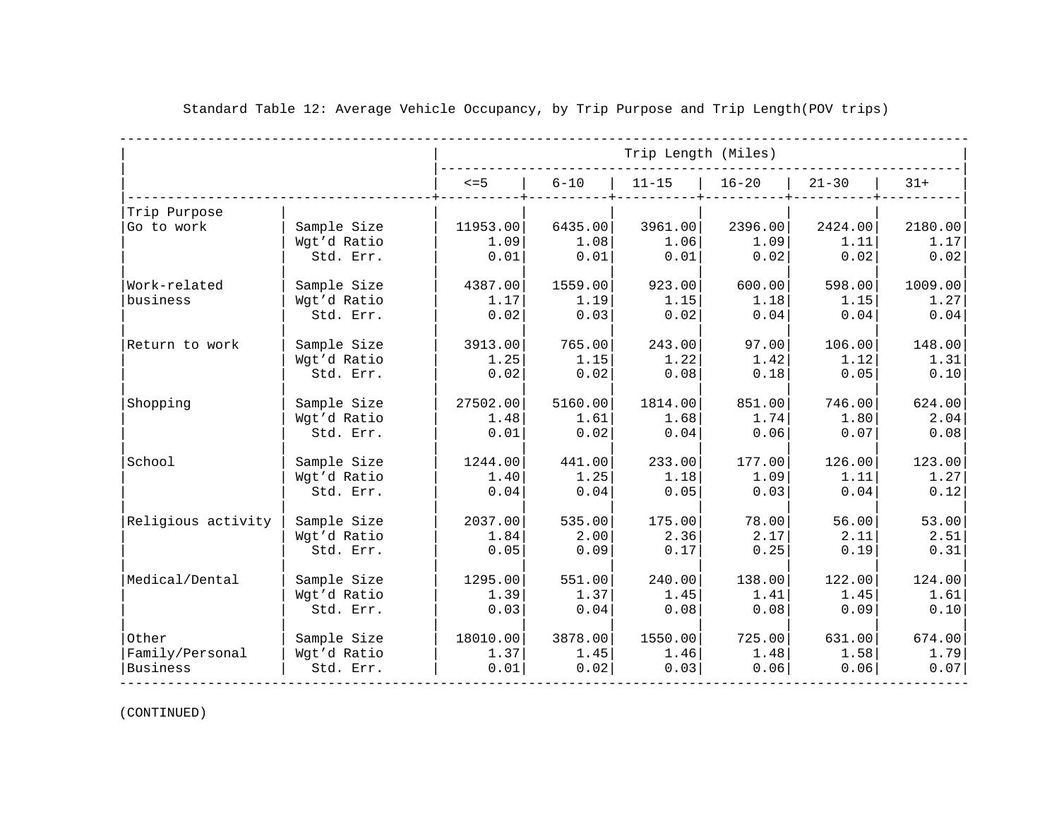Standard Table 12: Average Vehicle Occupancy, by Trip Purpose and Trip Length(POV trips)

| | | Trip Length (Miles) | | | | | |
|---|---|---|---|---|---|---|---|
| | | <=5 | 6-10 | 11-15 | 16-20 | 21-30 | 31+ |
| **Trip Purpose** | | | | | | | |
| Go to work | Sample Size | 11953.00 | 6435.00 | 3961.00 | 2396.00 | 2424.00 | 2180.00 |
| | Wgt'd Ratio | 1.09 | 1.08 | 1.06 | 1.09 | 1.11 | 1.17 |
| | Std. Err. | 0.01 | 0.01 | 0.01 | 0.02 | 0.02 | 0.02 |
| Work-related business | Sample Size | 4387.00 | 1559.00 | 923.00 | 600.00 | 598.00 | 1009.00 |
| | Wgt'd Ratio | 1.17 | 1.19 | 1.15 | 1.18 | 1.15 | 1.27 |
| | Std. Err. | 0.02 | 0.03 | 0.02 | 0.04 | 0.04 | 0.04 |
| Return to work | Sample Size | 3913.00 | 765.00 | 243.00 | 97.00 | 106.00 | 148.00 |
| | Wgt'd Ratio | 1.25 | 1.15 | 1.22 | 1.42 | 1.12 | 1.31 |
| | Std. Err. | 0.02 | 0.02 | 0.08 | 0.18 | 0.05 | 0.10 |
| Shopping | Sample Size | 27502.00 | 5160.00 | 1814.00 | 851.00 | 746.00 | 624.00 |
| | Wgt'd Ratio | 1.48 | 1.61 | 1.68 | 1.74 | 1.80 | 2.04 |
| | Std. Err. | 0.01 | 0.02 | 0.04 | 0.06 | 0.07 | 0.08 |
| School | Sample Size | 1244.00 | 441.00 | 233.00 | 177.00 | 126.00 | 123.00 |
| | Wgt'd Ratio | 1.40 | 1.25 | 1.18 | 1.09 | 1.11 | 1.27 |
| | Std. Err. | 0.04 | 0.04 | 0.05 | 0.03 | 0.04 | 0.12 |
| Religious activity | Sample Size | 2037.00 | 535.00 | 175.00 | 78.00 | 56.00 | 53.00 |
| | Wgt'd Ratio | 1.84 | 2.00 | 2.36 | 2.17 | 2.11 | 2.51 |
| | Std. Err. | 0.05 | 0.09 | 0.17 | 0.25 | 0.19 | 0.31 |
| Medical/Dental | Sample Size | 1295.00 | 551.00 | 240.00 | 138.00 | 122.00 | 124.00 |
| | Wgt'd Ratio | 1.39 | 1.37 | 1.45 | 1.41 | 1.45 | 1.61 |
| | Std. Err. | 0.03 | 0.04 | 0.08 | 0.08 | 0.09 | 0.10 |
| Other Family/Personal Business | Sample Size | 18010.00 | 3878.00 | 1550.00 | 725.00 | 631.00 | 674.00 |
| | Wgt'd Ratio | 1.37 | 1.45 | 1.46 | 1.48 | 1.58 | 1.79 |
| | Std. Err. | 0.01 | 0.02 | 0.03 | 0.06 | 0.06 | 0.07 |

(CONTINUED)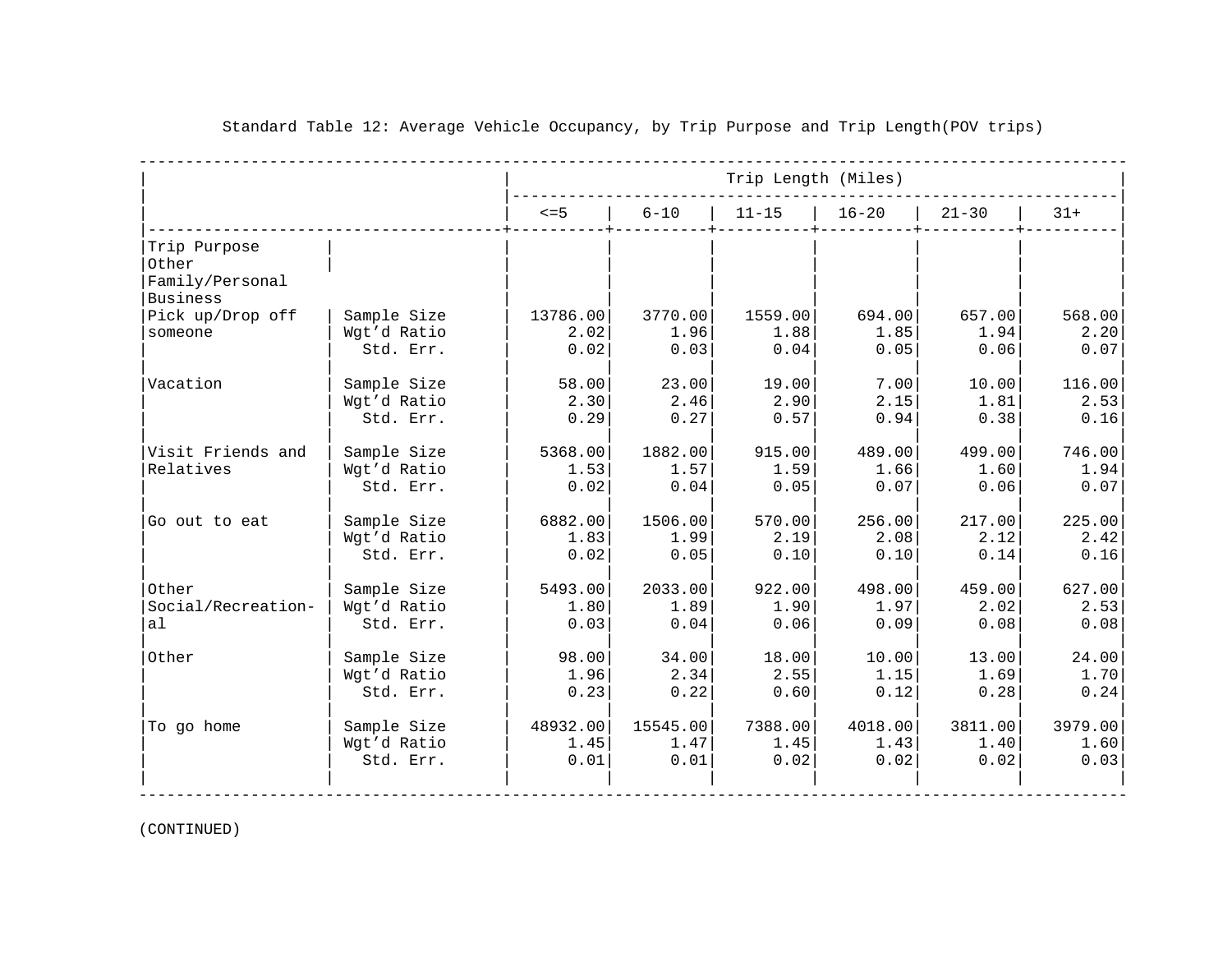Standard Table 12: Average Vehicle Occupancy, by Trip Purpose and Trip Length(POV trips)

| | | Trip Length (Miles) | | | | | |
|---|---|---|---|---|---|---|---|
| | | <=5 | 6-10 | 11-15 | 16-20 | 21-30 | 31+ |
| **Trip Purpose** | | | | | | | |
| **Other Family/Personal Business** | | | | | | | |
| Pick up/Drop off someone | Sample Size | 13786.00 | 3770.00 | 1559.00 | 694.00 | 657.00 | 568.00 |
| | Wgt'd Ratio | 2.02 | 1.96 | 1.88 | 1.85 | 1.94 | 2.20 |
| | Std. Err. | 0.02 | 0.03 | 0.04 | 0.05 | 0.06 | 0.07 |
| Vacation | Sample Size | 58.00 | 23.00 | 19.00 | 7.00 | 10.00 | 116.00 |
| | Wgt'd Ratio | 2.30 | 2.46 | 2.90 | 2.15 | 1.81 | 2.53 |
| | Std. Err. | 0.29 | 0.27 | 0.57 | 0.94 | 0.38 | 0.16 |
| Visit Friends and Relatives | Sample Size | 5368.00 | 1882.00 | 915.00 | 489.00 | 499.00 | 746.00 |
| | Wgt'd Ratio | 1.53 | 1.57 | 1.59 | 1.66 | 1.60 | 1.94 |
| | Std. Err. | 0.02 | 0.04 | 0.05 | 0.07 | 0.06 | 0.07 |
| Go out to eat | Sample Size | 6882.00 | 1506.00 | 570.00 | 256.00 | 217.00 | 225.00 |
| | Wgt'd Ratio | 1.83 | 1.99 | 2.19 | 2.08 | 2.12 | 2.42 |
| | Std. Err. | 0.02 | 0.05 | 0.10 | 0.10 | 0.14 | 0.16 |
| Other Social/Recreational | Sample Size | 5493.00 | 2033.00 | 922.00 | 498.00 | 459.00 | 627.00 |
| | Wgt'd Ratio | 1.80 | 1.89 | 1.90 | 1.97 | 2.02 | 2.53 |
| | Std. Err. | 0.03 | 0.04 | 0.06 | 0.09 | 0.08 | 0.08 |
| Other | Sample Size | 98.00 | 34.00 | 18.00 | 10.00 | 13.00 | 24.00 |
| | Wgt'd Ratio | 1.96 | 2.34 | 2.55 | 1.15 | 1.69 | 1.70 |
| | Std. Err. | 0.23 | 0.22 | 0.60 | 0.12 | 0.28 | 0.24 |
| To go home | Sample Size | 48932.00 | 15545.00 | 7388.00 | 4018.00 | 3811.00 | 3979.00 |
| | Wgt'd Ratio | 1.45 | 1.47 | 1.45 | 1.43 | 1.40 | 1.60 |
| | Std. Err. | 0.01 | 0.01 | 0.02 | 0.02 | 0.02 | 0.03 |

(CONTINUED)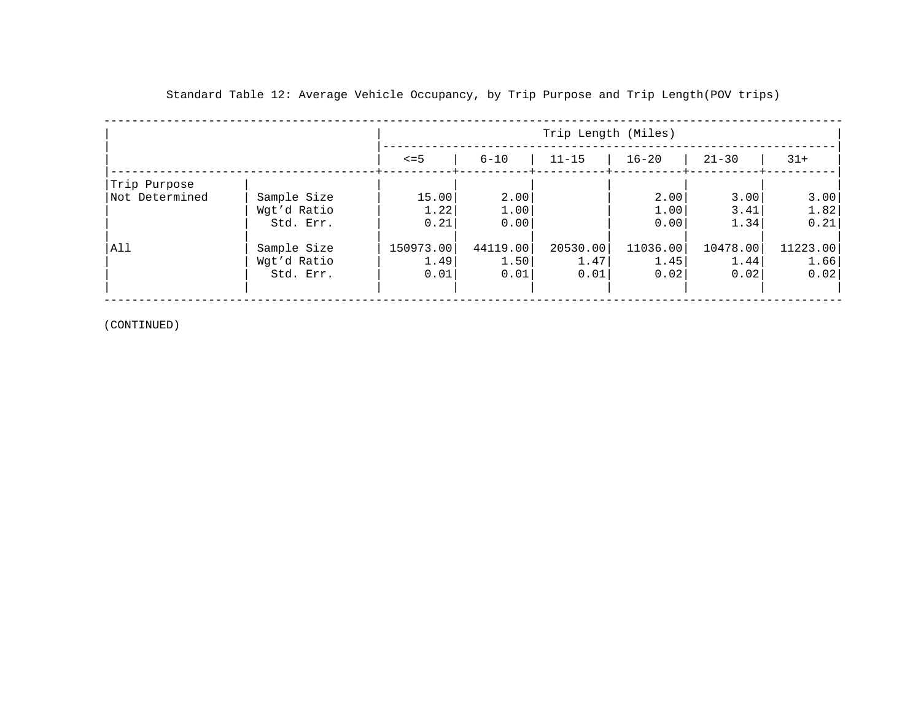Standard Table 12: Average Vehicle Occupancy, by Trip Purpose and Trip Length(POV trips)

| Trip Purpose | | Trip Length (Miles) | | | | | |
|---|---|---|---|---|---|---|---|
| | | <=5 | 6-10 | 11-15 | 16-20 | 21-30 | 31+ |
| Not Determined | Sample Size | 15.00 | 2.00 | | 2.00 | 3.00 | 3.00 |
| | Wgt'd Ratio | 1.22 | 1.00 | | 1.00 | 3.41 | 1.82 |
| | Std. Err. | 0.21 | 0.00 | | 0.00 | 1.34 | 0.21 |
| All | Sample Size | 150973.00 | 44119.00 | 20530.00 | 11036.00 | 10478.00 | 11223.00 |
| | Wgt'd Ratio | 1.49 | 1.50 | 1.47 | 1.45 | 1.44 | 1.66 |
| | Std. Err. | 0.01 | 0.01 | 0.01 | 0.02 | 0.02 | 0.02 |

(CONTINUED)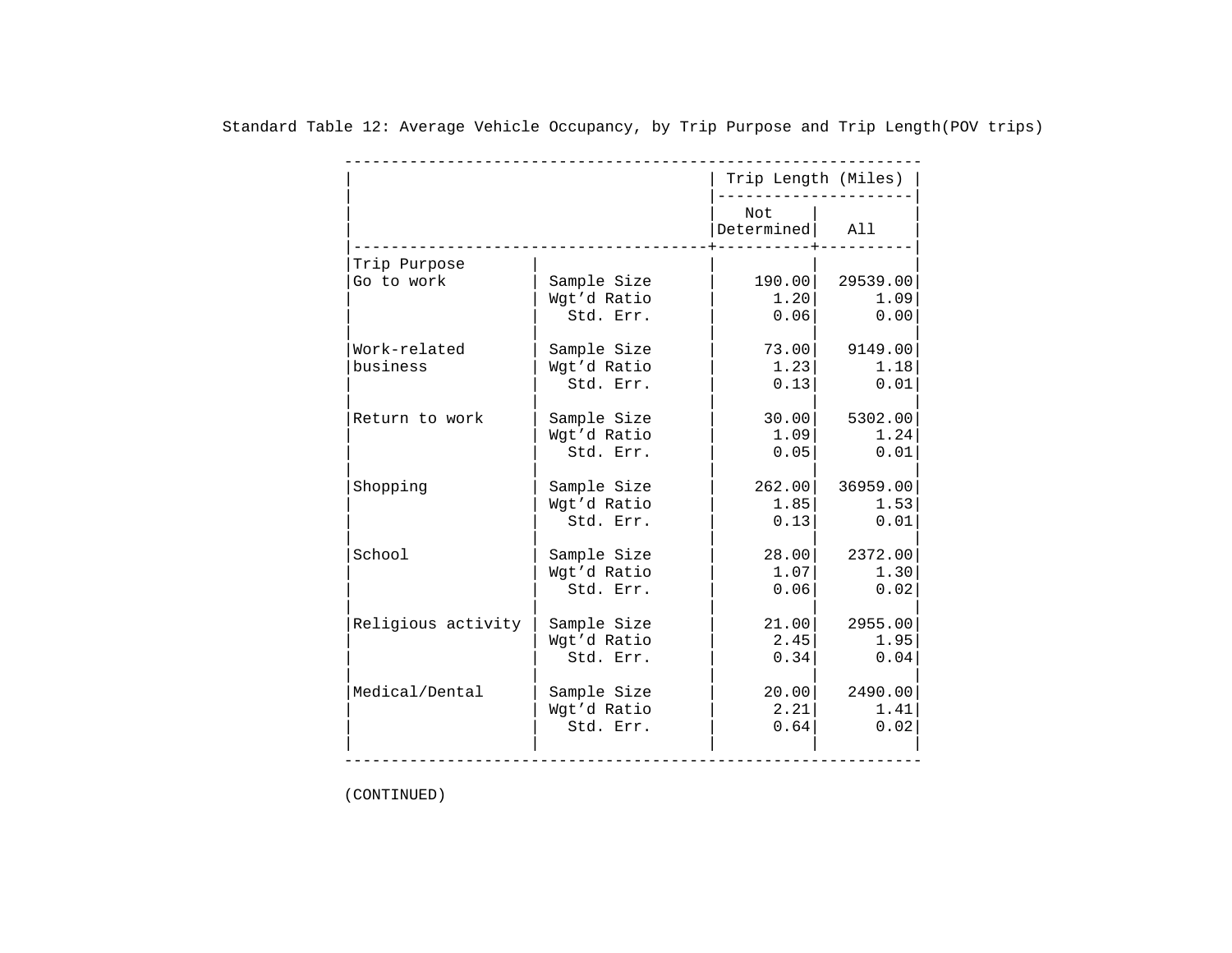Standard Table 12: Average Vehicle Occupancy, by Trip Purpose and Trip Length(POV trips)

| Trip Purpose | | Trip Length (Miles) | |
|---|---|---|---|
| | | Not Determined | All |
| Go to work | Sample Size | 190.00 | 29539.00 |
| | Wgt'd Ratio | 1.20 | 1.09 |
| | Std. Err. | 0.06 | 0.00 |
| Work-related business | Sample Size | 73.00 | 9149.00 |
| | Wgt'd Ratio | 1.23 | 1.18 |
| | Std. Err. | 0.13 | 0.01 |
| Return to work | Sample Size | 30.00 | 5302.00 |
| | Wgt'd Ratio | 1.09 | 1.24 |
| | Std. Err. | 0.05 | 0.01 |
| Shopping | Sample Size | 262.00 | 36959.00 |
| | Wgt'd Ratio | 1.85 | 1.53 |
| | Std. Err. | 0.13 | 0.01 |
| School | Sample Size | 28.00 | 2372.00 |
| | Wgt'd Ratio | 1.07 | 1.30 |
| | Std. Err. | 0.06 | 0.02 |
| Religious activity | Sample Size | 21.00 | 2955.00 |
| | Wgt'd Ratio | 2.45 | 1.95 |
| | Std. Err. | 0.34 | 0.04 |
| Medical/Dental | Sample Size | 20.00 | 2490.00 |
| | Wgt'd Ratio | 2.21 | 1.41 |
| | Std. Err. | 0.64 | 0.02 |

(CONTINUED)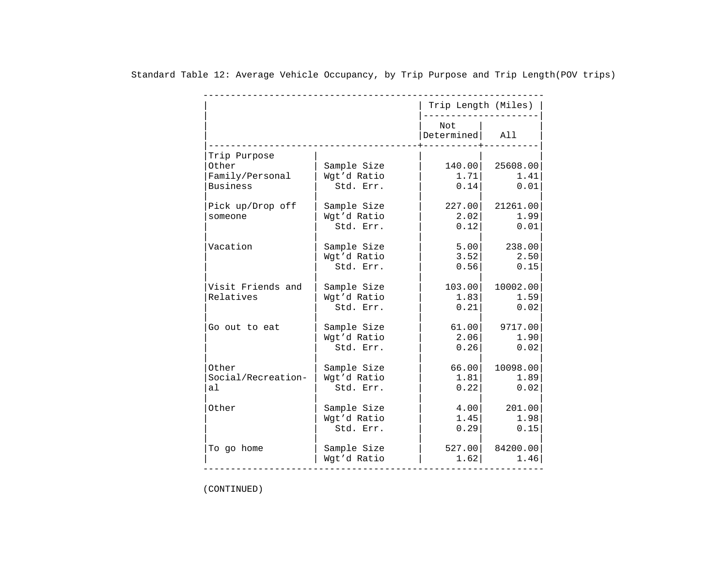Standard Table 12: Average Vehicle Occupancy, by Trip Purpose and Trip Length(POV trips)

| Trip Purpose | | Trip Length (Miles) Not Determined | All |
|---|---|---|---|
| Other Family/Personal Business | Sample Size | 140.00 | 25608.00 |
| | Wgt'd Ratio | 1.71 | 1.41 |
| | Std. Err. | 0.14 | 0.01 |
| Pick up/Drop off someone | Sample Size | 227.00 | 21261.00 |
| | Wgt'd Ratio | 2.02 | 1.99 |
| | Std. Err. | 0.12 | 0.01 |
| Vacation | Sample Size | 5.00 | 238.00 |
| | Wgt'd Ratio | 3.52 | 2.50 |
| | Std. Err. | 0.56 | 0.15 |
| Visit Friends and Relatives | Sample Size | 103.00 | 10002.00 |
| | Wgt'd Ratio | 1.83 | 1.59 |
| | Std. Err. | 0.21 | 0.02 |
| Go out to eat | Sample Size | 61.00 | 9717.00 |
| | Wgt'd Ratio | 2.06 | 1.90 |
| | Std. Err. | 0.26 | 0.02 |
| Other Social/Recreation-al | Sample Size | 66.00 | 10098.00 |
| | Wgt'd Ratio | 1.81 | 1.89 |
| | Std. Err. | 0.22 | 0.02 |
| Other | Sample Size | 4.00 | 201.00 |
| | Wgt'd Ratio | 1.45 | 1.98 |
| | Std. Err. | 0.29 | 0.15 |
| To go home | Sample Size | 527.00 | 84200.00 |
| | Wgt'd Ratio | 1.62 | 1.46 |

(CONTINUED)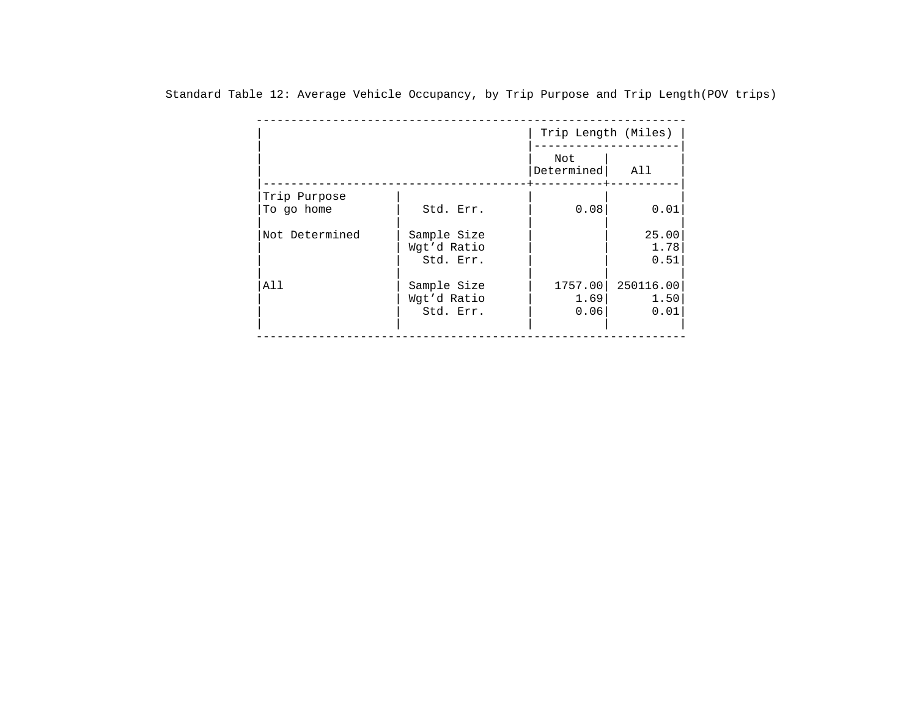Standard Table 12: Average Vehicle Occupancy, by Trip Purpose and Trip Length(POV trips)

| | | Trip Length (Miles) | |
|---|---|---|---|
| | | Not Determined | All |
| **Trip Purpose** | | | |
| To go home | Std. Err. | 0.08 | 0.01 |
| Not Determined | Sample Size | | 25.00 |
| | Wgt'd Ratio | | 1.78 |
| | Std. Err. | | 0.51 |
| All | Sample Size | 1757.00 | 250116.00 |
| | Wgt'd Ratio | 1.69 | 1.50 |
| | Std. Err. | 0.06 | 0.01 |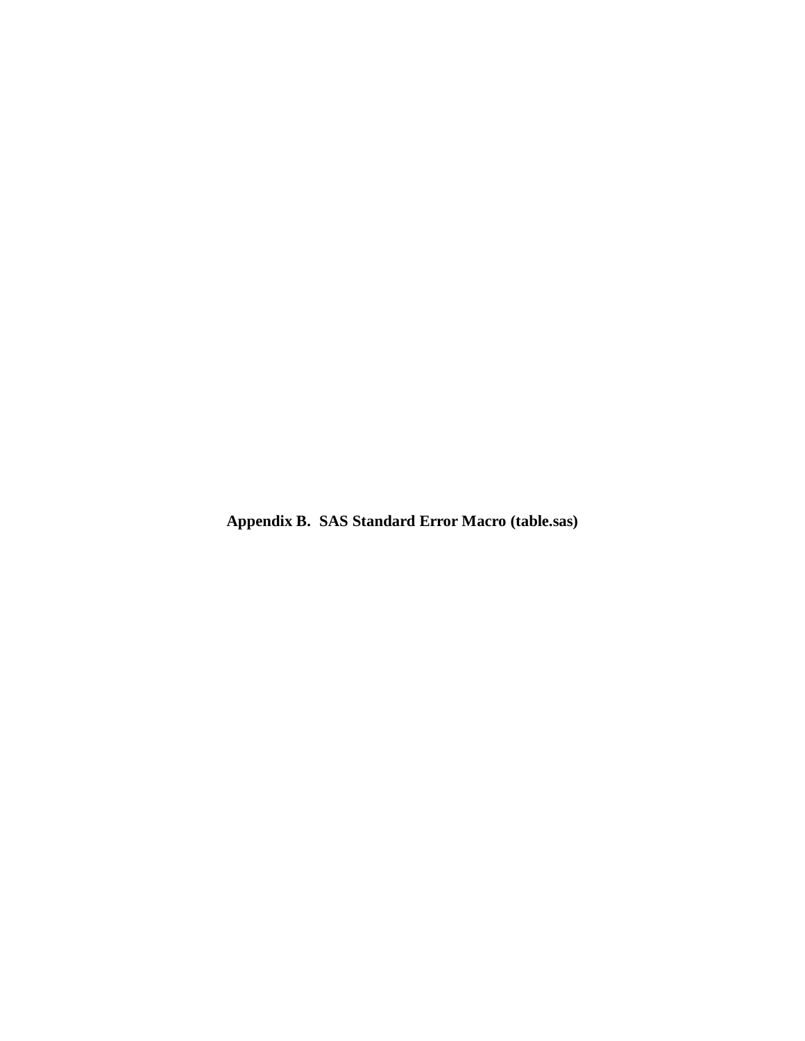# Appendix B. SAS Standard Error Macro (table.sas)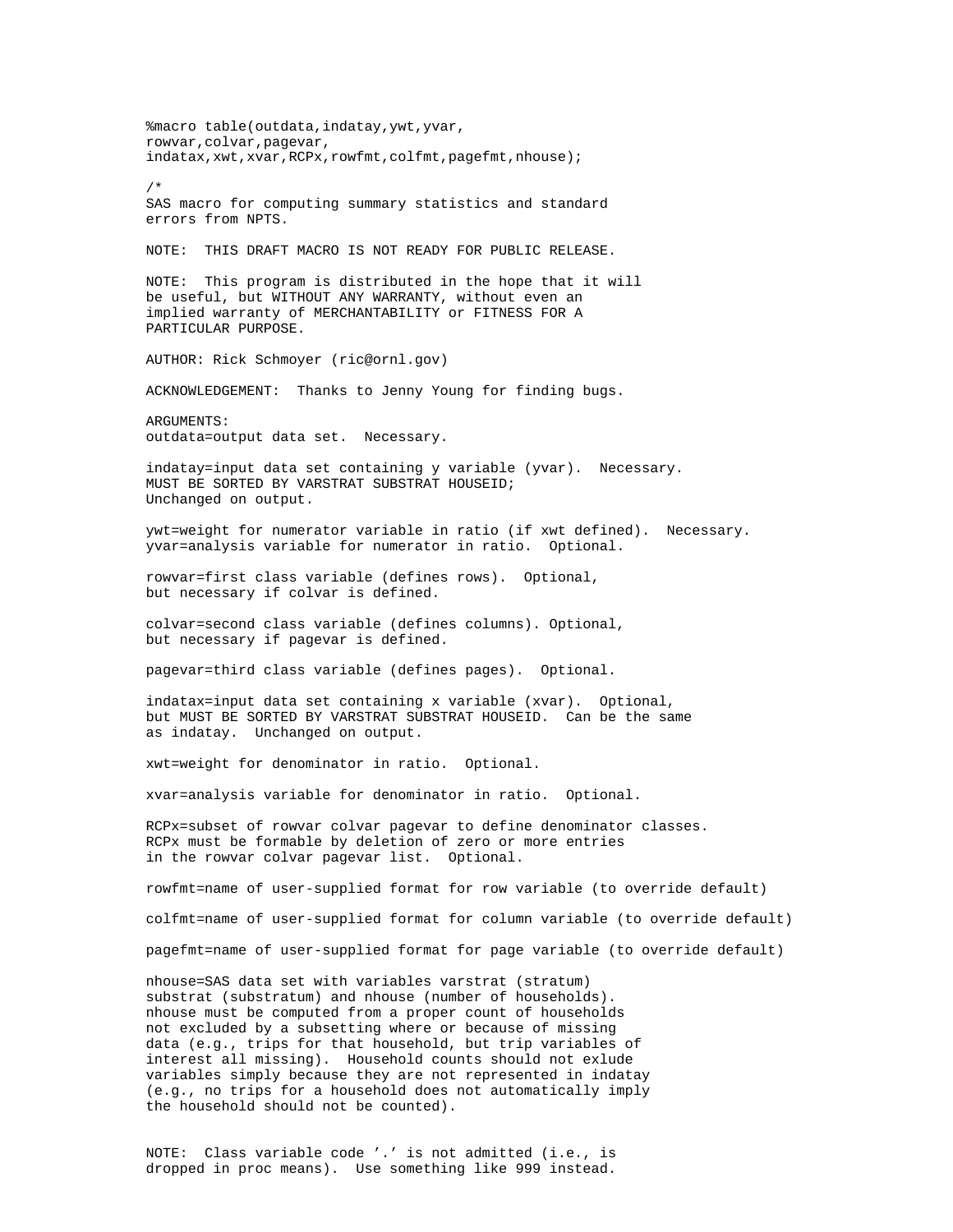```
%macro table(outdata,indatay,ywt,yvar,
rowvar,colvar,pagevar,
indatax,xwt,xvar,RCPx,rowfmt,colfmt,pagefmt,nhouse);

/*
SAS macro for computing summary statistics and standard
errors from NPTS.

NOTE:  THIS DRAFT MACRO IS NOT READY FOR PUBLIC RELEASE.

NOTE:  This program is distributed in the hope that it will
be useful, but WITHOUT ANY WARRANTY, without even an
implied warranty of MERCHANTABILITY or FITNESS FOR A
PARTICULAR PURPOSE.

AUTHOR: Rick Schmoyer (ric@ornl.gov)

ACKNOWLEDGEMENT:  Thanks to Jenny Young for finding bugs.

ARGUMENTS:
outdata=output data set.  Necessary.

indatay=input data set containing y variable (yvar).  Necessary.
MUST BE SORTED BY VARSTRAT SUBSTRAT HOUSEID;
Unchanged on output.

ywt=weight for numerator variable in ratio (if xwt defined).  Necessary.
yvar=analysis variable for numerator in ratio.  Optional.

rowvar=first class variable (defines rows).  Optional,
but necessary if colvar is defined.

colvar=second class variable (defines columns). Optional,
but necessary if pagevar is defined.

pagevar=third class variable (defines pages).  Optional.

indatax=input data set containing x variable (xvar).  Optional,
but MUST BE SORTED BY VARSTRAT SUBSTRAT HOUSEID.  Can be the same
as indatay.  Unchanged on output.

xwt=weight for denominator in ratio.  Optional.

xvar=analysis variable for denominator in ratio.  Optional.

RCPx=subset of rowvar colvar pagevar to define denominator classes.
RCPx must be formable by deletion of zero or more entries
in the rowvar colvar pagevar list.  Optional.

rowfmt=name of user-supplied format for row variable (to override default)

colfmt=name of user-supplied format for column variable (to override default)

pagefmt=name of user-supplied format for page variable (to override default)

nhouse=SAS data set with variables varstrat (stratum)
substrat (substratum) and nhouse (number of households).
nhouse must be computed from a proper count of households
not excluded by a subsetting where or because of missing
data (e.g., trips for that household, but trip variables of
interest all missing).  Household counts should not exlude
variables simply because they are not represented in indatay
(e.g., no trips for a household does not automatically imply
the household should not be counted).


NOTE:  Class variable code '.' is not admitted (i.e., is
dropped in proc means).  Use something like 999 instead.
```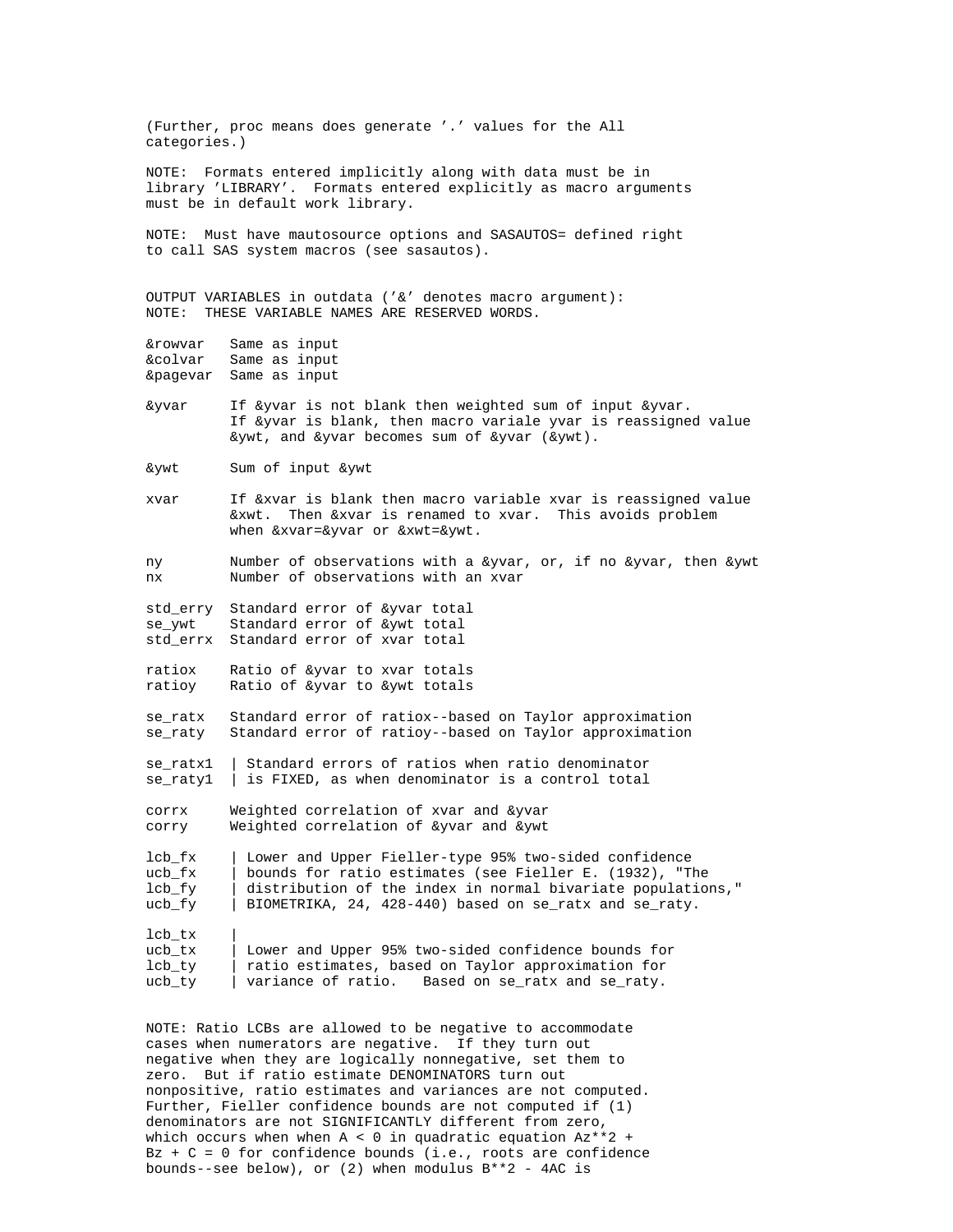```
(Further, proc means does generate '.' values for the All
categories.)

NOTE:  Formats entered implicitly along with data must be in
library 'LIBRARY'.  Formats entered explicitly as macro arguments
must be in default work library.

NOTE:  Must have mautosource options and SASAUTOS= defined right
to call SAS system macros (see sasautos).


OUTPUT VARIABLES in outdata ('&' denotes macro argument):
NOTE:  THESE VARIABLE NAMES ARE RESERVED WORDS.

&rowvar   Same as input
&colvar   Same as input
&pagevar  Same as input

&yvar     If &yvar is not blank then weighted sum of input &yvar.
          If &yvar is blank, then macro variale yvar is reassigned value
          &ywt, and &yvar becomes sum of &yvar (&ywt).

&ywt      Sum of input &ywt

xvar      If &xvar is blank then macro variable xvar is reassigned value
          &xwt.  Then &xvar is renamed to xvar.  This avoids problem
          when &xvar=&yvar or &xwt=&ywt.

ny        Number of observations with a &yvar, or, if no &yvar, then &ywt
nx        Number of observations with an xvar

std_erry  Standard error of &yvar total
se_ywt    Standard error of &ywt total
std_errx  Standard error of xvar total

ratiox    Ratio of &yvar to xvar totals
ratioy    Ratio of &yvar to &ywt totals

se_ratx   Standard error of ratiox--based on Taylor approximation
se_raty   Standard error of ratioy--based on Taylor approximation

se_ratx1  | Standard errors of ratios when ratio denominator
se_raty1  | is FIXED, as when denominator is a control total

corrx     Weighted correlation of xvar and &yvar
corry     Weighted correlation of &yvar and &ywt

lcb_fx    | Lower and Upper Fieller-type 95% two-sided confidence
ucb_fx    | bounds for ratio estimates (see Fieller E. (1932), "The
lcb_fy    | distribution of the index in normal bivariate populations,"
ucb_fy    | BIOMETRIKA, 24, 428-440) based on se_ratx and se_raty.

lcb_tx    |
ucb_tx    | Lower and Upper 95% two-sided confidence bounds for
lcb_ty    | ratio estimates, based on Taylor approximation for
ucb_ty    | variance of ratio.   Based on se_ratx and se_raty.


NOTE: Ratio LCBs are allowed to be negative to accommodate
cases when numerators are negative.  If they turn out
negative when they are logically nonnegative, set them to
zero.  But if ratio estimate DENOMINATORS turn out
nonpositive, ratio estimates and variances are not computed.
Further, Fieller confidence bounds are not computed if (1)
denominators are not SIGNIFICANTLY different from zero,
which occurs when when A < 0 in quadratic equation Az**2 +
Bz + C = 0 for confidence bounds (i.e., roots are confidence
bounds--see below), or (2) when modulus B**2 - 4AC is
```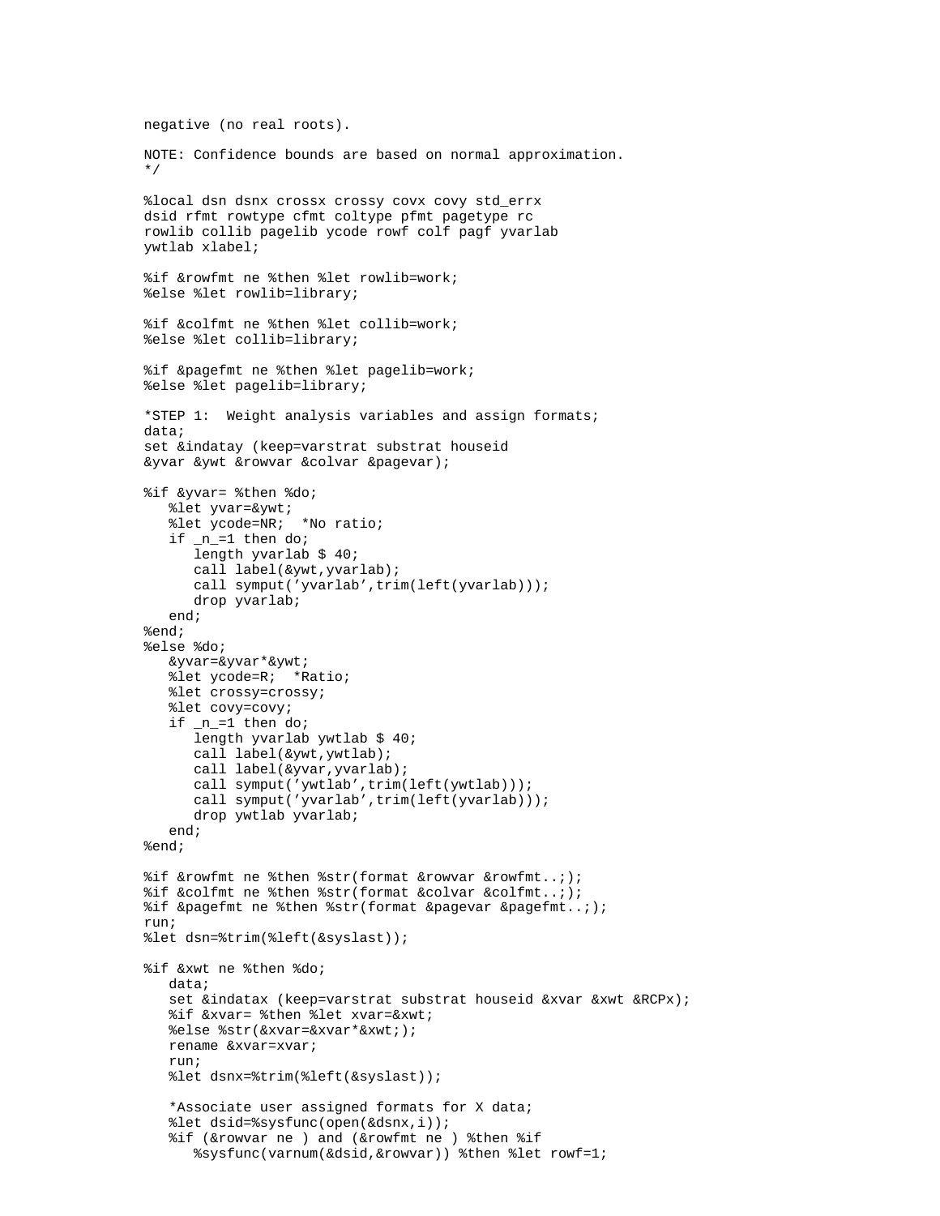```
negative (no real roots).

NOTE: Confidence bounds are based on normal approximation.
*/

%local dsn dsnx crossx crossy covx covy std_errx
dsid rfmt rowtype cfmt coltype pfmt pagetype rc
rowlib collib pagelib ycode rowf colf pagf yvarlab
ywtlab xlabel;

%if &rowfmt ne %then %let rowlib=work;
%else %let rowlib=library;

%if &colfmt ne %then %let collib=work;
%else %let collib=library;

%if &pagefmt ne %then %let pagelib=work;
%else %let pagelib=library;

*STEP 1:  Weight analysis variables and assign formats;
data;
set &indatay (keep=varstrat substrat houseid
&yvar &ywt &rowvar &colvar &pagevar);

%if &yvar= %then %do;
   %let yvar=&ywt;
   %let ycode=NR;  *No ratio;
   if _n_=1 then do;
      length yvarlab $ 40;
      call label(&ywt,yvarlab);
      call symput('yvarlab',trim(left(yvarlab)));
      drop yvarlab;
   end;
%end;
%else %do;
   &yvar=&yvar*&ywt;
   %let ycode=R;  *Ratio;
   %let crossy=crossy;
   %let covy=covy;
   if _n_=1 then do;
      length yvarlab ywtlab $ 40;
      call label(&ywt,ywtlab);
      call label(&yvar,yvarlab);
      call symput('ywtlab',trim(left(ywtlab)));
      call symput('yvarlab',trim(left(yvarlab)));
      drop ywtlab yvarlab;
   end;
%end;

%if &rowfmt ne %then %str(format &rowvar &rowfmt..;);
%if &colfmt ne %then %str(format &colvar &colfmt..;);
%if &pagefmt ne %then %str(format &pagevar &pagefmt..;);
run;
%let dsn=%trim(%left(&syslast));

%if &xwt ne %then %do;
   data;
   set &indatax (keep=varstrat substrat houseid &xvar &xwt &RCPx);
   %if &xvar= %then %let xvar=&xwt;
   %else %str(&xvar=&xvar*&xwt;);
   rename &xvar=xvar;
   run;
   %let dsnx=%trim(%left(&syslast));

   *Associate user assigned formats for X data;
   %let dsid=%sysfunc(open(&dsnx,i));
   %if (&rowvar ne ) and (&rowfmt ne ) %then %if
      %sysfunc(varnum(&dsid,&rowvar)) %then %let rowf=1;
```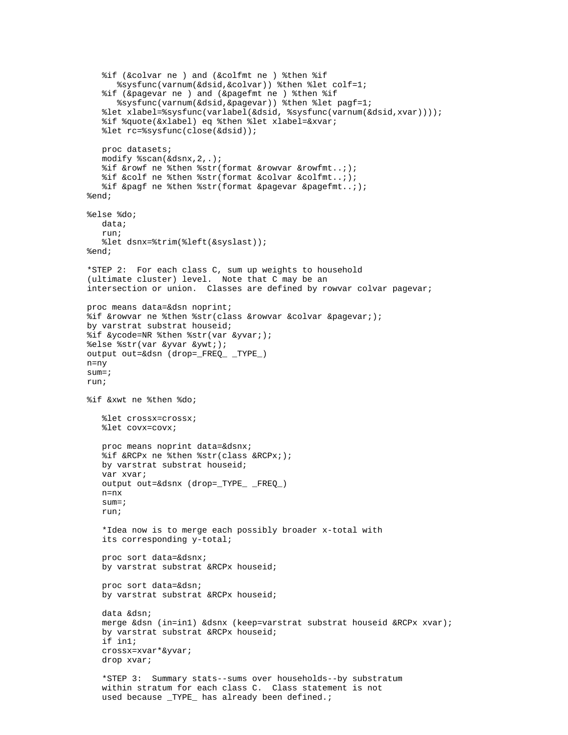```
   %if (&colvar ne ) and (&colfmt ne ) %then %if
      %sysfunc(varnum(&dsid,&colvar)) %then %let colf=1;
   %if (&pagevar ne ) and (&pagefmt ne ) %then %if
      %sysfunc(varnum(&dsid,&pagevar)) %then %let pagf=1;
   %let xlabel=%sysfunc(varlabel(&dsid, %sysfunc(varnum(&dsid,xvar))));
   %if %quote(&xlabel) eq %then %let xlabel=&xvar;
   %let rc=%sysfunc(close(&dsid));

   proc datasets;
   modify %scan(&dsnx,2,.);
   %if &rowf ne %then %str(format &rowvar &rowfmt..;);
   %if &colf ne %then %str(format &colvar &colfmt..;);
   %if &pagf ne %then %str(format &pagevar &pagefmt..;);
%end;

%else %do;
   data;
   run;
   %let dsnx=%trim(%left(&syslast));
%end;

*STEP 2:  For each class C, sum up weights to household
(ultimate cluster) level.  Note that C may be an
intersection or union.  Classes are defined by rowvar colvar pagevar;

proc means data=&dsn noprint;
%if &rowvar ne %then %str(class &rowvar &colvar &pagevar;);
by varstrat substrat houseid;
%if &ycode=NR %then %str(var &yvar;);
%else %str(var &yvar &ywt;);
output out=&dsn (drop=_FREQ_ _TYPE_)
n=ny
sum=;
run;

%if &xwt ne %then %do;

   %let crossx=crossx;
   %let covx=covx;

   proc means noprint data=&dsnx;
   %if &RCPx ne %then %str(class &RCPx;);
   by varstrat substrat houseid;
   var xvar;
   output out=&dsnx (drop=_TYPE_ _FREQ_)
   n=nx
   sum=;
   run;

   *Idea now is to merge each possibly broader x-total with
   its corresponding y-total;

   proc sort data=&dsnx;
   by varstrat substrat &RCPx houseid;

   proc sort data=&dsn;
   by varstrat substrat &RCPx houseid;

   data &dsn;
   merge &dsn (in=in1) &dsnx (keep=varstrat substrat houseid &RCPx xvar);
   by varstrat substrat &RCPx houseid;
   if in1;
   crossx=xvar*&yvar;
   drop xvar;

   *STEP 3:  Summary stats--sums over households--by substratum
   within stratum for each class C.  Class statement is not
   used because _TYPE_ has already been defined.;
```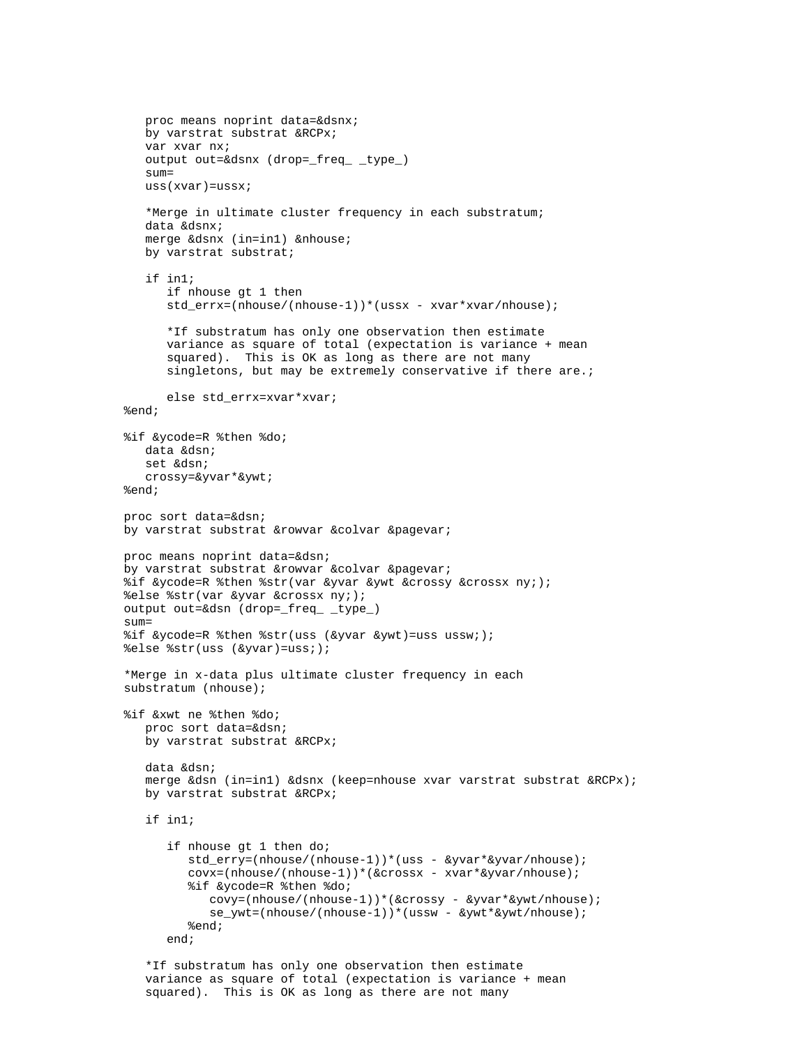```
   proc means noprint data=&dsnx;
   by varstrat substrat &RCPx;
   var xvar nx;
   output out=&dsnx (drop=_freq_ _type_)
   sum=
   uss(xvar)=ussx;

   *Merge in ultimate cluster frequency in each substratum;
   data &dsnx;
   merge &dsnx (in=in1) &nhouse;
   by varstrat substrat;

   if in1;
      if nhouse gt 1 then
      std_errx=(nhouse/(nhouse-1))*(ussx - xvar*xvar/nhouse);

      *If substratum has only one observation then estimate
      variance as square of total (expectation is variance + mean
      squared).  This is OK as long as there are not many
      singletons, but may be extremely conservative if there are.;

      else std_errx=xvar*xvar;
%end;

%if &ycode=R %then %do;
   data &dsn;
   set &dsn;
   crossy=&yvar*&ywt;
%end;

proc sort data=&dsn;
by varstrat substrat &rowvar &colvar &pagevar;

proc means noprint data=&dsn;
by varstrat substrat &rowvar &colvar &pagevar;
%if &ycode=R %then %str(var &yvar &ywt &crossy &crossx ny;);
%else %str(var &yvar &crossx ny;);
output out=&dsn (drop=_freq_ _type_)
sum=
%if &ycode=R %then %str(uss (&yvar &ywt)=uss ussw;);
%else %str(uss (&yvar)=uss;);

*Merge in x-data plus ultimate cluster frequency in each
substratum (nhouse);

%if &xwt ne %then %do;
   proc sort data=&dsn;
   by varstrat substrat &RCPx;

   data &dsn;
   merge &dsn (in=in1) &dsnx (keep=nhouse xvar varstrat substrat &RCPx);
   by varstrat substrat &RCPx;

   if in1;

      if nhouse gt 1 then do;
         std_erry=(nhouse/(nhouse-1))*(uss - &yvar*&yvar/nhouse);
         covx=(nhouse/(nhouse-1))*(&crossx - xvar*&yvar/nhouse);
         %if &ycode=R %then %do;
            covy=(nhouse/(nhouse-1))*(&crossy - &yvar*&ywt/nhouse);
            se_ywt=(nhouse/(nhouse-1))*(ussw - &ywt*&ywt/nhouse);
         %end;
      end;

   *If substratum has only one observation then estimate
   variance as square of total (expectation is variance + mean
   squared).  This is OK as long as there are not many
```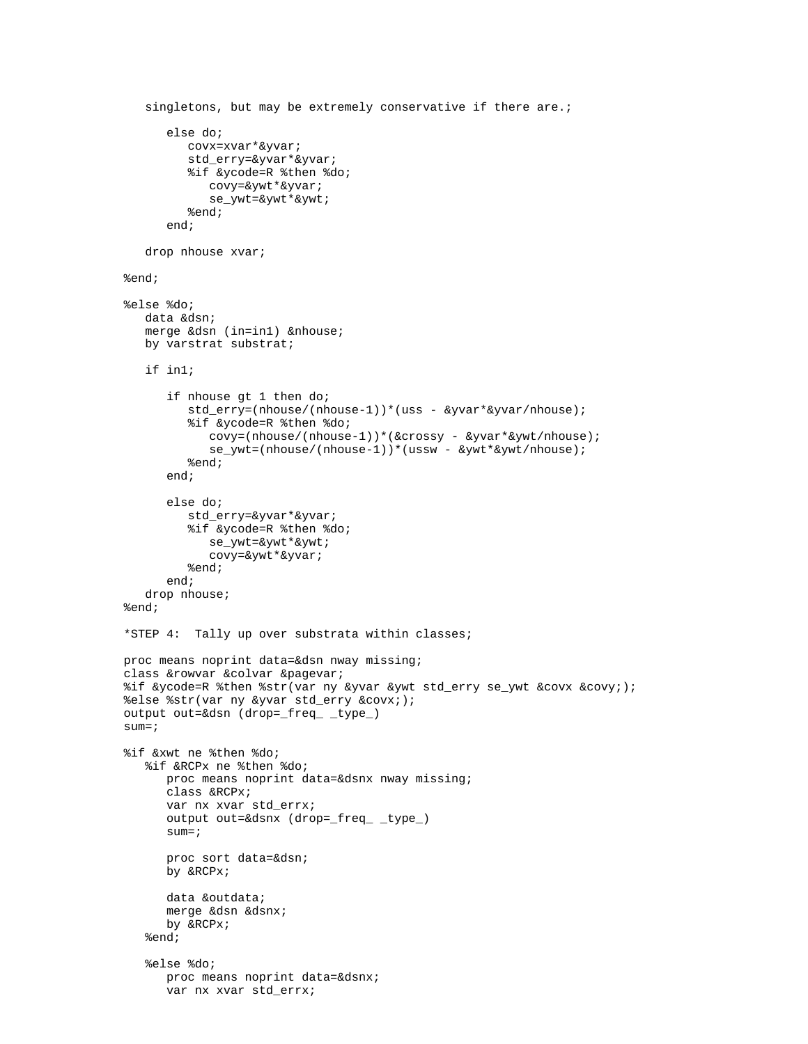```
   singletons, but may be extremely conservative if there are.;

      else do;
         covx=xvar*&yvar;
         std_erry=&yvar*&yvar;
         %if &ycode=R %then %do;
            covy=&ywt*&yvar;
            se_ywt=&ywt*&ywt;
         %end;
      end;

   drop nhouse xvar;

%end;

%else %do;
   data &dsn;
   merge &dsn (in=in1) &nhouse;
   by varstrat substrat;

   if in1;

      if nhouse gt 1 then do;
         std_erry=(nhouse/(nhouse-1))*(uss - &yvar*&yvar/nhouse);
         %if &ycode=R %then %do;
            covy=(nhouse/(nhouse-1))*(&crossy - &yvar*&ywt/nhouse);
            se_ywt=(nhouse/(nhouse-1))*(ussw - &ywt*&ywt/nhouse);
         %end;
      end;

      else do;
         std_erry=&yvar*&yvar;
         %if &ycode=R %then %do;
            se_ywt=&ywt*&ywt;
            covy=&ywt*&yvar;
         %end;
      end;
   drop nhouse;
%end;

*STEP 4:  Tally up over substrata within classes;

proc means noprint data=&dsn nway missing;
class &rowvar &colvar &pagevar;
%if &ycode=R %then %str(var ny &yvar &ywt std_erry se_ywt &covx &covy;);
%else %str(var ny &yvar std_erry &covx;);
output out=&dsn (drop=_freq_ _type_)
sum=;

%if &xwt ne %then %do;
   %if &RCPx ne %then %do;
      proc means noprint data=&dsnx nway missing;
      class &RCPx;
      var nx xvar std_errx;
      output out=&dsnx (drop=_freq_ _type_)
      sum=;

      proc sort data=&dsn;
      by &RCPx;

      data &outdata;
      merge &dsn &dsnx;
      by &RCPx;
   %end;

   %else %do;
      proc means noprint data=&dsnx;
      var nx xvar std_errx;
```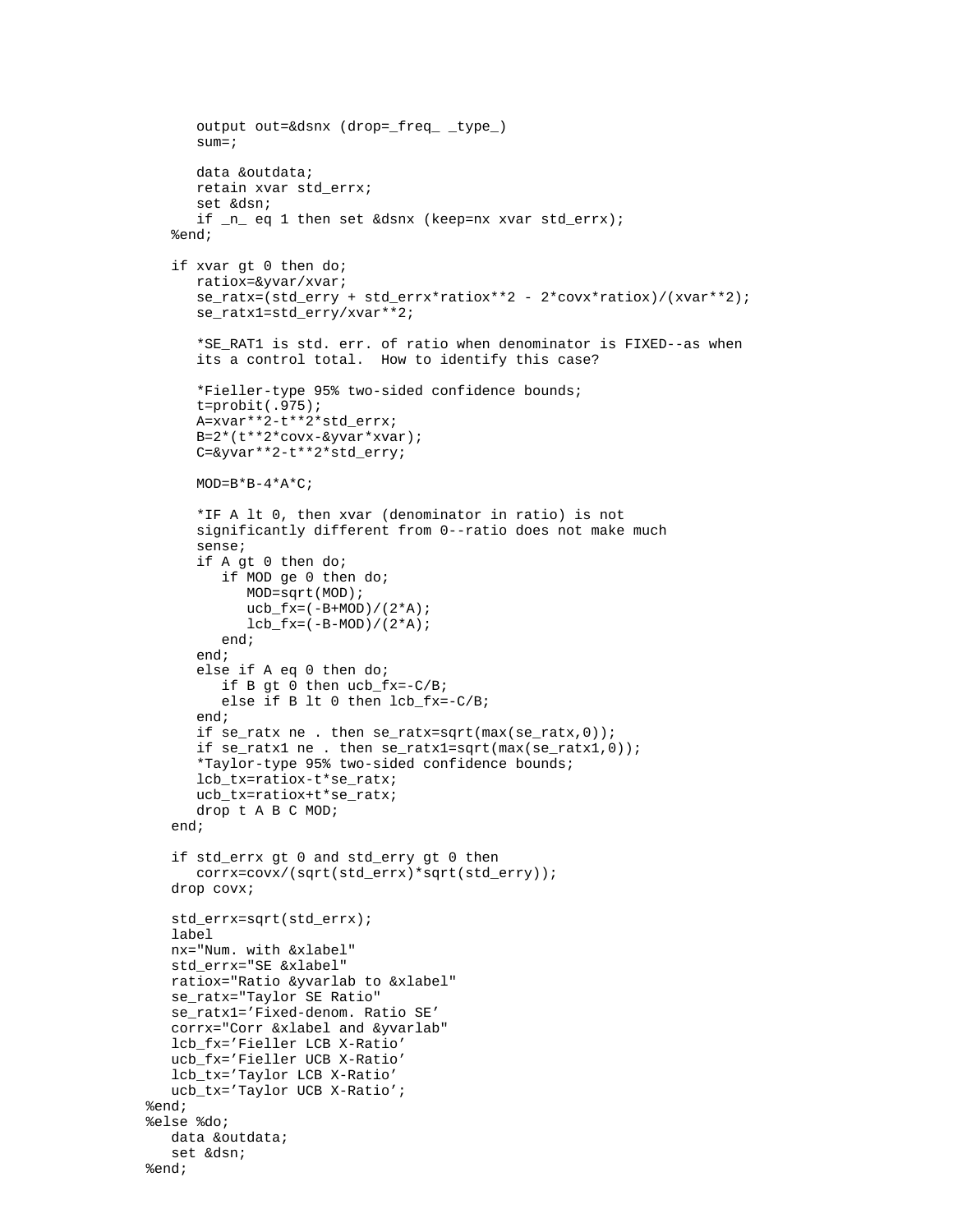```
      output out=&dsnx (drop=_freq_ _type_)
      sum=;

      data &outdata;
      retain xvar std_errx;
      set &dsn;
      if _n_ eq 1 then set &dsnx (keep=nx xvar std_errx);
   %end;

   if xvar gt 0 then do;
      ratiox=&yvar/xvar;
      se_ratx=(std_erry + std_errx*ratiox**2 - 2*covx*ratiox)/(xvar**2);
      se_ratx1=std_erry/xvar**2;

      *SE_RAT1 is std. err. of ratio when denominator is FIXED--as when
      its a control total.  How to identify this case?

      *Fieller-type 95% two-sided confidence bounds;
      t=probit(.975);
      A=xvar**2-t**2*std_errx;
      B=2*(t**2*covx-&yvar*xvar);
      C=&yvar**2-t**2*std_erry;

      MOD=B*B-4*A*C;

      *IF A lt 0, then xvar (denominator in ratio) is not
      significantly different from 0--ratio does not make much
      sense;
      if A gt 0 then do;
         if MOD ge 0 then do;
            MOD=sqrt(MOD);
            ucb_fx=(-B+MOD)/(2*A);
            lcb_fx=(-B-MOD)/(2*A);
         end;
      end;
      else if A eq 0 then do;
         if B gt 0 then ucb_fx=-C/B;
         else if B lt 0 then lcb_fx=-C/B;
      end;
      if se_ratx ne . then se_ratx=sqrt(max(se_ratx,0));
      if se_ratx1 ne . then se_ratx1=sqrt(max(se_ratx1,0));
      *Taylor-type 95% two-sided confidence bounds;
      lcb_tx=ratiox-t*se_ratx;
      ucb_tx=ratiox+t*se_ratx;
      drop t A B C MOD;
   end;

   if std_errx gt 0 and std_erry gt 0 then
      corrx=covx/(sqrt(std_errx)*sqrt(std_erry));
   drop covx;

   std_errx=sqrt(std_errx);
   label
   nx="Num. with &xlabel"
   std_errx="SE &xlabel"
   ratiox="Ratio &yvarlab to &xlabel"
   se_ratx="Taylor SE Ratio"
   se_ratx1='Fixed-denom. Ratio SE'
   corrx="Corr &xlabel and &yvarlab"
   lcb_fx='Fieller LCB X-Ratio'
   ucb_fx='Fieller UCB X-Ratio'
   lcb_tx='Taylor LCB X-Ratio'
   ucb_tx='Taylor UCB X-Ratio';
%end;
%else %do;
   data &outdata;
   set &dsn;
%end;
```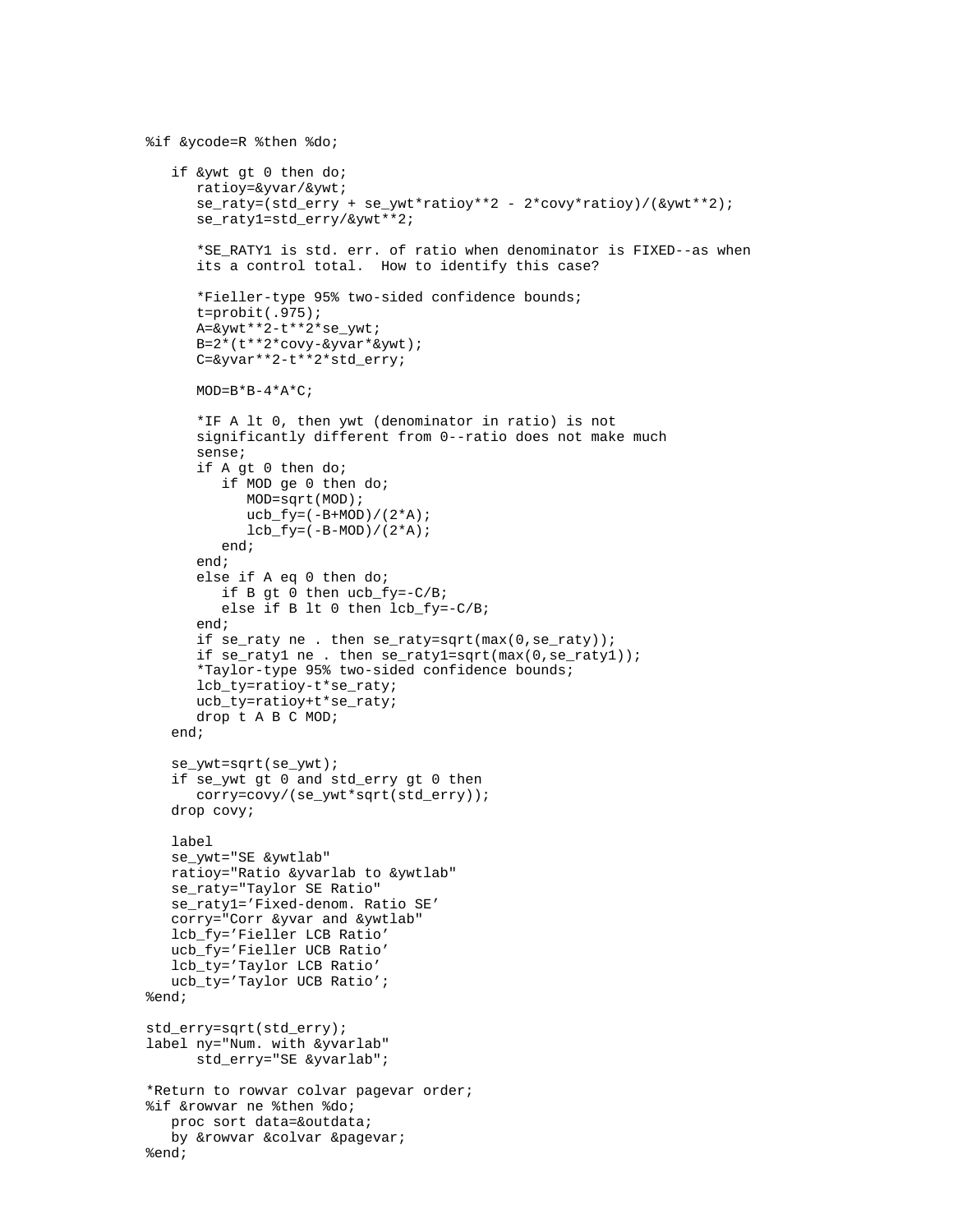```
%if &ycode=R %then %do;

   if &ywt gt 0 then do;
      ratioy=&yvar/&ywt;
      se_raty=(std_erry + se_ywt*ratioy**2 - 2*covy*ratioy)/(&ywt**2);
      se_raty1=std_erry/&ywt**2;

      *SE_RATY1 is std. err. of ratio when denominator is FIXED--as when
      its a control total.  How to identify this case?

      *Fieller-type 95% two-sided confidence bounds;
      t=probit(.975);
      A=&ywt**2-t**2*se_ywt;
      B=2*(t**2*covy-&yvar*&ywt);
      C=&yvar**2-t**2*std_erry;

      MOD=B*B-4*A*C;

      *IF A lt 0, then ywt (denominator in ratio) is not
      significantly different from 0--ratio does not make much
      sense;
      if A gt 0 then do;
         if MOD ge 0 then do;
            MOD=sqrt(MOD);
            ucb_fy=(-B+MOD)/(2*A);
            lcb_fy=(-B-MOD)/(2*A);
         end;
      end;
      else if A eq 0 then do;
         if B gt 0 then ucb_fy=-C/B;
         else if B lt 0 then lcb_fy=-C/B;
      end;
      if se_raty ne . then se_raty=sqrt(max(0,se_raty));
      if se_raty1 ne . then se_raty1=sqrt(max(0,se_raty1));
      *Taylor-type 95% two-sided confidence bounds;
      lcb_ty=ratioy-t*se_raty;
      ucb_ty=ratioy+t*se_raty;
      drop t A B C MOD;
   end;

   se_ywt=sqrt(se_ywt);
   if se_ywt gt 0 and std_erry gt 0 then
      corry=covy/(se_ywt*sqrt(std_erry));
   drop covy;

   label
   se_ywt="SE &ywtlab"
   ratioy="Ratio &yvarlab to &ywtlab"
   se_raty="Taylor SE Ratio"
   se_raty1='Fixed-denom. Ratio SE'
   corry="Corr &yvar and &ywtlab"
   lcb_fy='Fieller LCB Ratio'
   ucb_fy='Fieller UCB Ratio'
   lcb_ty='Taylor LCB Ratio'
   ucb_ty='Taylor UCB Ratio';
%end;

std_erry=sqrt(std_erry);
label ny="Num. with &yvarlab"
      std_erry="SE &yvarlab";

*Return to rowvar colvar pagevar order;
%if &rowvar ne %then %do;
   proc sort data=&outdata;
   by &rowvar &colvar &pagevar;
%end;
```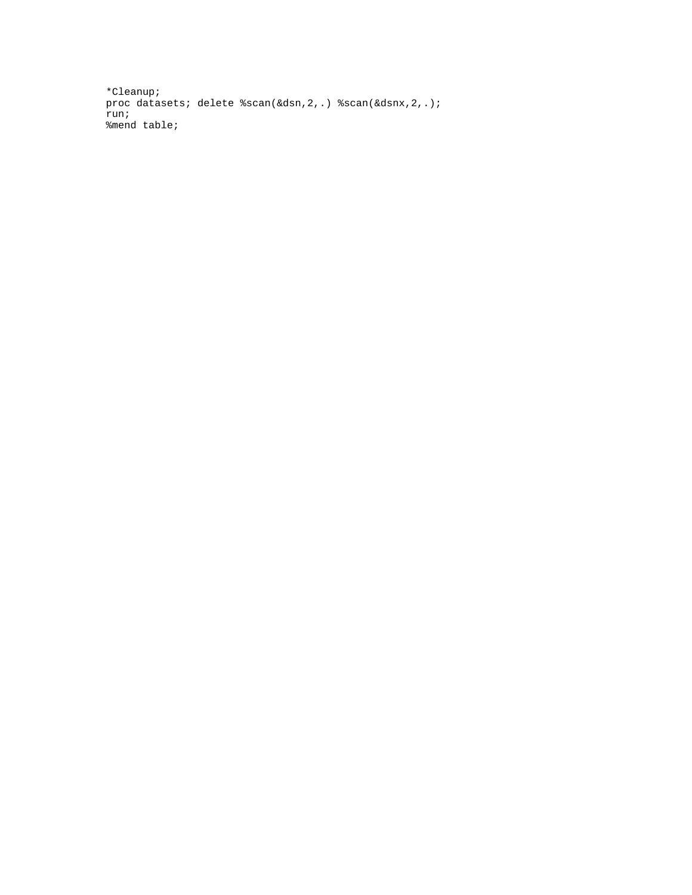```
*Cleanup;
proc datasets; delete %scan(&dsn,2,.) %scan(&dsnx,2,.);
run;
%mend table;
```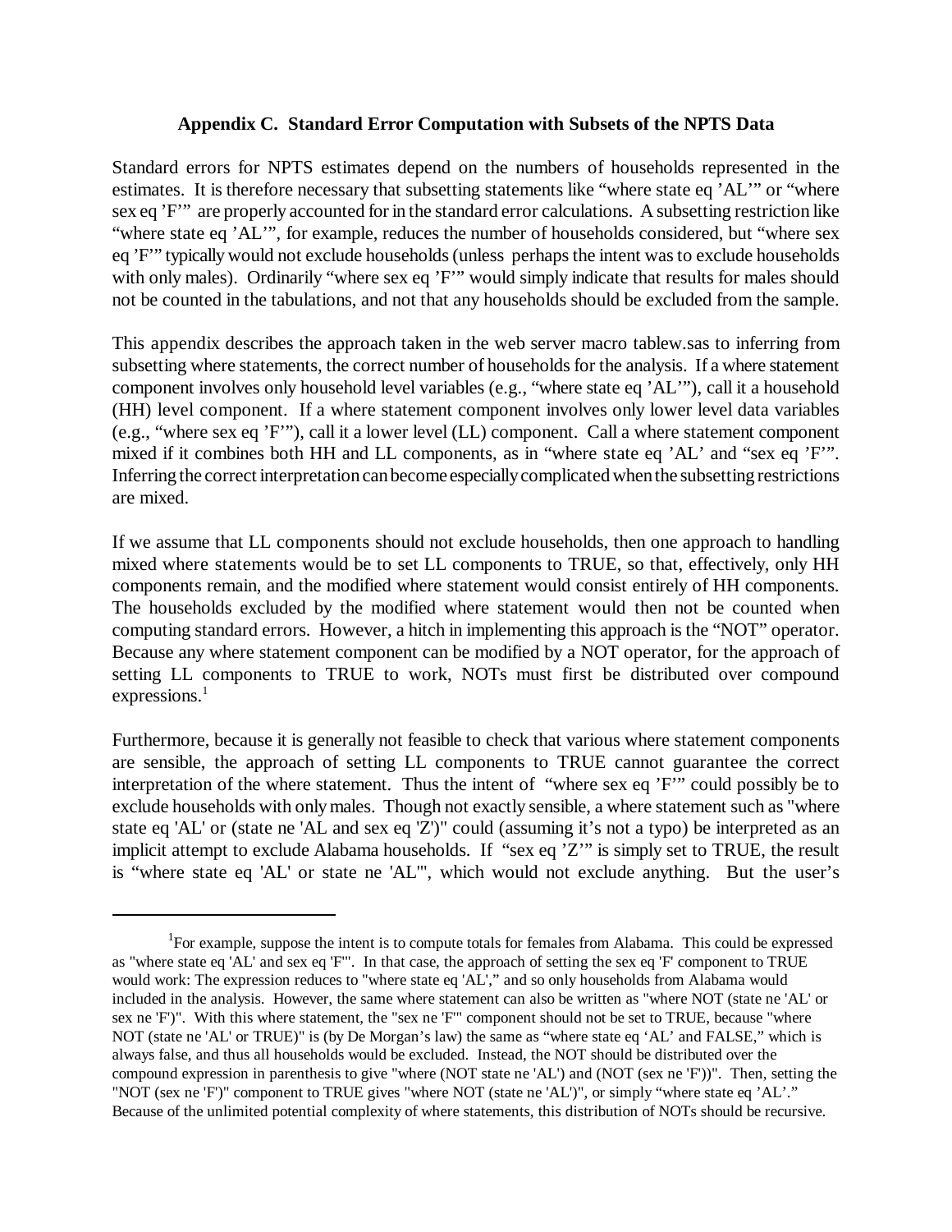## Appendix C. Standard Error Computation with Subsets of the NPTS Data

Standard errors for NPTS estimates depend on the numbers of households represented in the estimates. It is therefore necessary that subsetting statements like "where state eq 'AL'" or "where sex eq 'F'" are properly accounted for in the standard error calculations. A subsetting restriction like "where state eq 'AL'", for example, reduces the number of households considered, but "where sex eq 'F'" typically would not exclude households (unless perhaps the intent was to exclude households with only males). Ordinarily "where sex eq 'F'" would simply indicate that results for males should not be counted in the tabulations, and not that any households should be excluded from the sample.

This appendix describes the approach taken in the web server macro tablew.sas to inferring from subsetting where statements, the correct number of households for the analysis. If a where statement component involves only household level variables (e.g., "where state eq 'AL'"), call it a household (HH) level component. If a where statement component involves only lower level data variables (e.g., "where sex eq 'F'"), call it a lower level (LL) component. Call a where statement component mixed if it combines both HH and LL components, as in "where state eq 'AL' and "sex eq 'F'". Inferring the correct interpretation can become especially complicated when the subsetting restrictions are mixed.

If we assume that LL components should not exclude households, then one approach to handling mixed where statements would be to set LL components to TRUE, so that, effectively, only HH components remain, and the modified where statement would consist entirely of HH components. The households excluded by the modified where statement would then not be counted when computing standard errors. However, a hitch in implementing this approach is the "NOT" operator. Because any where statement component can be modified by a NOT operator, for the approach of setting LL components to TRUE to work, NOTs must first be distributed over compound expressions.[1]

Furthermore, because it is generally not feasible to check that various where statement components are sensible, the approach of setting LL components to TRUE cannot guarantee the correct interpretation of the where statement. Thus the intent of "where sex eq 'F'" could possibly be to exclude households with only males. Though not exactly sensible, a where statement such as "where state eq 'AL' or (state ne 'AL and sex eq 'Z')" could (assuming it's not a typo) be interpreted as an implicit attempt to exclude Alabama households. If "sex eq 'Z'" is simply set to TRUE, the result is "where state eq 'AL' or state ne 'AL'", which would not exclude anything. But the user's

---

[1] For example, suppose the intent is to compute totals for females from Alabama. This could be expressed as "where state eq 'AL' and sex eq 'F'". In that case, the approach of setting the sex eq 'F' component to TRUE would work: The expression reduces to "where state eq 'AL'," and so only households from Alabama would included in the analysis. However, the same where statement can also be written as "where NOT (state ne 'AL' or sex ne 'F')". With this where statement, the "sex ne 'F'" component should not be set to TRUE, because "where NOT (state ne 'AL' or TRUE)" is (by De Morgan's law) the same as "where state eq 'AL' and FALSE," which is always false, and thus all households would be excluded. Instead, the NOT should be distributed over the compound expression in parenthesis to give "where (NOT state ne 'AL') and (NOT (sex ne 'F'))". Then, setting the "NOT (sex ne 'F')" component to TRUE gives "where NOT (state ne 'AL')", or simply "where state eq 'AL'." Because of the unlimited potential complexity of where statements, this distribution of NOTs should be recursive.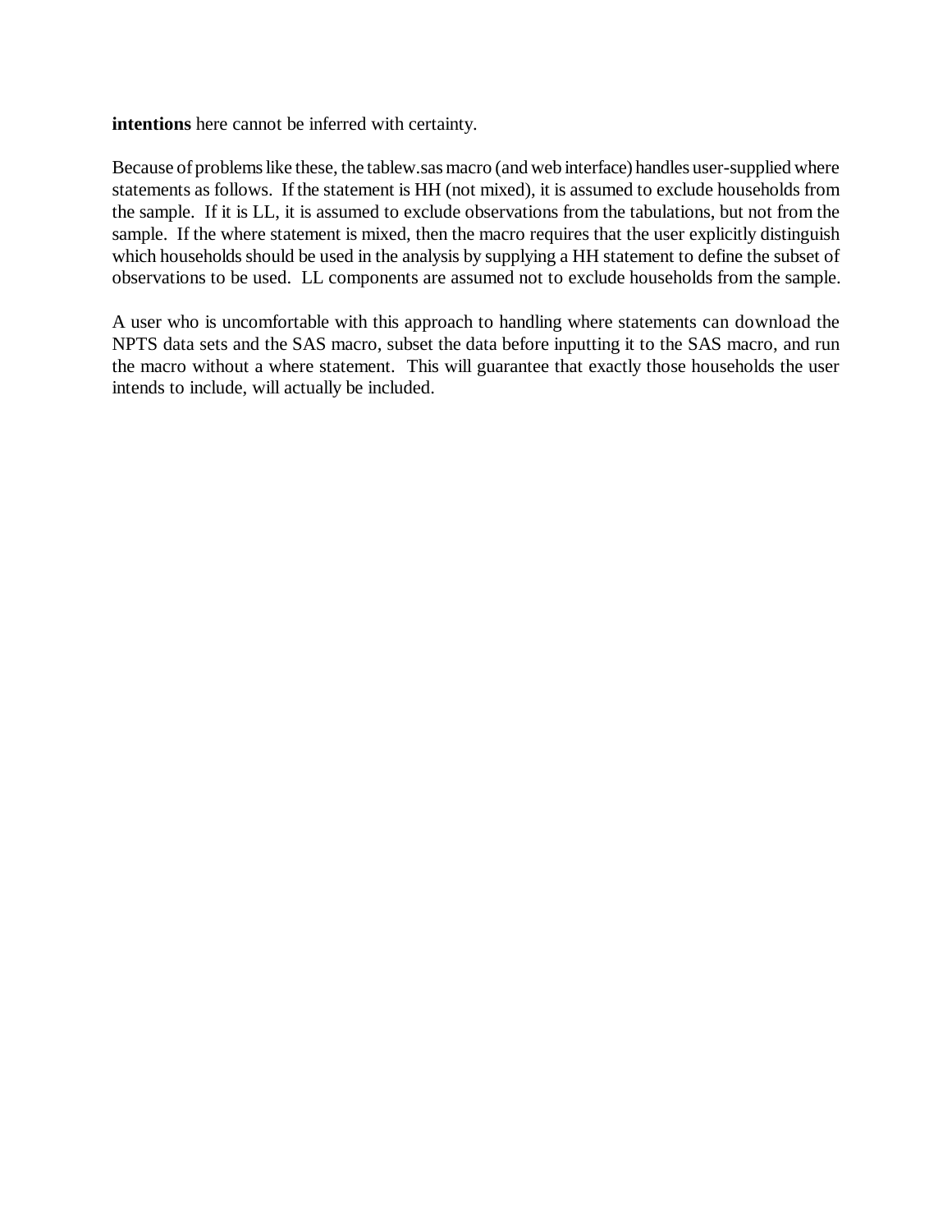**intentions** here cannot be inferred with certainty.

Because of problems like these, the tablew.sas macro (and web interface) handles user-supplied where statements as follows. If the statement is HH (not mixed), it is assumed to exclude households from the sample. If it is LL, it is assumed to exclude observations from the tabulations, but not from the sample. If the where statement is mixed, then the macro requires that the user explicitly distinguish which households should be used in the analysis by supplying a HH statement to define the subset of observations to be used. LL components are assumed not to exclude households from the sample.

A user who is uncomfortable with this approach to handling where statements can download the NPTS data sets and the SAS macro, subset the data before inputting it to the SAS macro, and run the macro without a where statement. This will guarantee that exactly those households the user intends to include, will actually be included.